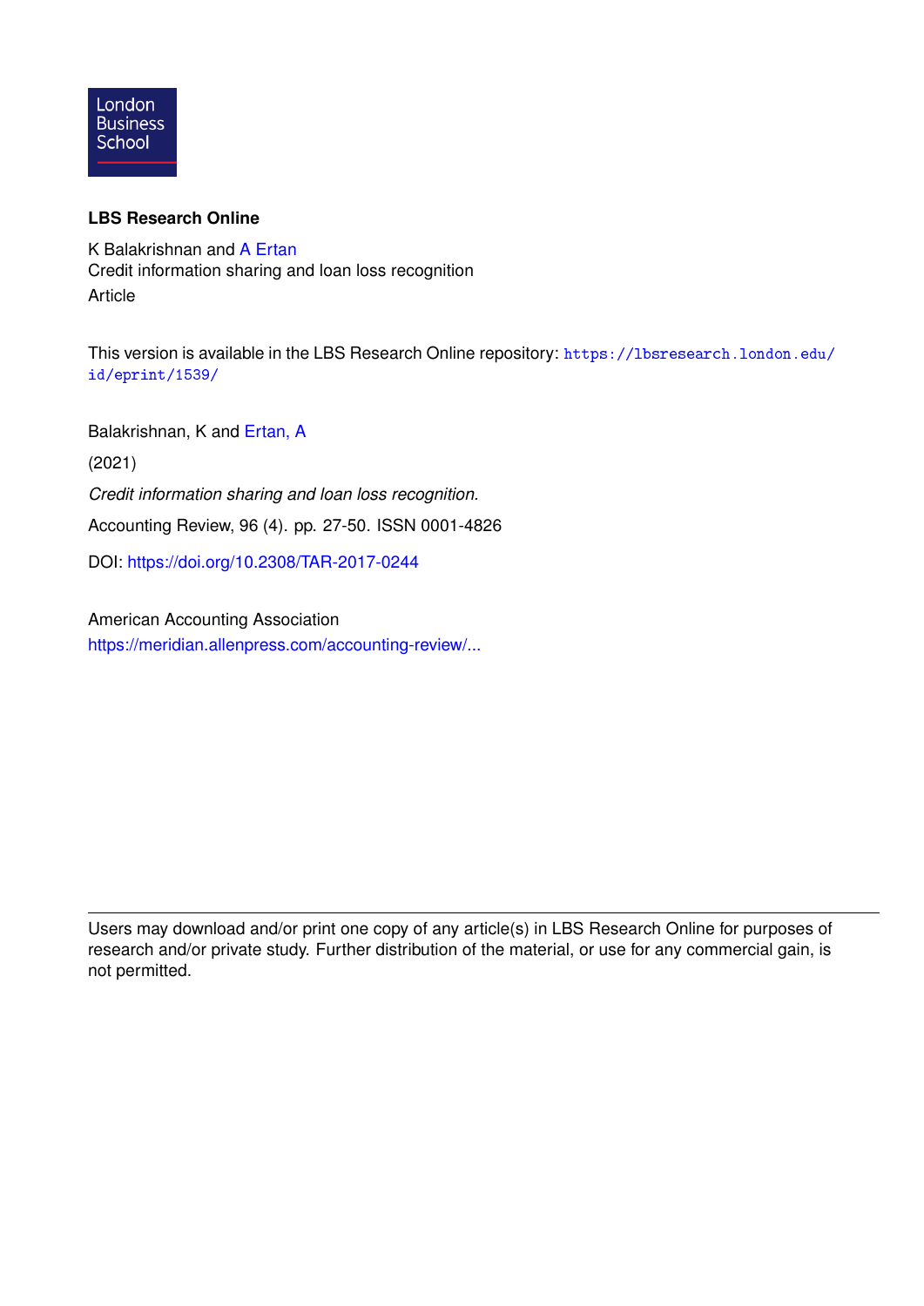London
Business
School

**LBS Research Online**

K Balakrishnan and A Ertan
Credit information sharing and loan loss recognition
Article

This version is available in the LBS Research Online repository: https://lbsresearch.london.edu/id/eprint/1539/

Balakrishnan, K and Ertan, A

(2021)

*Credit information sharing and loan loss recognition.*

Accounting Review, 96 (4). pp. 27-50. ISSN 0001-4826

DOI: https://doi.org/10.2308/TAR-2017-0244

American Accounting Association
https://meridian.allenpress.com/accounting-review/...

---

Users may download and/or print one copy of any article(s) in LBS Research Online for purposes of research and/or private study. Further distribution of the material, or use for any commercial gain, is not permitted.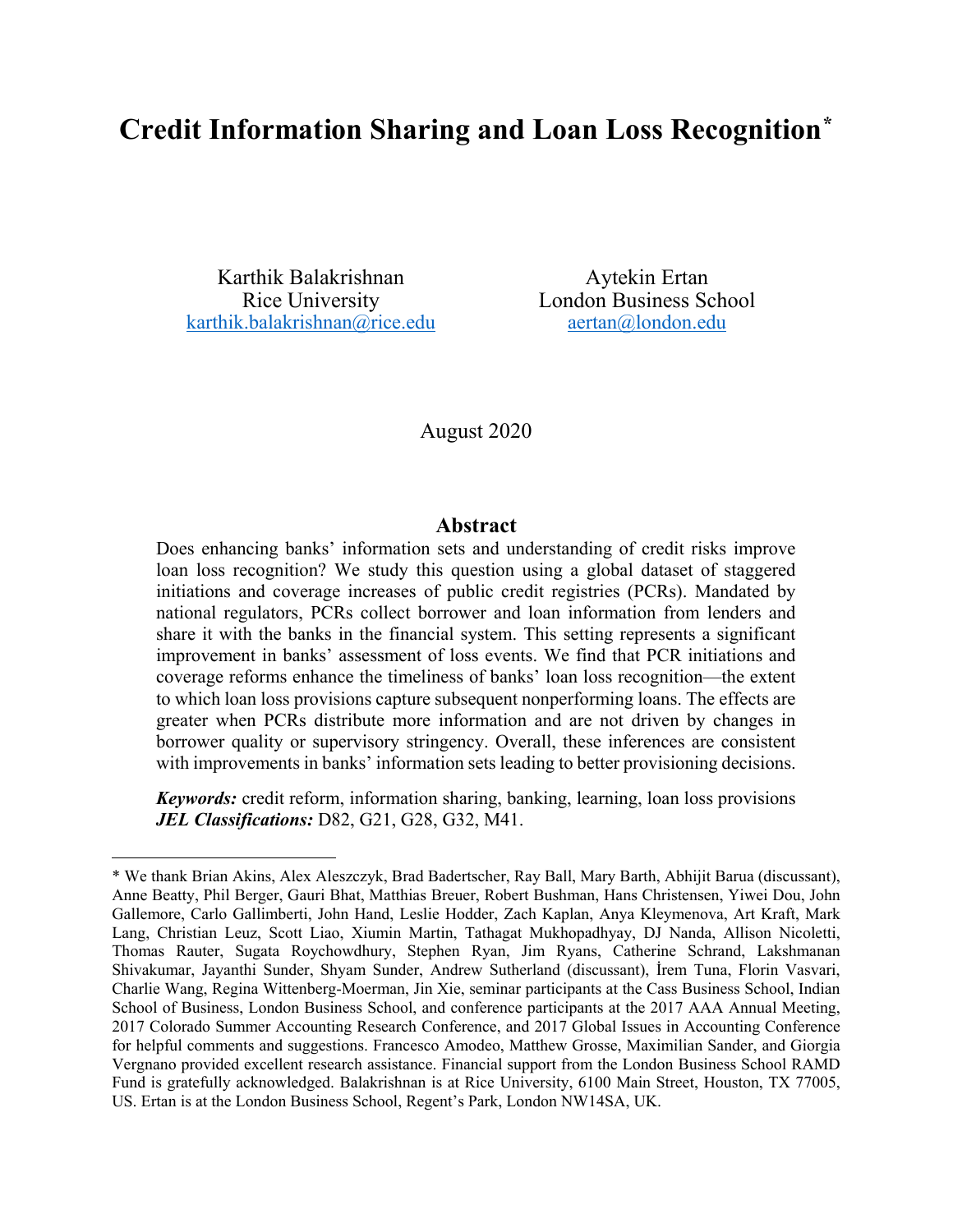# Credit Information Sharing and Loan Loss Recognition*

Karthik Balakrishnan
Rice University
karthik.balakrishnan@rice.edu

Aytekin Ertan
London Business School
aertan@london.edu

August 2020

## Abstract

Does enhancing banks' information sets and understanding of credit risks improve loan loss recognition? We study this question using a global dataset of staggered initiations and coverage increases of public credit registries (PCRs). Mandated by national regulators, PCRs collect borrower and loan information from lenders and share it with the banks in the financial system. This setting represents a significant improvement in banks' assessment of loss events. We find that PCR initiations and coverage reforms enhance the timeliness of banks' loan loss recognition—the extent to which loan loss provisions capture subsequent nonperforming loans. The effects are greater when PCRs distribute more information and are not driven by changes in borrower quality or supervisory stringency. Overall, these inferences are consistent with improvements in banks' information sets leading to better provisioning decisions.

***Keywords:*** credit reform, information sharing, banking, learning, loan loss provisions
***JEL Classifications:*** D82, G21, G28, G32, M41.

---

\* We thank Brian Akins, Alex Aleszczyk, Brad Badertscher, Ray Ball, Mary Barth, Abhijit Barua (discussant), Anne Beatty, Phil Berger, Gauri Bhat, Matthias Breuer, Robert Bushman, Hans Christensen, Yiwei Dou, John Gallemore, Carlo Gallimberti, John Hand, Leslie Hodder, Zach Kaplan, Anya Kleymenova, Art Kraft, Mark Lang, Christian Leuz, Scott Liao, Xiumin Martin, Tathagat Mukhopadhyay, DJ Nanda, Allison Nicoletti, Thomas Rauter, Sugata Roychowdhury, Stephen Ryan, Jim Ryans, Catherine Schrand, Lakshmanan Shivakumar, Jayanthi Sunder, Shyam Sunder, Andrew Sutherland (discussant), İrem Tuna, Florin Vasvari, Charlie Wang, Regina Wittenberg-Moerman, Jin Xie, seminar participants at the Cass Business School, Indian School of Business, London Business School, and conference participants at the 2017 AAA Annual Meeting, 2017 Colorado Summer Accounting Research Conference, and 2017 Global Issues in Accounting Conference for helpful comments and suggestions. Francesco Amodeo, Matthew Grosse, Maximilian Sander, and Giorgia Vergnano provided excellent research assistance. Financial support from the London Business School RAMD Fund is gratefully acknowledged. Balakrishnan is at Rice University, 6100 Main Street, Houston, TX 77005, US. Ertan is at the London Business School, Regent's Park, London NW14SA, UK.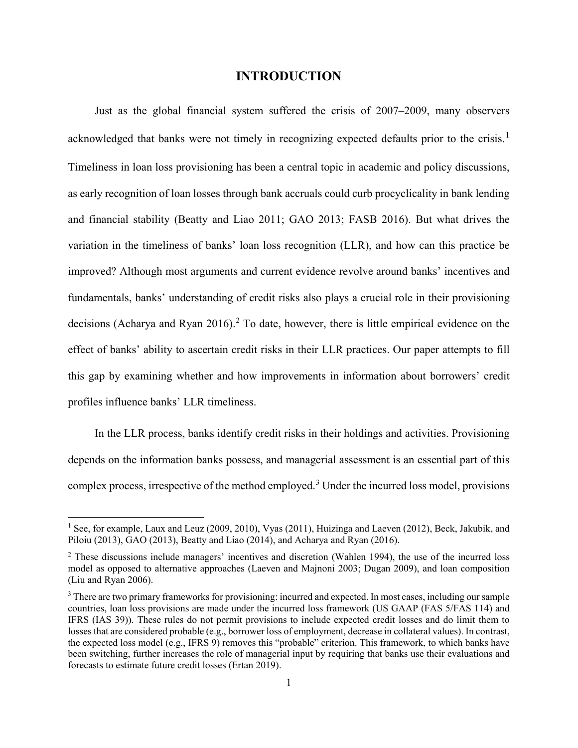# INTRODUCTION

Just as the global financial system suffered the crisis of 2007–2009, many observers acknowledged that banks were not timely in recognizing expected defaults prior to the crisis.[1] Timeliness in loan loss provisioning has been a central topic in academic and policy discussions, as early recognition of loan losses through bank accruals could curb procyclicality in bank lending and financial stability (Beatty and Liao 2011; GAO 2013; FASB 2016). But what drives the variation in the timeliness of banks' loan loss recognition (LLR), and how can this practice be improved? Although most arguments and current evidence revolve around banks' incentives and fundamentals, banks' understanding of credit risks also plays a crucial role in their provisioning decisions (Acharya and Ryan 2016).[2] To date, however, there is little empirical evidence on the effect of banks' ability to ascertain credit risks in their LLR practices. Our paper attempts to fill this gap by examining whether and how improvements in information about borrowers' credit profiles influence banks' LLR timeliness.

In the LLR process, banks identify credit risks in their holdings and activities. Provisioning depends on the information banks possess, and managerial assessment is an essential part of this complex process, irrespective of the method employed.[3] Under the incurred loss model, provisions

[1] See, for example, Laux and Leuz (2009, 2010), Vyas (2011), Huizinga and Laeven (2012), Beck, Jakubik, and Piloiu (2013), GAO (2013), Beatty and Liao (2014), and Acharya and Ryan (2016).

[2] These discussions include managers' incentives and discretion (Wahlen 1994), the use of the incurred loss model as opposed to alternative approaches (Laeven and Majnoni 2003; Dugan 2009), and loan composition (Liu and Ryan 2006).

[3] There are two primary frameworks for provisioning: incurred and expected. In most cases, including our sample countries, loan loss provisions are made under the incurred loss framework (US GAAP (FAS 5/FAS 114) and IFRS (IAS 39)). These rules do not permit provisions to include expected credit losses and do limit them to losses that are considered probable (e.g., borrower loss of employment, decrease in collateral values). In contrast, the expected loss model (e.g., IFRS 9) removes this "probable" criterion. This framework, to which banks have been switching, further increases the role of managerial input by requiring that banks use their evaluations and forecasts to estimate future credit losses (Ertan 2019).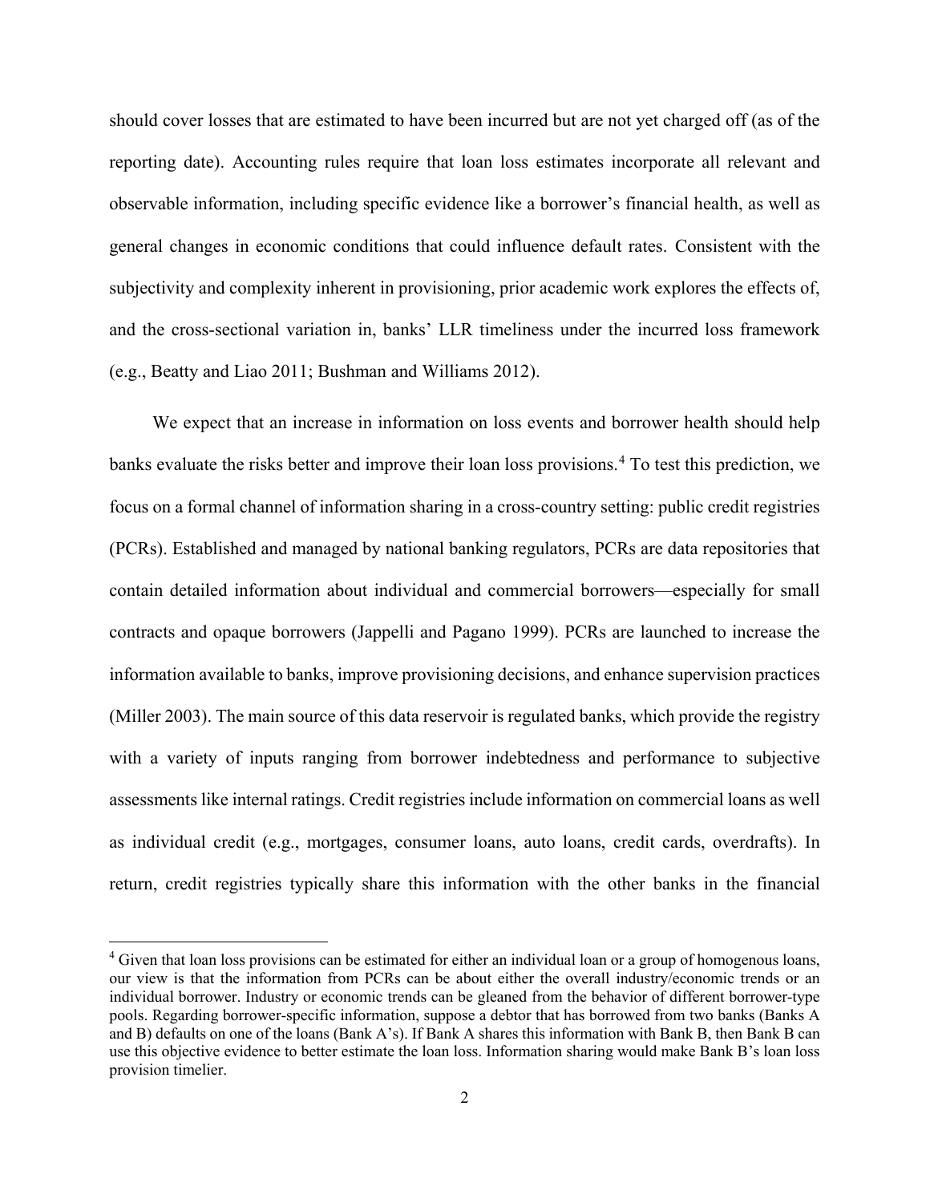should cover losses that are estimated to have been incurred but are not yet charged off (as of the reporting date). Accounting rules require that loan loss estimates incorporate all relevant and observable information, including specific evidence like a borrower's financial health, as well as general changes in economic conditions that could influence default rates. Consistent with the subjectivity and complexity inherent in provisioning, prior academic work explores the effects of, and the cross-sectional variation in, banks' LLR timeliness under the incurred loss framework (e.g., Beatty and Liao 2011; Bushman and Williams 2012).

We expect that an increase in information on loss events and borrower health should help banks evaluate the risks better and improve their loan loss provisions.[4] To test this prediction, we focus on a formal channel of information sharing in a cross-country setting: public credit registries (PCRs). Established and managed by national banking regulators, PCRs are data repositories that contain detailed information about individual and commercial borrowers—especially for small contracts and opaque borrowers (Jappelli and Pagano 1999). PCRs are launched to increase the information available to banks, improve provisioning decisions, and enhance supervision practices (Miller 2003). The main source of this data reservoir is regulated banks, which provide the registry with a variety of inputs ranging from borrower indebtedness and performance to subjective assessments like internal ratings. Credit registries include information on commercial loans as well as individual credit (e.g., mortgages, consumer loans, auto loans, credit cards, overdrafts). In return, credit registries typically share this information with the other banks in the financial

[4] Given that loan loss provisions can be estimated for either an individual loan or a group of homogenous loans, our view is that the information from PCRs can be about either the overall industry/economic trends or an individual borrower. Industry or economic trends can be gleaned from the behavior of different borrower-type pools. Regarding borrower-specific information, suppose a debtor that has borrowed from two banks (Banks A and B) defaults on one of the loans (Bank A's). If Bank A shares this information with Bank B, then Bank B can use this objective evidence to better estimate the loan loss. Information sharing would make Bank B's loan loss provision timelier.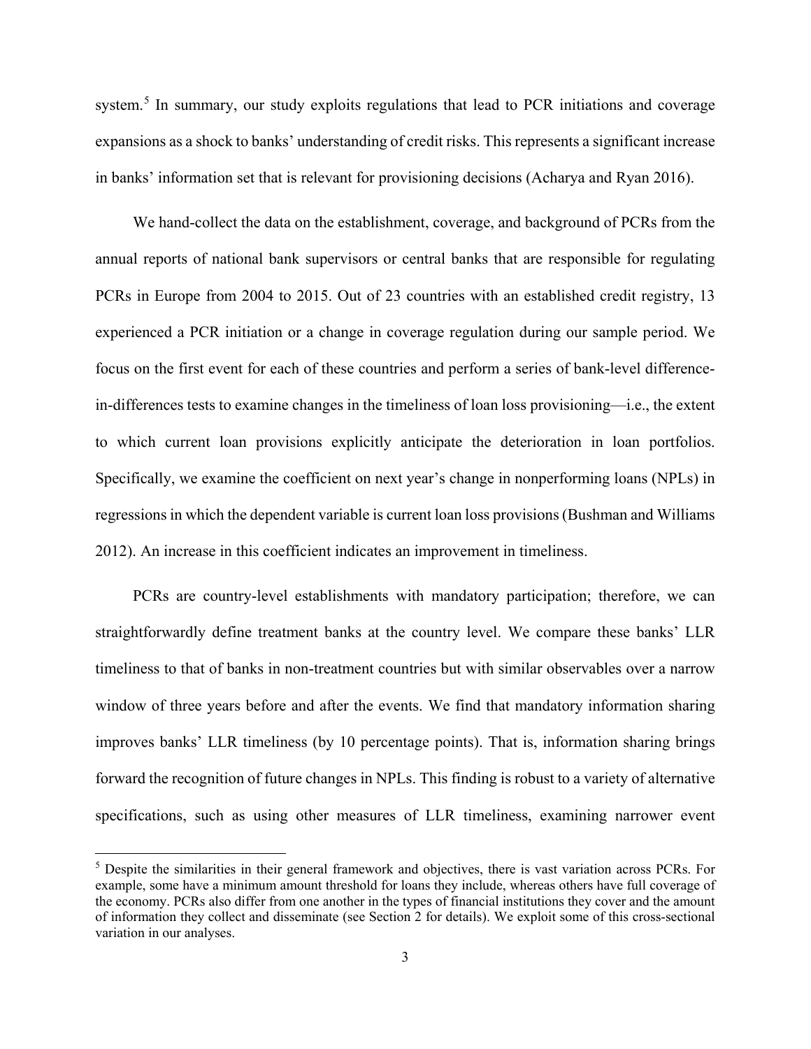system.[5] In summary, our study exploits regulations that lead to PCR initiations and coverage expansions as a shock to banks' understanding of credit risks. This represents a significant increase in banks' information set that is relevant for provisioning decisions (Acharya and Ryan 2016).

We hand-collect the data on the establishment, coverage, and background of PCRs from the annual reports of national bank supervisors or central banks that are responsible for regulating PCRs in Europe from 2004 to 2015. Out of 23 countries with an established credit registry, 13 experienced a PCR initiation or a change in coverage regulation during our sample period. We focus on the first event for each of these countries and perform a series of bank-level difference-in-differences tests to examine changes in the timeliness of loan loss provisioning—i.e., the extent to which current loan provisions explicitly anticipate the deterioration in loan portfolios. Specifically, we examine the coefficient on next year's change in nonperforming loans (NPLs) in regressions in which the dependent variable is current loan loss provisions (Bushman and Williams 2012). An increase in this coefficient indicates an improvement in timeliness.

PCRs are country-level establishments with mandatory participation; therefore, we can straightforwardly define treatment banks at the country level. We compare these banks' LLR timeliness to that of banks in non-treatment countries but with similar observables over a narrow window of three years before and after the events. We find that mandatory information sharing improves banks' LLR timeliness (by 10 percentage points). That is, information sharing brings forward the recognition of future changes in NPLs. This finding is robust to a variety of alternative specifications, such as using other measures of LLR timeliness, examining narrower event

[5] Despite the similarities in their general framework and objectives, there is vast variation across PCRs. For example, some have a minimum amount threshold for loans they include, whereas others have full coverage of the economy. PCRs also differ from one another in the types of financial institutions they cover and the amount of information they collect and disseminate (see Section 2 for details). We exploit some of this cross-sectional variation in our analyses.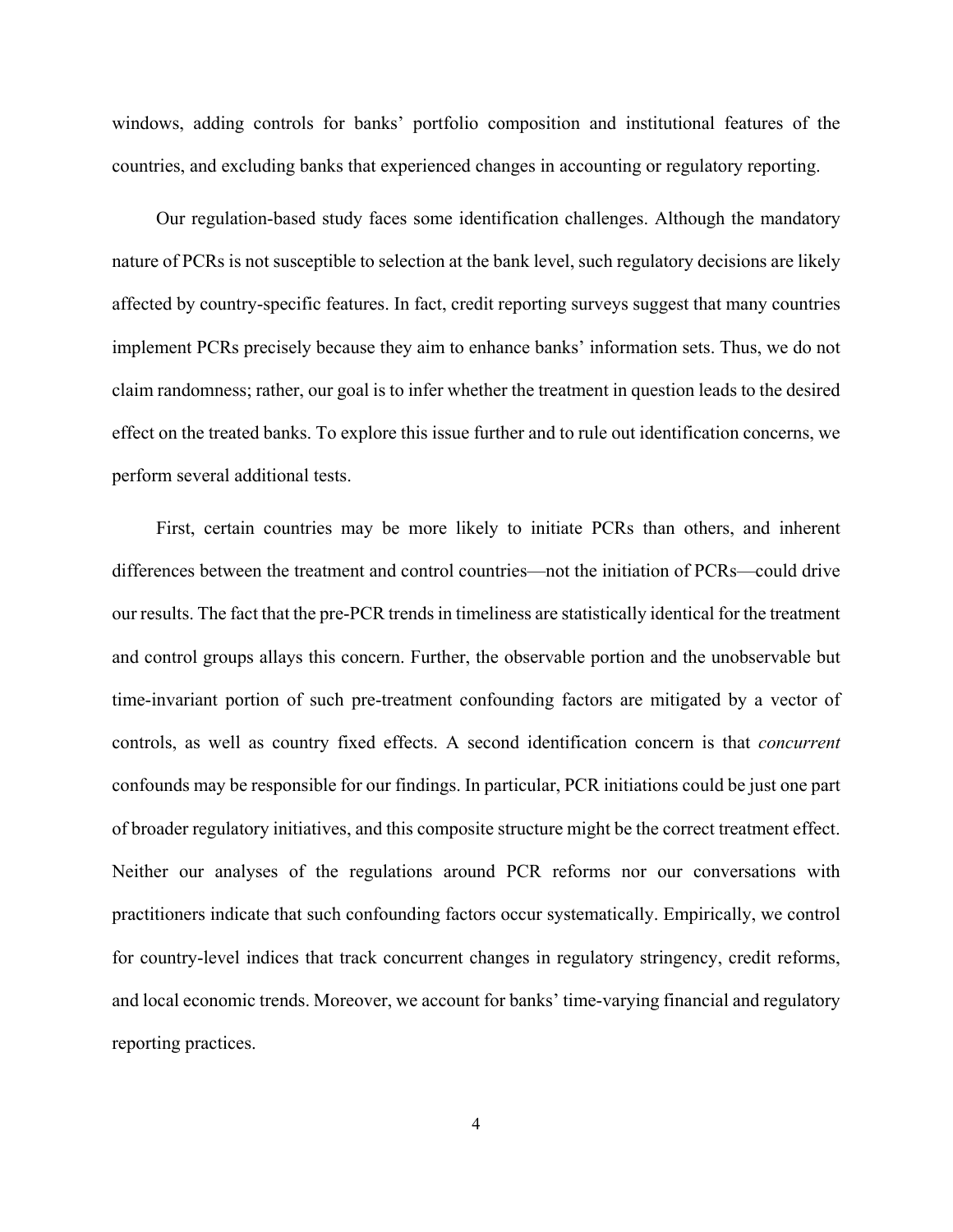windows, adding controls for banks' portfolio composition and institutional features of the countries, and excluding banks that experienced changes in accounting or regulatory reporting.

Our regulation-based study faces some identification challenges. Although the mandatory nature of PCRs is not susceptible to selection at the bank level, such regulatory decisions are likely affected by country-specific features. In fact, credit reporting surveys suggest that many countries implement PCRs precisely because they aim to enhance banks' information sets. Thus, we do not claim randomness; rather, our goal is to infer whether the treatment in question leads to the desired effect on the treated banks. To explore this issue further and to rule out identification concerns, we perform several additional tests.

First, certain countries may be more likely to initiate PCRs than others, and inherent differences between the treatment and control countries—not the initiation of PCRs—could drive our results. The fact that the pre-PCR trends in timeliness are statistically identical for the treatment and control groups allays this concern. Further, the observable portion and the unobservable but time-invariant portion of such pre-treatment confounding factors are mitigated by a vector of controls, as well as country fixed effects. A second identification concern is that *concurrent* confounds may be responsible for our findings. In particular, PCR initiations could be just one part of broader regulatory initiatives, and this composite structure might be the correct treatment effect. Neither our analyses of the regulations around PCR reforms nor our conversations with practitioners indicate that such confounding factors occur systematically. Empirically, we control for country-level indices that track concurrent changes in regulatory stringency, credit reforms, and local economic trends. Moreover, we account for banks' time-varying financial and regulatory reporting practices.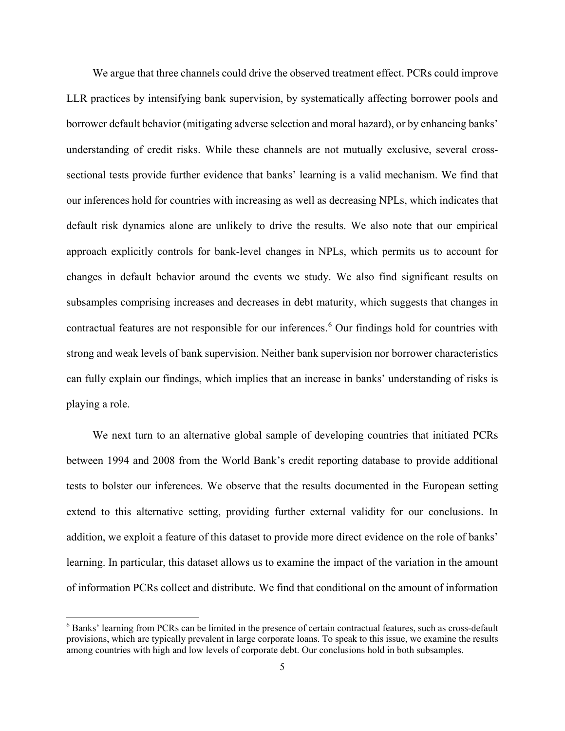We argue that three channels could drive the observed treatment effect. PCRs could improve LLR practices by intensifying bank supervision, by systematically affecting borrower pools and borrower default behavior (mitigating adverse selection and moral hazard), or by enhancing banks' understanding of credit risks. While these channels are not mutually exclusive, several cross-sectional tests provide further evidence that banks' learning is a valid mechanism. We find that our inferences hold for countries with increasing as well as decreasing NPLs, which indicates that default risk dynamics alone are unlikely to drive the results. We also note that our empirical approach explicitly controls for bank-level changes in NPLs, which permits us to account for changes in default behavior around the events we study. We also find significant results on subsamples comprising increases and decreases in debt maturity, which suggests that changes in contractual features are not responsible for our inferences.[6] Our findings hold for countries with strong and weak levels of bank supervision. Neither bank supervision nor borrower characteristics can fully explain our findings, which implies that an increase in banks' understanding of risks is playing a role.

We next turn to an alternative global sample of developing countries that initiated PCRs between 1994 and 2008 from the World Bank's credit reporting database to provide additional tests to bolster our inferences. We observe that the results documented in the European setting extend to this alternative setting, providing further external validity for our conclusions. In addition, we exploit a feature of this dataset to provide more direct evidence on the role of banks' learning. In particular, this dataset allows us to examine the impact of the variation in the amount of information PCRs collect and distribute. We find that conditional on the amount of information

[6] Banks' learning from PCRs can be limited in the presence of certain contractual features, such as cross-default provisions, which are typically prevalent in large corporate loans. To speak to this issue, we examine the results among countries with high and low levels of corporate debt. Our conclusions hold in both subsamples.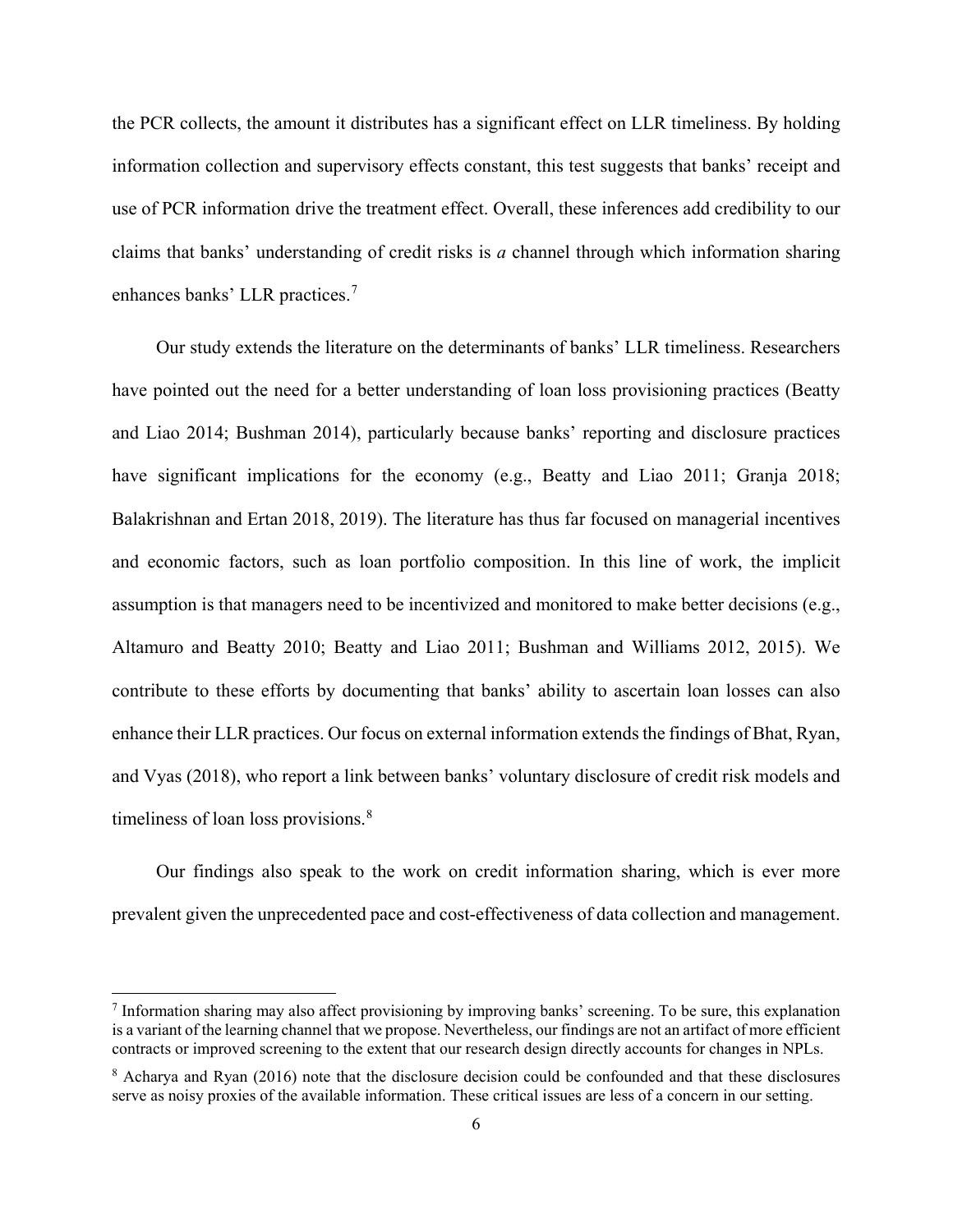the PCR collects, the amount it distributes has a significant effect on LLR timeliness. By holding information collection and supervisory effects constant, this test suggests that banks' receipt and use of PCR information drive the treatment effect. Overall, these inferences add credibility to our claims that banks' understanding of credit risks is *a* channel through which information sharing enhances banks' LLR practices.[7]

Our study extends the literature on the determinants of banks' LLR timeliness. Researchers have pointed out the need for a better understanding of loan loss provisioning practices (Beatty and Liao 2014; Bushman 2014), particularly because banks' reporting and disclosure practices have significant implications for the economy (e.g., Beatty and Liao 2011; Granja 2018; Balakrishnan and Ertan 2018, 2019). The literature has thus far focused on managerial incentives and economic factors, such as loan portfolio composition. In this line of work, the implicit assumption is that managers need to be incentivized and monitored to make better decisions (e.g., Altamuro and Beatty 2010; Beatty and Liao 2011; Bushman and Williams 2012, 2015). We contribute to these efforts by documenting that banks' ability to ascertain loan losses can also enhance their LLR practices. Our focus on external information extends the findings of Bhat, Ryan, and Vyas (2018), who report a link between banks' voluntary disclosure of credit risk models and timeliness of loan loss provisions.[8]

Our findings also speak to the work on credit information sharing, which is ever more prevalent given the unprecedented pace and cost-effectiveness of data collection and management.

---

[7] Information sharing may also affect provisioning by improving banks' screening. To be sure, this explanation is a variant of the learning channel that we propose. Nevertheless, our findings are not an artifact of more efficient contracts or improved screening to the extent that our research design directly accounts for changes in NPLs.

[8] Acharya and Ryan (2016) note that the disclosure decision could be confounded and that these disclosures serve as noisy proxies of the available information. These critical issues are less of a concern in our setting.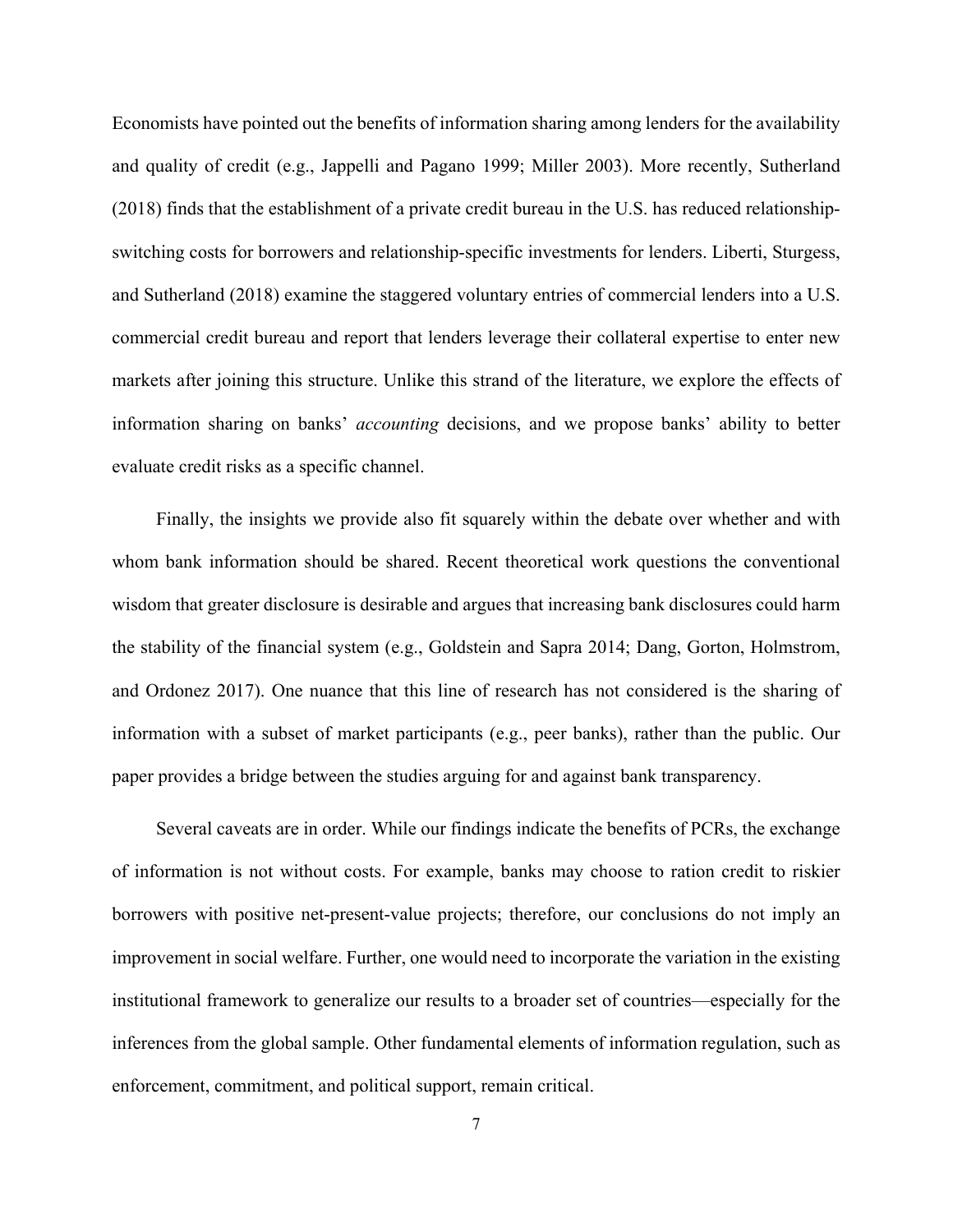Economists have pointed out the benefits of information sharing among lenders for the availability and quality of credit (e.g., Jappelli and Pagano 1999; Miller 2003). More recently, Sutherland (2018) finds that the establishment of a private credit bureau in the U.S. has reduced relationship-switching costs for borrowers and relationship-specific investments for lenders. Liberti, Sturgess, and Sutherland (2018) examine the staggered voluntary entries of commercial lenders into a U.S. commercial credit bureau and report that lenders leverage their collateral expertise to enter new markets after joining this structure. Unlike this strand of the literature, we explore the effects of information sharing on banks' *accounting* decisions, and we propose banks' ability to better evaluate credit risks as a specific channel.

Finally, the insights we provide also fit squarely within the debate over whether and with whom bank information should be shared. Recent theoretical work questions the conventional wisdom that greater disclosure is desirable and argues that increasing bank disclosures could harm the stability of the financial system (e.g., Goldstein and Sapra 2014; Dang, Gorton, Holmstrom, and Ordonez 2017). One nuance that this line of research has not considered is the sharing of information with a subset of market participants (e.g., peer banks), rather than the public. Our paper provides a bridge between the studies arguing for and against bank transparency.

Several caveats are in order. While our findings indicate the benefits of PCRs, the exchange of information is not without costs. For example, banks may choose to ration credit to riskier borrowers with positive net-present-value projects; therefore, our conclusions do not imply an improvement in social welfare. Further, one would need to incorporate the variation in the existing institutional framework to generalize our results to a broader set of countries—especially for the inferences from the global sample. Other fundamental elements of information regulation, such as enforcement, commitment, and political support, remain critical.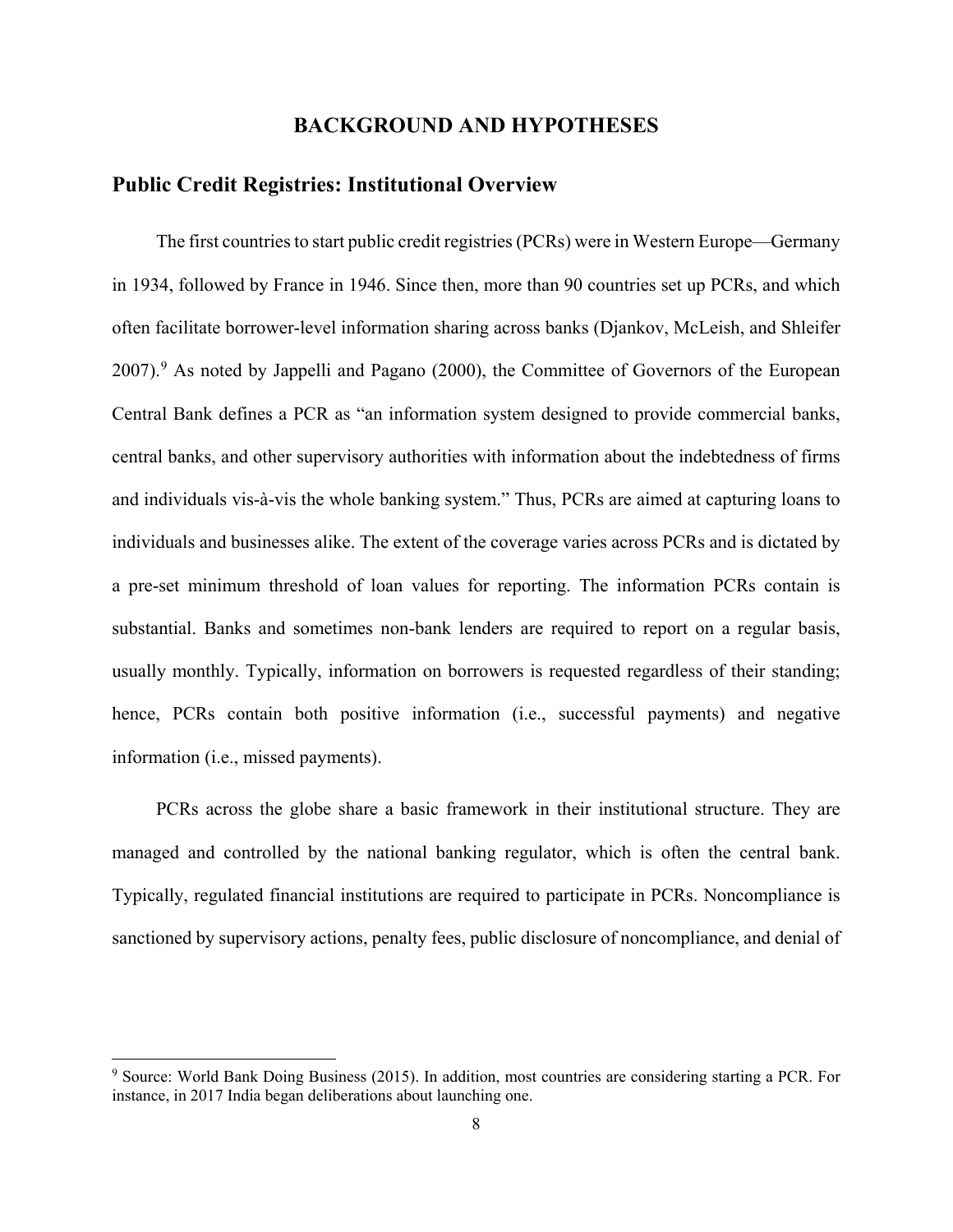# BACKGROUND AND HYPOTHESES

## Public Credit Registries: Institutional Overview

The first countries to start public credit registries (PCRs) were in Western Europe—Germany in 1934, followed by France in 1946. Since then, more than 90 countries set up PCRs, and which often facilitate borrower-level information sharing across banks (Djankov, McLeish, and Shleifer 2007).[9] As noted by Jappelli and Pagano (2000), the Committee of Governors of the European Central Bank defines a PCR as "an information system designed to provide commercial banks, central banks, and other supervisory authorities with information about the indebtedness of firms and individuals vis-à-vis the whole banking system." Thus, PCRs are aimed at capturing loans to individuals and businesses alike. The extent of the coverage varies across PCRs and is dictated by a pre-set minimum threshold of loan values for reporting. The information PCRs contain is substantial. Banks and sometimes non-bank lenders are required to report on a regular basis, usually monthly. Typically, information on borrowers is requested regardless of their standing; hence, PCRs contain both positive information (i.e., successful payments) and negative information (i.e., missed payments).

PCRs across the globe share a basic framework in their institutional structure. They are managed and controlled by the national banking regulator, which is often the central bank. Typically, regulated financial institutions are required to participate in PCRs. Noncompliance is sanctioned by supervisory actions, penalty fees, public disclosure of noncompliance, and denial of

[9] Source: World Bank Doing Business (2015). In addition, most countries are considering starting a PCR. For instance, in 2017 India began deliberations about launching one.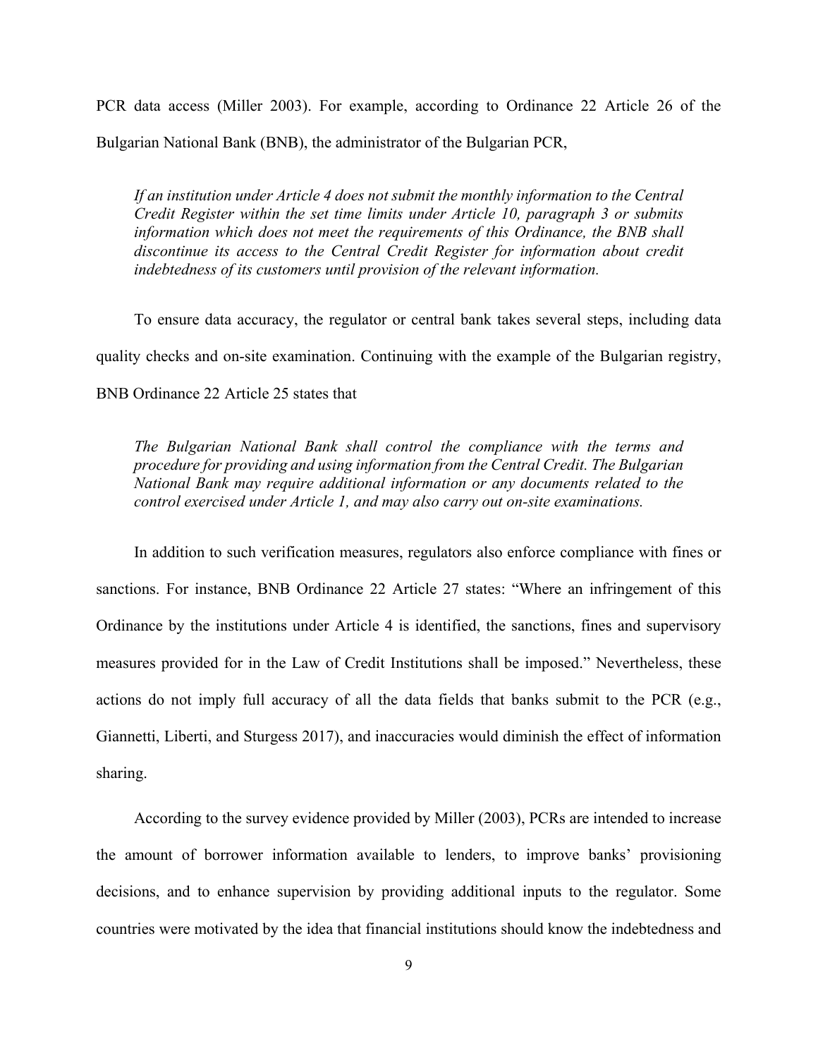PCR data access (Miller 2003). For example, according to Ordinance 22 Article 26 of the Bulgarian National Bank (BNB), the administrator of the Bulgarian PCR,

> *If an institution under Article 4 does not submit the monthly information to the Central Credit Register within the set time limits under Article 10, paragraph 3 or submits information which does not meet the requirements of this Ordinance, the BNB shall discontinue its access to the Central Credit Register for information about credit indebtedness of its customers until provision of the relevant information.*

To ensure data accuracy, the regulator or central bank takes several steps, including data quality checks and on-site examination. Continuing with the example of the Bulgarian registry, BNB Ordinance 22 Article 25 states that

> *The Bulgarian National Bank shall control the compliance with the terms and procedure for providing and using information from the Central Credit. The Bulgarian National Bank may require additional information or any documents related to the control exercised under Article 1, and may also carry out on-site examinations.*

In addition to such verification measures, regulators also enforce compliance with fines or sanctions. For instance, BNB Ordinance 22 Article 27 states: "Where an infringement of this Ordinance by the institutions under Article 4 is identified, the sanctions, fines and supervisory measures provided for in the Law of Credit Institutions shall be imposed." Nevertheless, these actions do not imply full accuracy of all the data fields that banks submit to the PCR (e.g., Giannetti, Liberti, and Sturgess 2017), and inaccuracies would diminish the effect of information sharing.

According to the survey evidence provided by Miller (2003), PCRs are intended to increase the amount of borrower information available to lenders, to improve banks' provisioning decisions, and to enhance supervision by providing additional inputs to the regulator. Some countries were motivated by the idea that financial institutions should know the indebtedness and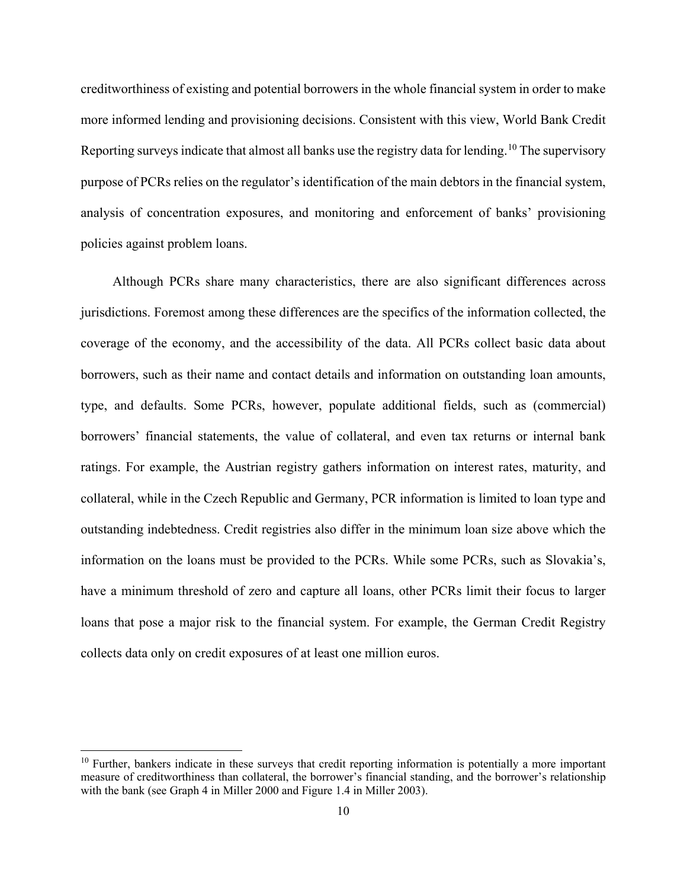creditworthiness of existing and potential borrowers in the whole financial system in order to make more informed lending and provisioning decisions. Consistent with this view, World Bank Credit Reporting surveys indicate that almost all banks use the registry data for lending.[10] The supervisory purpose of PCRs relies on the regulator's identification of the main debtors in the financial system, analysis of concentration exposures, and monitoring and enforcement of banks' provisioning policies against problem loans.

Although PCRs share many characteristics, there are also significant differences across jurisdictions. Foremost among these differences are the specifics of the information collected, the coverage of the economy, and the accessibility of the data. All PCRs collect basic data about borrowers, such as their name and contact details and information on outstanding loan amounts, type, and defaults. Some PCRs, however, populate additional fields, such as (commercial) borrowers' financial statements, the value of collateral, and even tax returns or internal bank ratings. For example, the Austrian registry gathers information on interest rates, maturity, and collateral, while in the Czech Republic and Germany, PCR information is limited to loan type and outstanding indebtedness. Credit registries also differ in the minimum loan size above which the information on the loans must be provided to the PCRs. While some PCRs, such as Slovakia's, have a minimum threshold of zero and capture all loans, other PCRs limit their focus to larger loans that pose a major risk to the financial system. For example, the German Credit Registry collects data only on credit exposures of at least one million euros.

---

[10] Further, bankers indicate in these surveys that credit reporting information is potentially a more important measure of creditworthiness than collateral, the borrower's financial standing, and the borrower's relationship with the bank (see Graph 4 in Miller 2000 and Figure 1.4 in Miller 2003).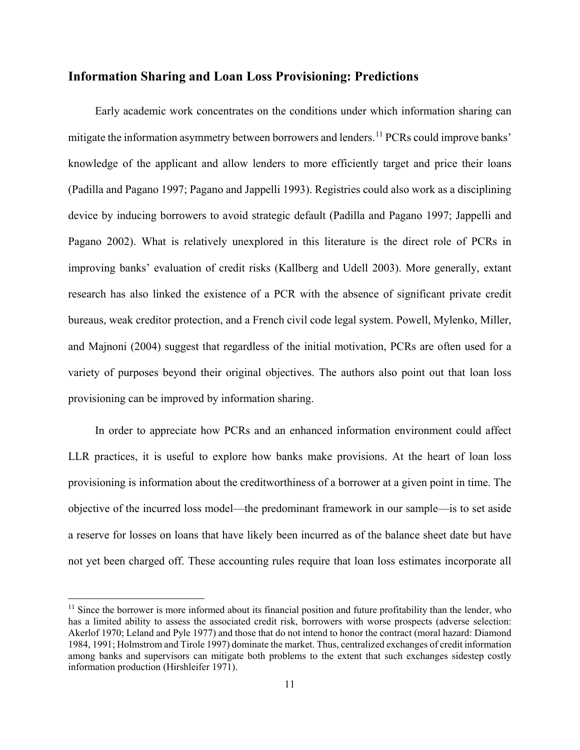## Information Sharing and Loan Loss Provisioning: Predictions

Early academic work concentrates on the conditions under which information sharing can mitigate the information asymmetry between borrowers and lenders.[11] PCRs could improve banks' knowledge of the applicant and allow lenders to more efficiently target and price their loans (Padilla and Pagano 1997; Pagano and Jappelli 1993). Registries could also work as a disciplining device by inducing borrowers to avoid strategic default (Padilla and Pagano 1997; Jappelli and Pagano 2002). What is relatively unexplored in this literature is the direct role of PCRs in improving banks' evaluation of credit risks (Kallberg and Udell 2003). More generally, extant research has also linked the existence of a PCR with the absence of significant private credit bureaus, weak creditor protection, and a French civil code legal system. Powell, Mylenko, Miller, and Majnoni (2004) suggest that regardless of the initial motivation, PCRs are often used for a variety of purposes beyond their original objectives. The authors also point out that loan loss provisioning can be improved by information sharing.

In order to appreciate how PCRs and an enhanced information environment could affect LLR practices, it is useful to explore how banks make provisions. At the heart of loan loss provisioning is information about the creditworthiness of a borrower at a given point in time. The objective of the incurred loss model—the predominant framework in our sample—is to set aside a reserve for losses on loans that have likely been incurred as of the balance sheet date but have not yet been charged off. These accounting rules require that loan loss estimates incorporate all

[11] Since the borrower is more informed about its financial position and future profitability than the lender, who has a limited ability to assess the associated credit risk, borrowers with worse prospects (adverse selection: Akerlof 1970; Leland and Pyle 1977) and those that do not intend to honor the contract (moral hazard: Diamond 1984, 1991; Holmstrom and Tirole 1997) dominate the market. Thus, centralized exchanges of credit information among banks and supervisors can mitigate both problems to the extent that such exchanges sidestep costly information production (Hirshleifer 1971).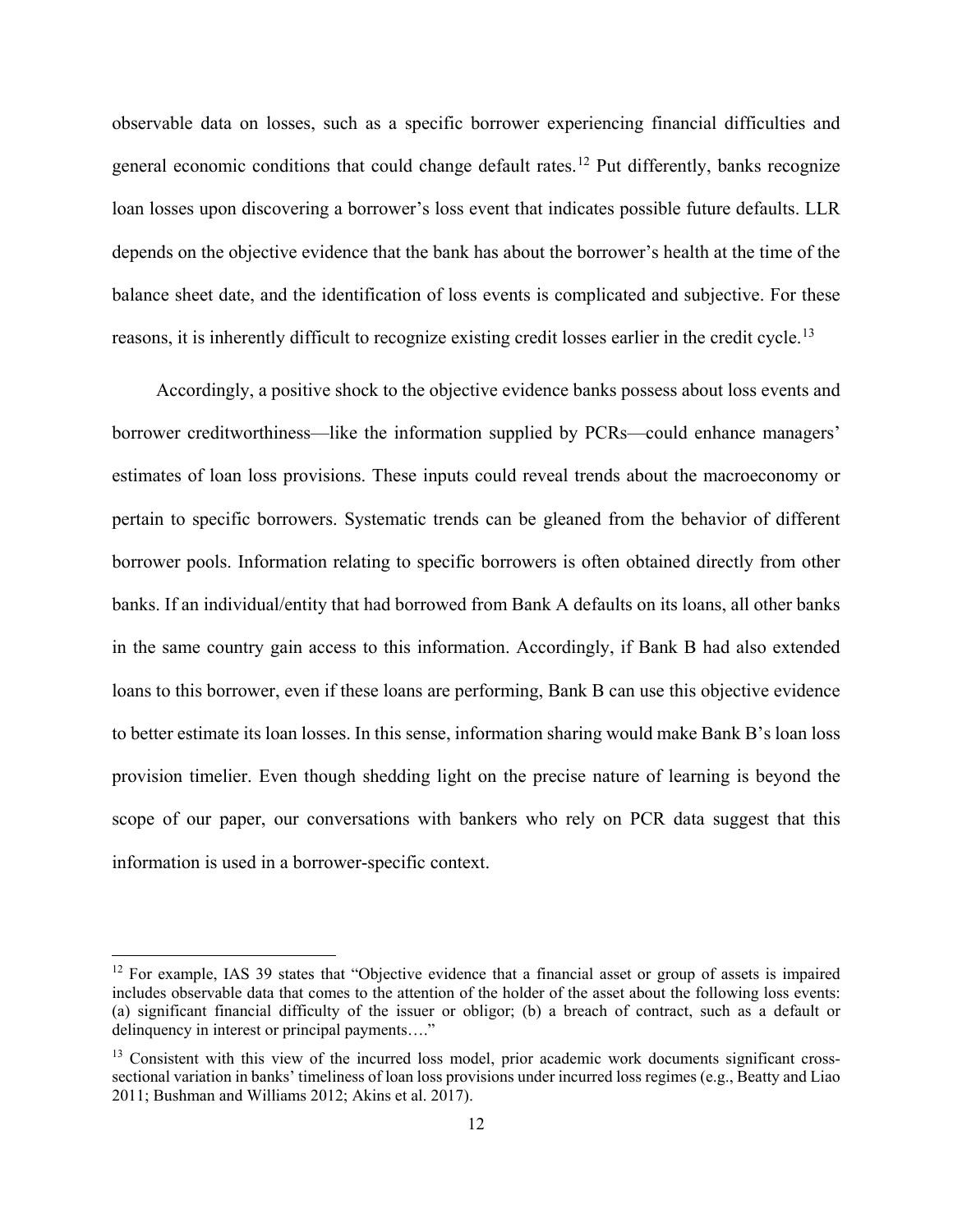observable data on losses, such as a specific borrower experiencing financial difficulties and general economic conditions that could change default rates.[12] Put differently, banks recognize loan losses upon discovering a borrower's loss event that indicates possible future defaults. LLR depends on the objective evidence that the bank has about the borrower's health at the time of the balance sheet date, and the identification of loss events is complicated and subjective. For these reasons, it is inherently difficult to recognize existing credit losses earlier in the credit cycle.[13]

Accordingly, a positive shock to the objective evidence banks possess about loss events and borrower creditworthiness—like the information supplied by PCRs—could enhance managers' estimates of loan loss provisions. These inputs could reveal trends about the macroeconomy or pertain to specific borrowers. Systematic trends can be gleaned from the behavior of different borrower pools. Information relating to specific borrowers is often obtained directly from other banks. If an individual/entity that had borrowed from Bank A defaults on its loans, all other banks in the same country gain access to this information. Accordingly, if Bank B had also extended loans to this borrower, even if these loans are performing, Bank B can use this objective evidence to better estimate its loan losses. In this sense, information sharing would make Bank B's loan loss provision timelier. Even though shedding light on the precise nature of learning is beyond the scope of our paper, our conversations with bankers who rely on PCR data suggest that this information is used in a borrower-specific context.

---

[12] For example, IAS 39 states that "Objective evidence that a financial asset or group of assets is impaired includes observable data that comes to the attention of the holder of the asset about the following loss events: (a) significant financial difficulty of the issuer or obligor; (b) a breach of contract, such as a default or delinquency in interest or principal payments…."

[13] Consistent with this view of the incurred loss model, prior academic work documents significant cross-sectional variation in banks' timeliness of loan loss provisions under incurred loss regimes (e.g., Beatty and Liao 2011; Bushman and Williams 2012; Akins et al. 2017).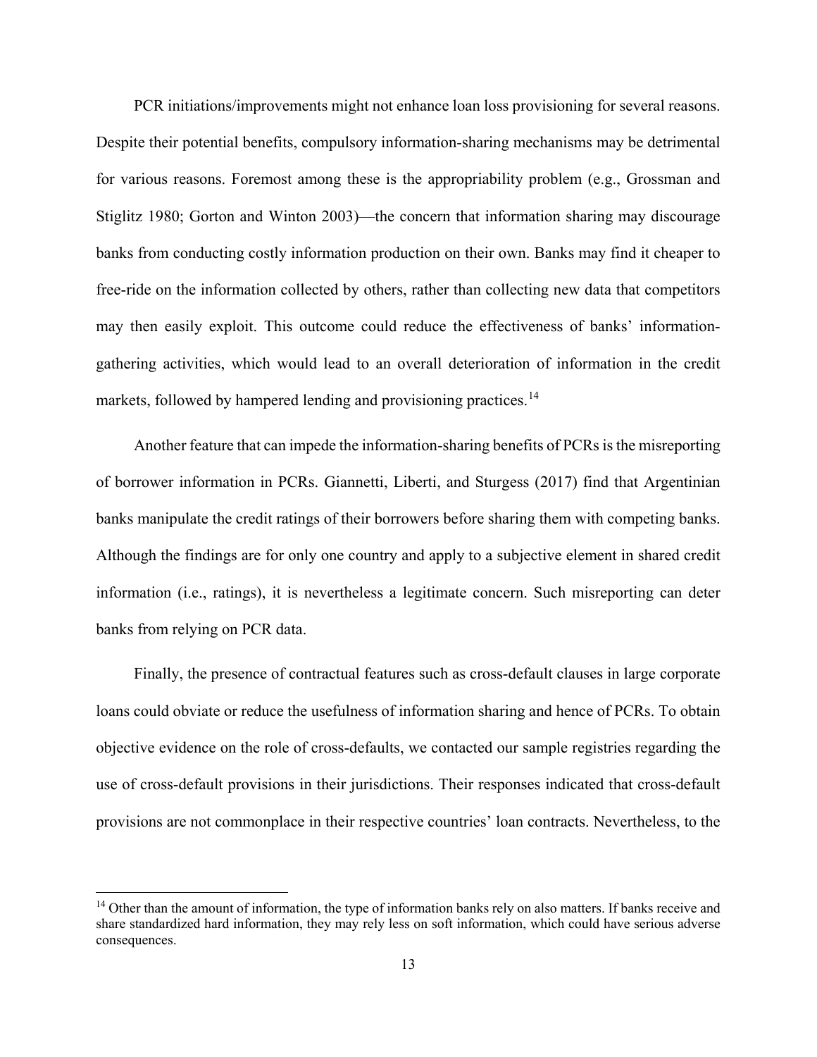PCR initiations/improvements might not enhance loan loss provisioning for several reasons. Despite their potential benefits, compulsory information-sharing mechanisms may be detrimental for various reasons. Foremost among these is the appropriability problem (e.g., Grossman and Stiglitz 1980; Gorton and Winton 2003)—the concern that information sharing may discourage banks from conducting costly information production on their own. Banks may find it cheaper to free-ride on the information collected by others, rather than collecting new data that competitors may then easily exploit. This outcome could reduce the effectiveness of banks' information-gathering activities, which would lead to an overall deterioration of information in the credit markets, followed by hampered lending and provisioning practices.[14]

Another feature that can impede the information-sharing benefits of PCRs is the misreporting of borrower information in PCRs. Giannetti, Liberti, and Sturgess (2017) find that Argentinian banks manipulate the credit ratings of their borrowers before sharing them with competing banks. Although the findings are for only one country and apply to a subjective element in shared credit information (i.e., ratings), it is nevertheless a legitimate concern. Such misreporting can deter banks from relying on PCR data.

Finally, the presence of contractual features such as cross-default clauses in large corporate loans could obviate or reduce the usefulness of information sharing and hence of PCRs. To obtain objective evidence on the role of cross-defaults, we contacted our sample registries regarding the use of cross-default provisions in their jurisdictions. Their responses indicated that cross-default provisions are not commonplace in their respective countries' loan contracts. Nevertheless, to the

[14] Other than the amount of information, the type of information banks rely on also matters. If banks receive and share standardized hard information, they may rely less on soft information, which could have serious adverse consequences.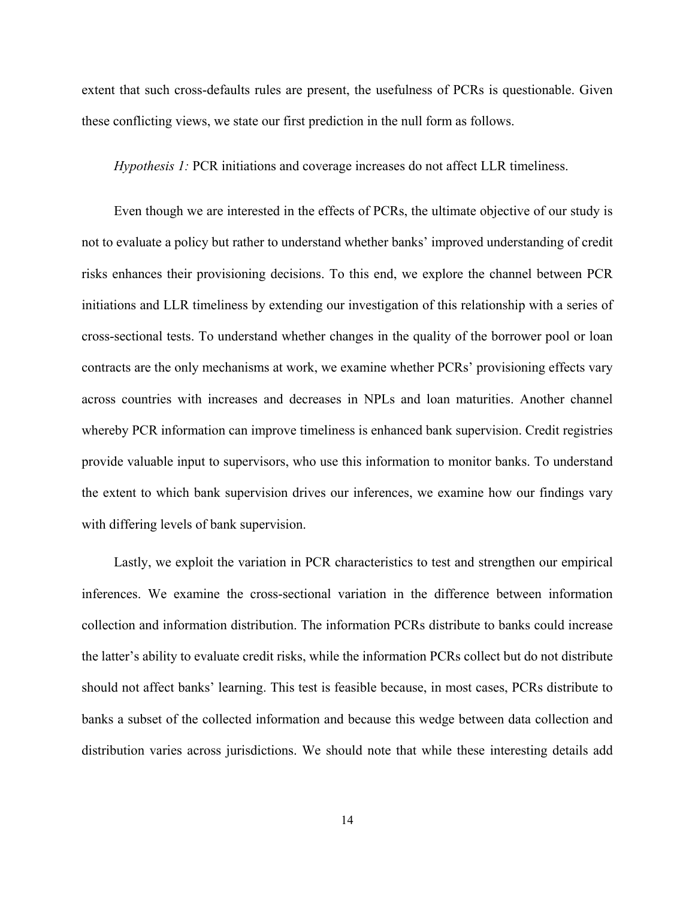extent that such cross-defaults rules are present, the usefulness of PCRs is questionable. Given these conflicting views, we state our first prediction in the null form as follows.

*Hypothesis 1:* PCR initiations and coverage increases do not affect LLR timeliness.

Even though we are interested in the effects of PCRs, the ultimate objective of our study is not to evaluate a policy but rather to understand whether banks' improved understanding of credit risks enhances their provisioning decisions. To this end, we explore the channel between PCR initiations and LLR timeliness by extending our investigation of this relationship with a series of cross-sectional tests. To understand whether changes in the quality of the borrower pool or loan contracts are the only mechanisms at work, we examine whether PCRs' provisioning effects vary across countries with increases and decreases in NPLs and loan maturities. Another channel whereby PCR information can improve timeliness is enhanced bank supervision. Credit registries provide valuable input to supervisors, who use this information to monitor banks. To understand the extent to which bank supervision drives our inferences, we examine how our findings vary with differing levels of bank supervision.

Lastly, we exploit the variation in PCR characteristics to test and strengthen our empirical inferences. We examine the cross-sectional variation in the difference between information collection and information distribution. The information PCRs distribute to banks could increase the latter's ability to evaluate credit risks, while the information PCRs collect but do not distribute should not affect banks' learning. This test is feasible because, in most cases, PCRs distribute to banks a subset of the collected information and because this wedge between data collection and distribution varies across jurisdictions. We should note that while these interesting details add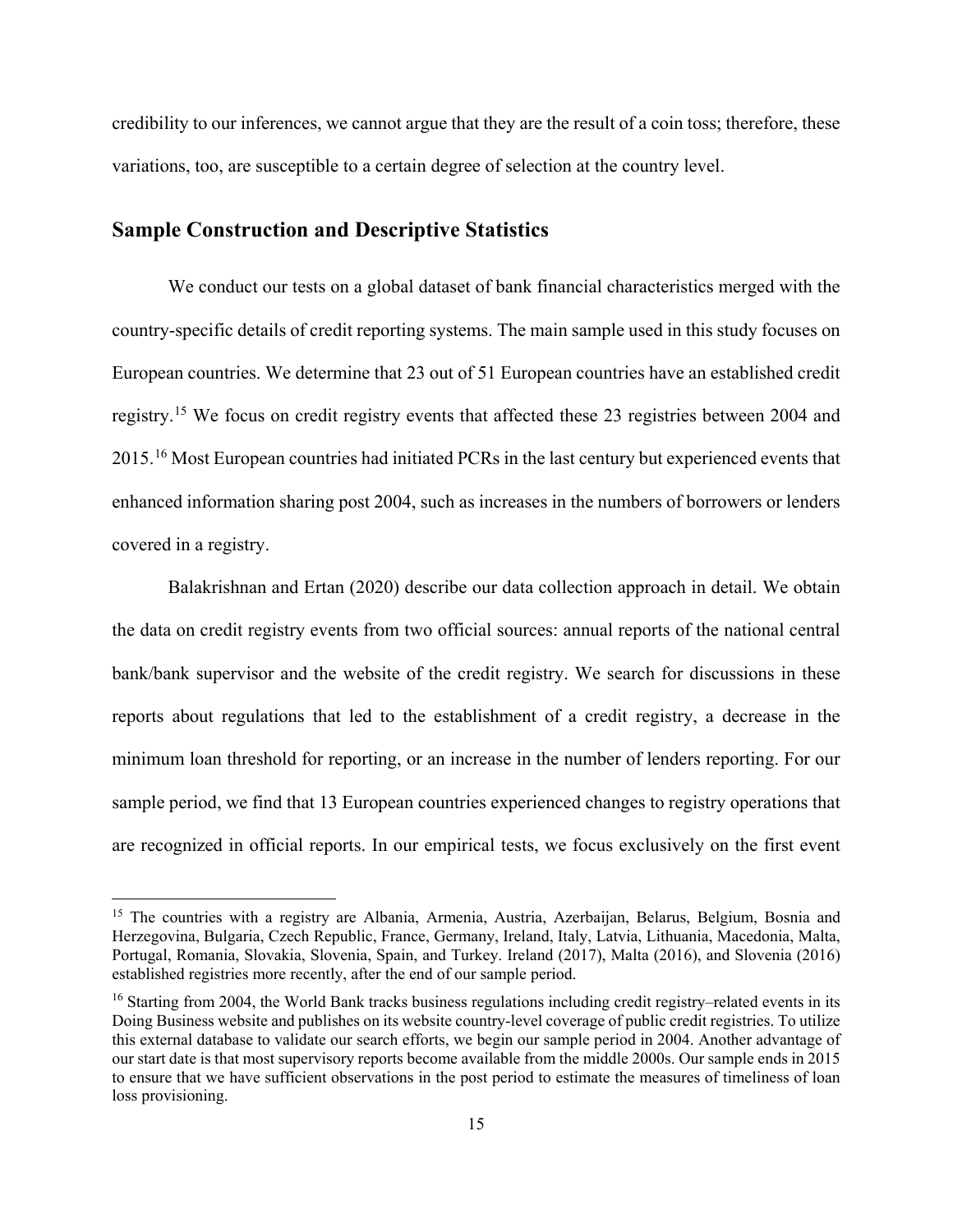credibility to our inferences, we cannot argue that they are the result of a coin toss; therefore, these variations, too, are susceptible to a certain degree of selection at the country level.

## Sample Construction and Descriptive Statistics

We conduct our tests on a global dataset of bank financial characteristics merged with the country-specific details of credit reporting systems. The main sample used in this study focuses on European countries. We determine that 23 out of 51 European countries have an established credit registry.[15] We focus on credit registry events that affected these 23 registries between 2004 and 2015.[16] Most European countries had initiated PCRs in the last century but experienced events that enhanced information sharing post 2004, such as increases in the numbers of borrowers or lenders covered in a registry.

Balakrishnan and Ertan (2020) describe our data collection approach in detail. We obtain the data on credit registry events from two official sources: annual reports of the national central bank/bank supervisor and the website of the credit registry. We search for discussions in these reports about regulations that led to the establishment of a credit registry, a decrease in the minimum loan threshold for reporting, or an increase in the number of lenders reporting. For our sample period, we find that 13 European countries experienced changes to registry operations that are recognized in official reports. In our empirical tests, we focus exclusively on the first event

[15] The countries with a registry are Albania, Armenia, Austria, Azerbaijan, Belarus, Belgium, Bosnia and Herzegovina, Bulgaria, Czech Republic, France, Germany, Ireland, Italy, Latvia, Lithuania, Macedonia, Malta, Portugal, Romania, Slovakia, Slovenia, Spain, and Turkey. Ireland (2017), Malta (2016), and Slovenia (2016) established registries more recently, after the end of our sample period.

[16] Starting from 2004, the World Bank tracks business regulations including credit registry–related events in its Doing Business website and publishes on its website country-level coverage of public credit registries. To utilize this external database to validate our search efforts, we begin our sample period in 2004. Another advantage of our start date is that most supervisory reports become available from the middle 2000s. Our sample ends in 2015 to ensure that we have sufficient observations in the post period to estimate the measures of timeliness of loan loss provisioning.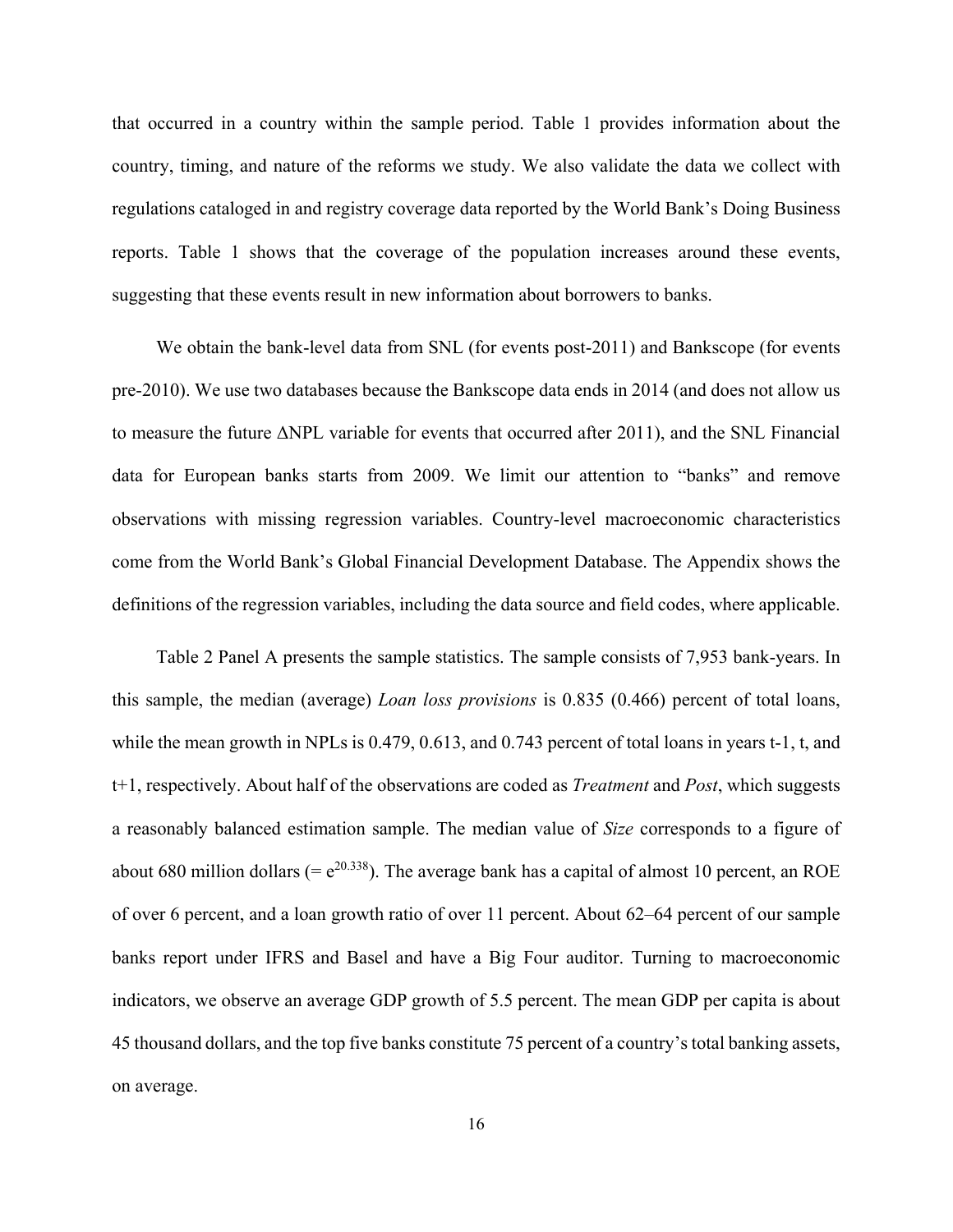that occurred in a country within the sample period. Table 1 provides information about the country, timing, and nature of the reforms we study. We also validate the data we collect with regulations cataloged in and registry coverage data reported by the World Bank's Doing Business reports. Table 1 shows that the coverage of the population increases around these events, suggesting that these events result in new information about borrowers to banks.

We obtain the bank-level data from SNL (for events post-2011) and Bankscope (for events pre-2010). We use two databases because the Bankscope data ends in 2014 (and does not allow us to measure the future ΔNPL variable for events that occurred after 2011), and the SNL Financial data for European banks starts from 2009. We limit our attention to "banks" and remove observations with missing regression variables. Country-level macroeconomic characteristics come from the World Bank's Global Financial Development Database. The Appendix shows the definitions of the regression variables, including the data source and field codes, where applicable.

Table 2 Panel A presents the sample statistics. The sample consists of 7,953 bank-years. In this sample, the median (average) *Loan loss provisions* is 0.835 (0.466) percent of total loans, while the mean growth in NPLs is 0.479, 0.613, and 0.743 percent of total loans in years t-1, t, and t+1, respectively. About half of the observations are coded as *Treatment* and *Post*, which suggests a reasonably balanced estimation sample. The median value of *Size* corresponds to a figure of about 680 million dollars (= $e^{20.338}$). The average bank has a capital of almost 10 percent, an ROE of over 6 percent, and a loan growth ratio of over 11 percent. About 62–64 percent of our sample banks report under IFRS and Basel and have a Big Four auditor. Turning to macroeconomic indicators, we observe an average GDP growth of 5.5 percent. The mean GDP per capita is about 45 thousand dollars, and the top five banks constitute 75 percent of a country's total banking assets, on average.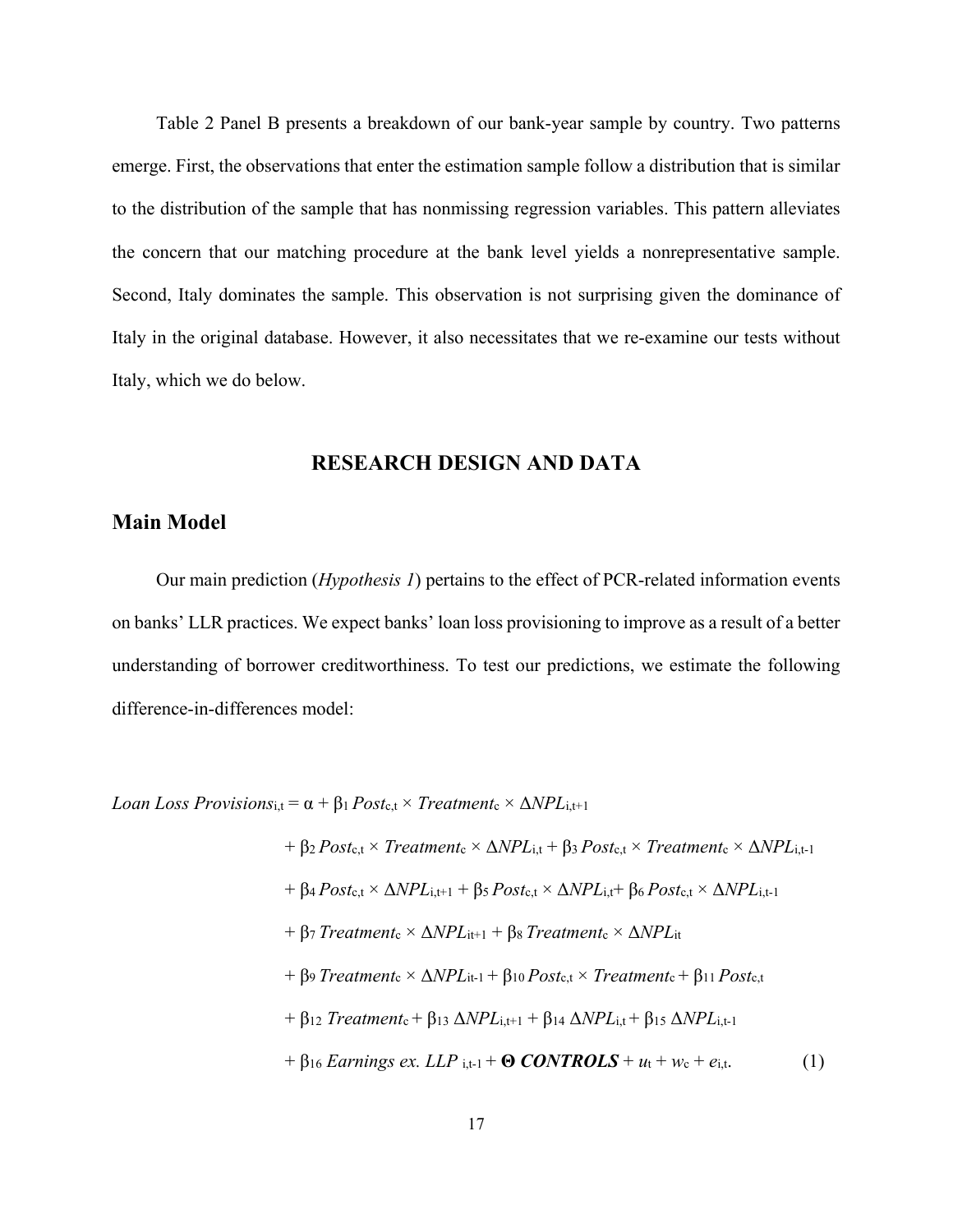Table 2 Panel B presents a breakdown of our bank-year sample by country. Two patterns emerge. First, the observations that enter the estimation sample follow a distribution that is similar to the distribution of the sample that has nonmissing regression variables. This pattern alleviates the concern that our matching procedure at the bank level yields a nonrepresentative sample. Second, Italy dominates the sample. This observation is not surprising given the dominance of Italy in the original database. However, it also necessitates that we re-examine our tests without Italy, which we do below.

## RESEARCH DESIGN AND DATA

### Main Model

Our main prediction (*Hypothesis 1*) pertains to the effect of PCR-related information events on banks' LLR practices. We expect banks' loan loss provisioning to improve as a result of a better understanding of borrower creditworthiness. To test our predictions, we estimate the following difference-in-differences model:

$$
\begin{aligned}
\textit{Loan Loss Provisions}_{i,t} = \alpha &+ \beta_1\, \textit{Post}_{c,t} \times \textit{Treatment}_c \times \Delta \textit{NPL}_{i,t+1} \\
&+ \beta_2\, \textit{Post}_{c,t} \times \textit{Treatment}_c \times \Delta \textit{NPL}_{i,t} + \beta_3\, \textit{Post}_{c,t} \times \textit{Treatment}_c \times \Delta \textit{NPL}_{i,t-1} \\
&+ \beta_4\, \textit{Post}_{c,t} \times \Delta \textit{NPL}_{i,t+1} + \beta_5\, \textit{Post}_{c,t} \times \Delta \textit{NPL}_{i,t} + \beta_6\, \textit{Post}_{c,t} \times \Delta \textit{NPL}_{i,t-1} \\
&+ \beta_7\, \textit{Treatment}_c \times \Delta \textit{NPL}_{it+1} + \beta_8\, \textit{Treatment}_c \times \Delta \textit{NPL}_{it} \\
&+ \beta_9\, \textit{Treatment}_c \times \Delta \textit{NPL}_{it-1} + \beta_{10}\, \textit{Post}_{c,t} \times \textit{Treatment}_c + \beta_{11}\, \textit{Post}_{c,t} \\
&+ \beta_{12}\, \textit{Treatment}_c + \beta_{13}\, \Delta \textit{NPL}_{i,t+1} + \beta_{14}\, \Delta \textit{NPL}_{i,t} + \beta_{15}\, \Delta \textit{NPL}_{i,t-1} \\
&+ \beta_{16}\, \textit{Earnings ex. LLP}_{i,t-1} + \boldsymbol{\Theta}\, \boldsymbol{\textit{CONTROLS}} + u_t + w_c + e_{i,t}. \qquad (1)
\end{aligned}
$$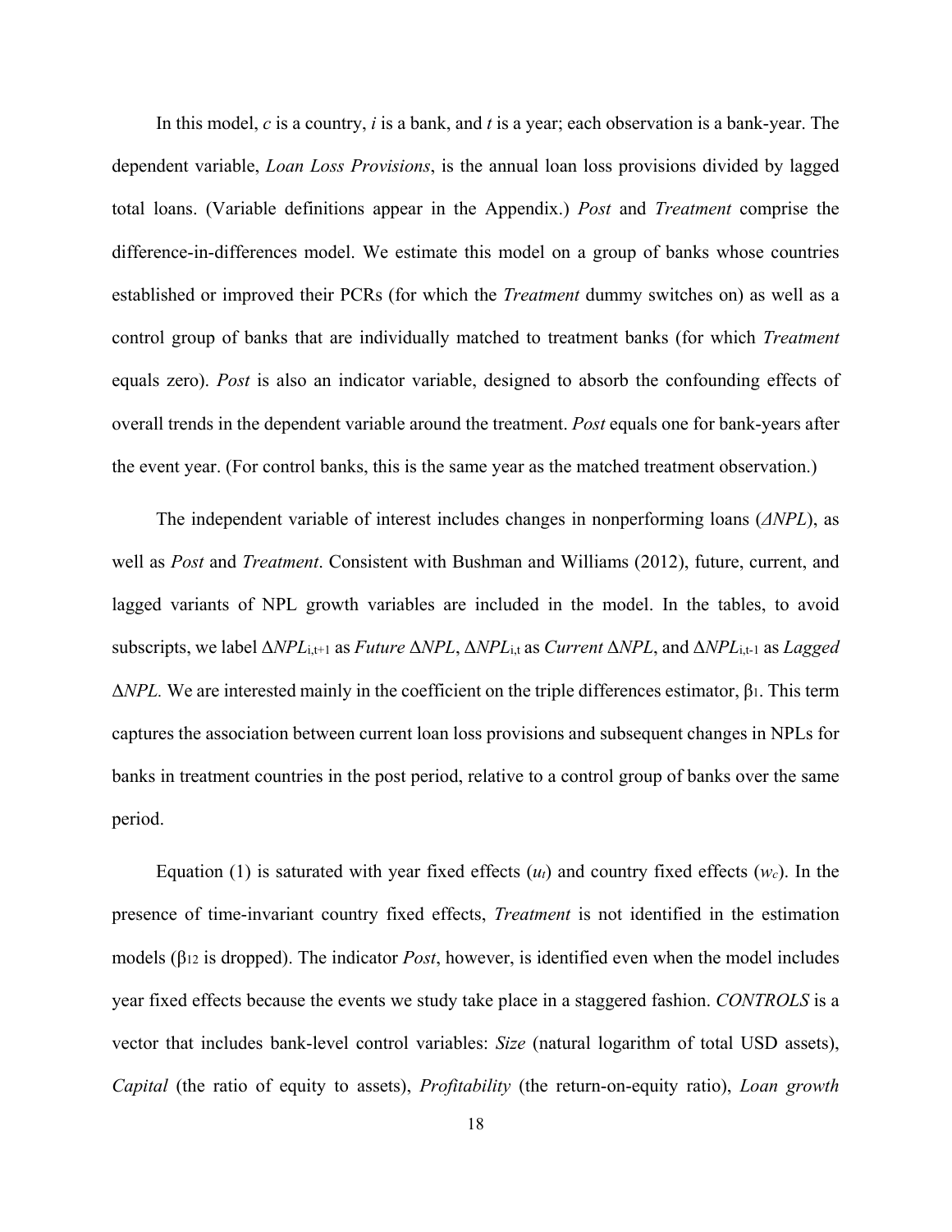In this model, *c* is a country, *i* is a bank, and *t* is a year; each observation is a bank-year. The dependent variable, *Loan Loss Provisions*, is the annual loan loss provisions divided by lagged total loans. (Variable definitions appear in the Appendix.) *Post* and *Treatment* comprise the difference-in-differences model. We estimate this model on a group of banks whose countries established or improved their PCRs (for which the *Treatment* dummy switches on) as well as a control group of banks that are individually matched to treatment banks (for which *Treatment* equals zero). *Post* is also an indicator variable, designed to absorb the confounding effects of overall trends in the dependent variable around the treatment. *Post* equals one for bank-years after the event year. (For control banks, this is the same year as the matched treatment observation.)

The independent variable of interest includes changes in nonperforming loans (*ΔNPL*), as well as *Post* and *Treatment*. Consistent with Bushman and Williams (2012), future, current, and lagged variants of NPL growth variables are included in the model. In the tables, to avoid subscripts, we label $\Delta NPL_{i,t+1}$ as *Future* Δ*NPL*, $\Delta NPL_{i,t}$ as *Current* Δ*NPL*, and $\Delta NPL_{i,t-1}$ as *Lagged* Δ*NPL.* We are interested mainly in the coefficient on the triple differences estimator, $\beta_1$. This term captures the association between current loan loss provisions and subsequent changes in NPLs for banks in treatment countries in the post period, relative to a control group of banks over the same period.

Equation (1) is saturated with year fixed effects ($u_t$) and country fixed effects ($w_c$). In the presence of time-invariant country fixed effects, *Treatment* is not identified in the estimation models ($\beta_{12}$ is dropped). The indicator *Post*, however, is identified even when the model includes year fixed effects because the events we study take place in a staggered fashion. *CONTROLS* is a vector that includes bank-level control variables: *Size* (natural logarithm of total USD assets), *Capital* (the ratio of equity to assets), *Profitability* (the return-on-equity ratio), *Loan growth*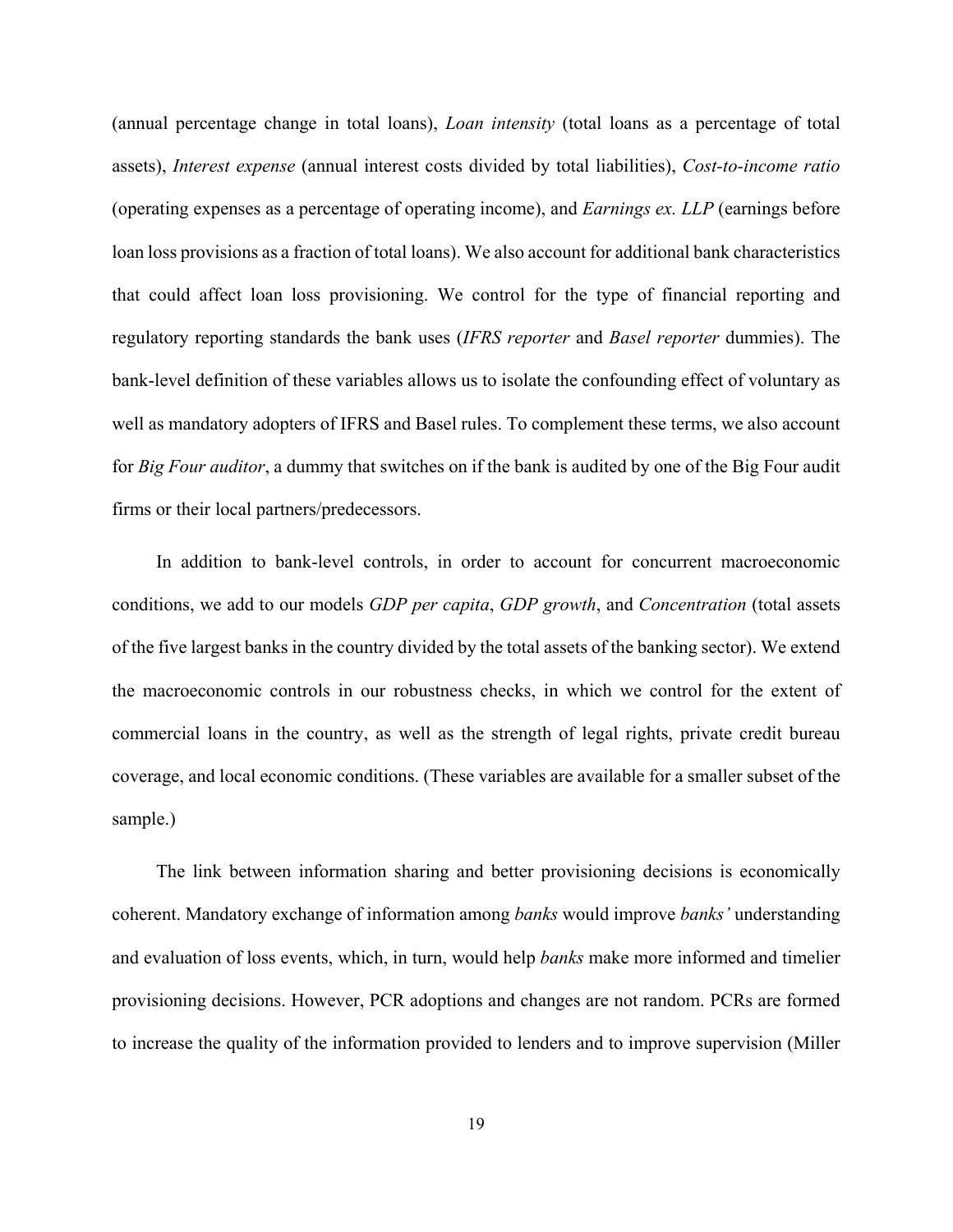(annual percentage change in total loans), *Loan intensity* (total loans as a percentage of total assets), *Interest expense* (annual interest costs divided by total liabilities), *Cost-to-income ratio* (operating expenses as a percentage of operating income), and *Earnings ex. LLP* (earnings before loan loss provisions as a fraction of total loans). We also account for additional bank characteristics that could affect loan loss provisioning. We control for the type of financial reporting and regulatory reporting standards the bank uses (*IFRS reporter* and *Basel reporter* dummies). The bank-level definition of these variables allows us to isolate the confounding effect of voluntary as well as mandatory adopters of IFRS and Basel rules. To complement these terms, we also account for *Big Four auditor*, a dummy that switches on if the bank is audited by one of the Big Four audit firms or their local partners/predecessors.

In addition to bank-level controls, in order to account for concurrent macroeconomic conditions, we add to our models *GDP per capita*, *GDP growth*, and *Concentration* (total assets of the five largest banks in the country divided by the total assets of the banking sector). We extend the macroeconomic controls in our robustness checks, in which we control for the extent of commercial loans in the country, as well as the strength of legal rights, private credit bureau coverage, and local economic conditions. (These variables are available for a smaller subset of the sample.)

The link between information sharing and better provisioning decisions is economically coherent. Mandatory exchange of information among *banks* would improve *banks'* understanding and evaluation of loss events, which, in turn, would help *banks* make more informed and timelier provisioning decisions. However, PCR adoptions and changes are not random. PCRs are formed to increase the quality of the information provided to lenders and to improve supervision (Miller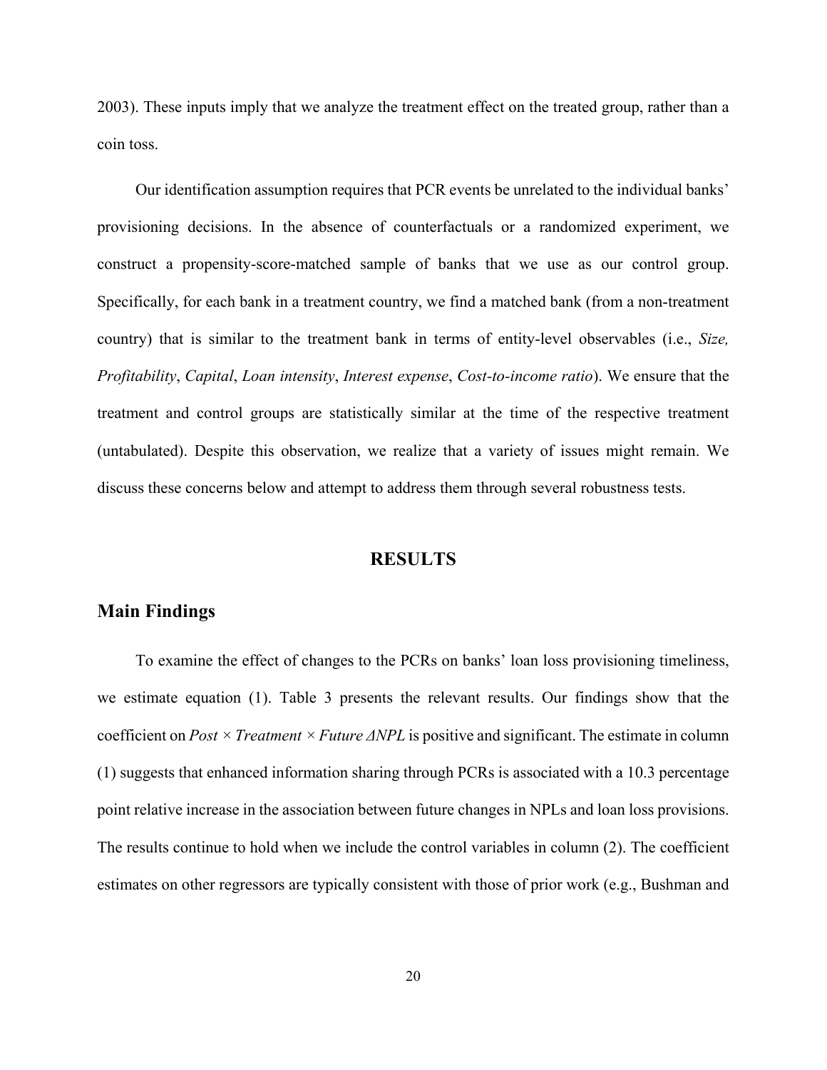2003). These inputs imply that we analyze the treatment effect on the treated group, rather than a coin toss.

Our identification assumption requires that PCR events be unrelated to the individual banks' provisioning decisions. In the absence of counterfactuals or a randomized experiment, we construct a propensity-score-matched sample of banks that we use as our control group. Specifically, for each bank in a treatment country, we find a matched bank (from a non-treatment country) that is similar to the treatment bank in terms of entity-level observables (i.e., *Size, Profitability*, *Capital*, *Loan intensity*, *Interest expense*, *Cost-to-income ratio*). We ensure that the treatment and control groups are statistically similar at the time of the respective treatment (untabulated). Despite this observation, we realize that a variety of issues might remain. We discuss these concerns below and attempt to address them through several robustness tests.

# RESULTS

## Main Findings

To examine the effect of changes to the PCRs on banks' loan loss provisioning timeliness, we estimate equation (1). Table 3 presents the relevant results. Our findings show that the coefficient on *Post × Treatment × Future ΔNPL* is positive and significant. The estimate in column (1) suggests that enhanced information sharing through PCRs is associated with a 10.3 percentage point relative increase in the association between future changes in NPLs and loan loss provisions. The results continue to hold when we include the control variables in column (2). The coefficient estimates on other regressors are typically consistent with those of prior work (e.g., Bushman and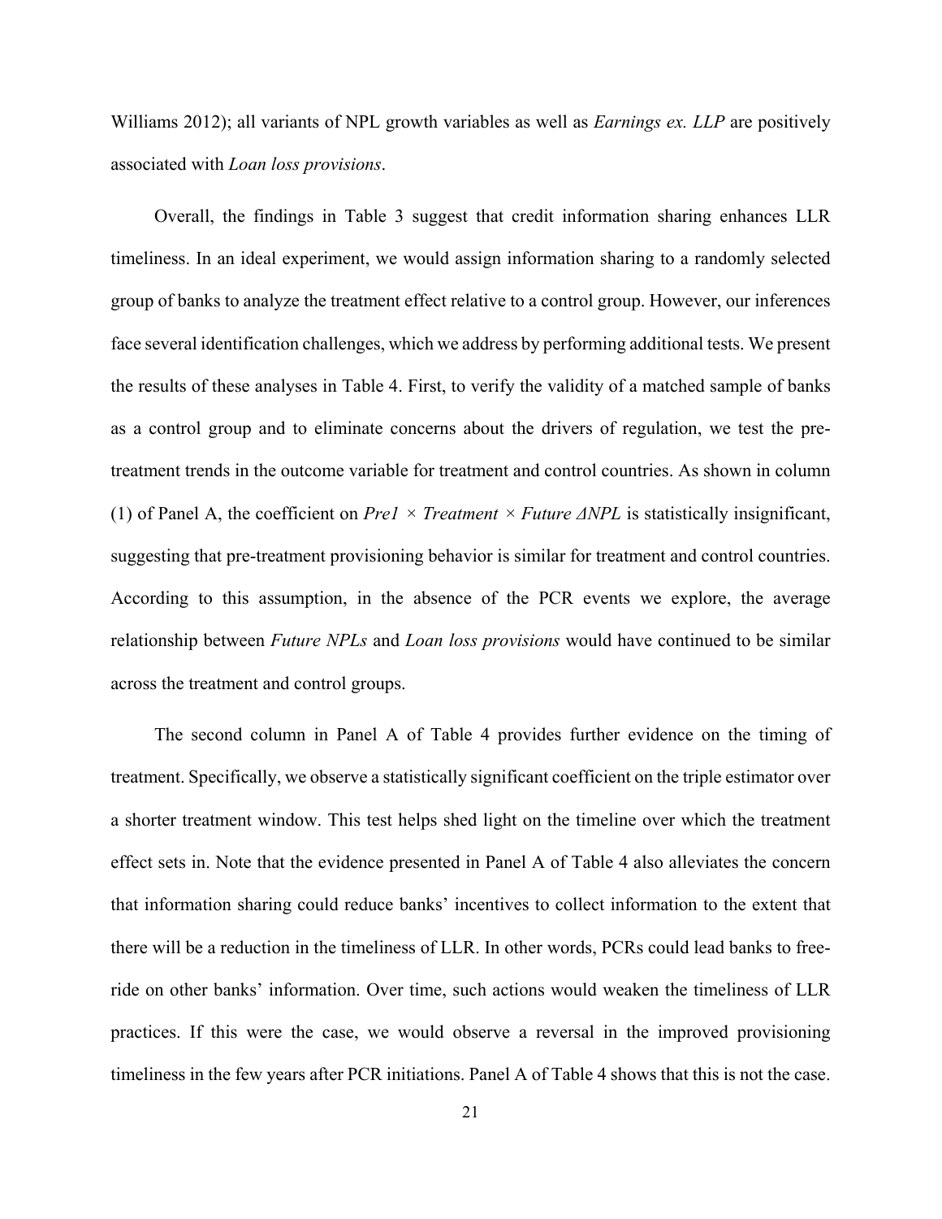Williams 2012); all variants of NPL growth variables as well as *Earnings ex. LLP* are positively associated with *Loan loss provisions*.

Overall, the findings in Table 3 suggest that credit information sharing enhances LLR timeliness. In an ideal experiment, we would assign information sharing to a randomly selected group of banks to analyze the treatment effect relative to a control group. However, our inferences face several identification challenges, which we address by performing additional tests. We present the results of these analyses in Table 4. First, to verify the validity of a matched sample of banks as a control group and to eliminate concerns about the drivers of regulation, we test the pre-treatment trends in the outcome variable for treatment and control countries. As shown in column (1) of Panel A, the coefficient on *Pre1 × Treatment × Future ΔNPL* is statistically insignificant, suggesting that pre-treatment provisioning behavior is similar for treatment and control countries. According to this assumption, in the absence of the PCR events we explore, the average relationship between *Future NPLs* and *Loan loss provisions* would have continued to be similar across the treatment and control groups.

The second column in Panel A of Table 4 provides further evidence on the timing of treatment. Specifically, we observe a statistically significant coefficient on the triple estimator over a shorter treatment window. This test helps shed light on the timeline over which the treatment effect sets in. Note that the evidence presented in Panel A of Table 4 also alleviates the concern that information sharing could reduce banks' incentives to collect information to the extent that there will be a reduction in the timeliness of LLR. In other words, PCRs could lead banks to free-ride on other banks' information. Over time, such actions would weaken the timeliness of LLR practices. If this were the case, we would observe a reversal in the improved provisioning timeliness in the few years after PCR initiations. Panel A of Table 4 shows that this is not the case.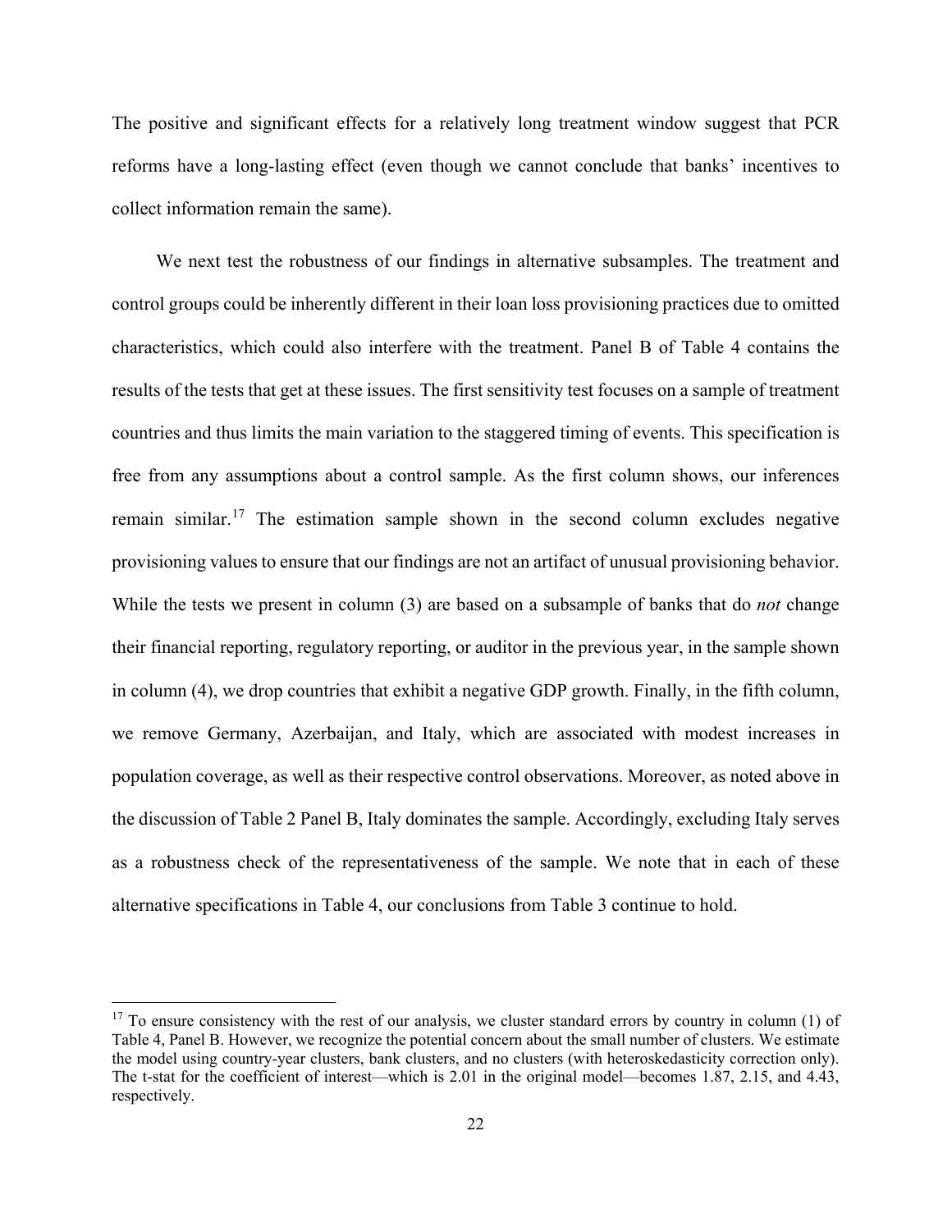The positive and significant effects for a relatively long treatment window suggest that PCR reforms have a long-lasting effect (even though we cannot conclude that banks' incentives to collect information remain the same).

We next test the robustness of our findings in alternative subsamples. The treatment and control groups could be inherently different in their loan loss provisioning practices due to omitted characteristics, which could also interfere with the treatment. Panel B of Table 4 contains the results of the tests that get at these issues. The first sensitivity test focuses on a sample of treatment countries and thus limits the main variation to the staggered timing of events. This specification is free from any assumptions about a control sample. As the first column shows, our inferences remain similar.[17] The estimation sample shown in the second column excludes negative provisioning values to ensure that our findings are not an artifact of unusual provisioning behavior. While the tests we present in column (3) are based on a subsample of banks that do *not* change their financial reporting, regulatory reporting, or auditor in the previous year, in the sample shown in column (4), we drop countries that exhibit a negative GDP growth. Finally, in the fifth column, we remove Germany, Azerbaijan, and Italy, which are associated with modest increases in population coverage, as well as their respective control observations. Moreover, as noted above in the discussion of Table 2 Panel B, Italy dominates the sample. Accordingly, excluding Italy serves as a robustness check of the representativeness of the sample. We note that in each of these alternative specifications in Table 4, our conclusions from Table 3 continue to hold.

[17] To ensure consistency with the rest of our analysis, we cluster standard errors by country in column (1) of Table 4, Panel B. However, we recognize the potential concern about the small number of clusters. We estimate the model using country-year clusters, bank clusters, and no clusters (with heteroskedasticity correction only). The t-stat for the coefficient of interest—which is 2.01 in the original model—becomes 1.87, 2.15, and 4.43, respectively.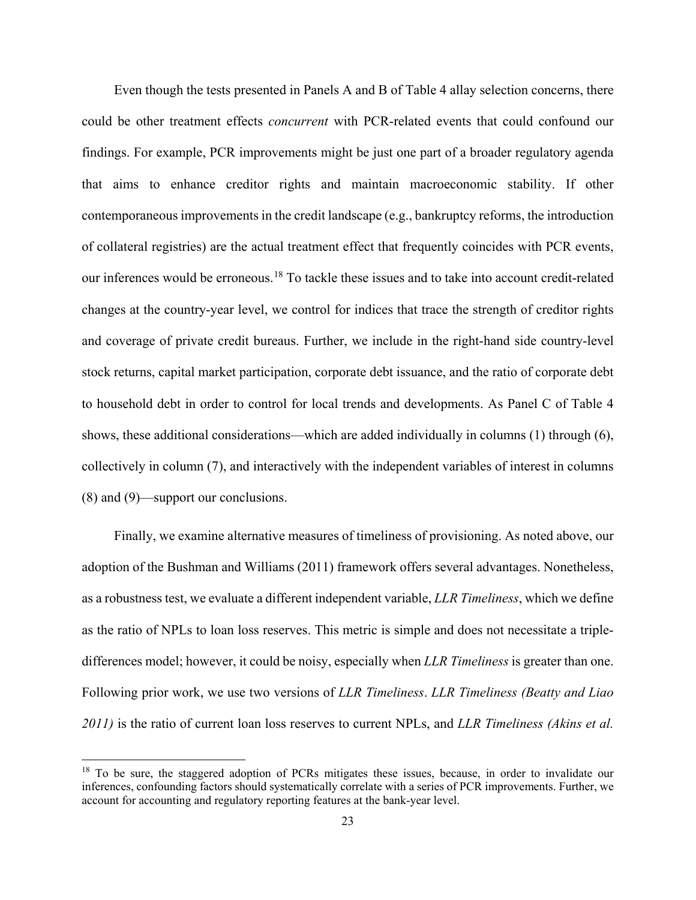Even though the tests presented in Panels A and B of Table 4 allay selection concerns, there could be other treatment effects *concurrent* with PCR-related events that could confound our findings. For example, PCR improvements might be just one part of a broader regulatory agenda that aims to enhance creditor rights and maintain macroeconomic stability. If other contemporaneous improvements in the credit landscape (e.g., bankruptcy reforms, the introduction of collateral registries) are the actual treatment effect that frequently coincides with PCR events, our inferences would be erroneous.[18] To tackle these issues and to take into account credit-related changes at the country-year level, we control for indices that trace the strength of creditor rights and coverage of private credit bureaus. Further, we include in the right-hand side country-level stock returns, capital market participation, corporate debt issuance, and the ratio of corporate debt to household debt in order to control for local trends and developments. As Panel C of Table 4 shows, these additional considerations—which are added individually in columns (1) through (6), collectively in column (7), and interactively with the independent variables of interest in columns (8) and (9)—support our conclusions.

Finally, we examine alternative measures of timeliness of provisioning. As noted above, our adoption of the Bushman and Williams (2011) framework offers several advantages. Nonetheless, as a robustness test, we evaluate a different independent variable, *LLR Timeliness*, which we define as the ratio of NPLs to loan loss reserves. This metric is simple and does not necessitate a triple-differences model; however, it could be noisy, especially when *LLR Timeliness* is greater than one. Following prior work, we use two versions of *LLR Timeliness*. *LLR Timeliness (Beatty and Liao 2011)* is the ratio of current loan loss reserves to current NPLs, and *LLR Timeliness (Akins et al.*

[18] To be sure, the staggered adoption of PCRs mitigates these issues, because, in order to invalidate our inferences, confounding factors should systematically correlate with a series of PCR improvements. Further, we account for accounting and regulatory reporting features at the bank-year level.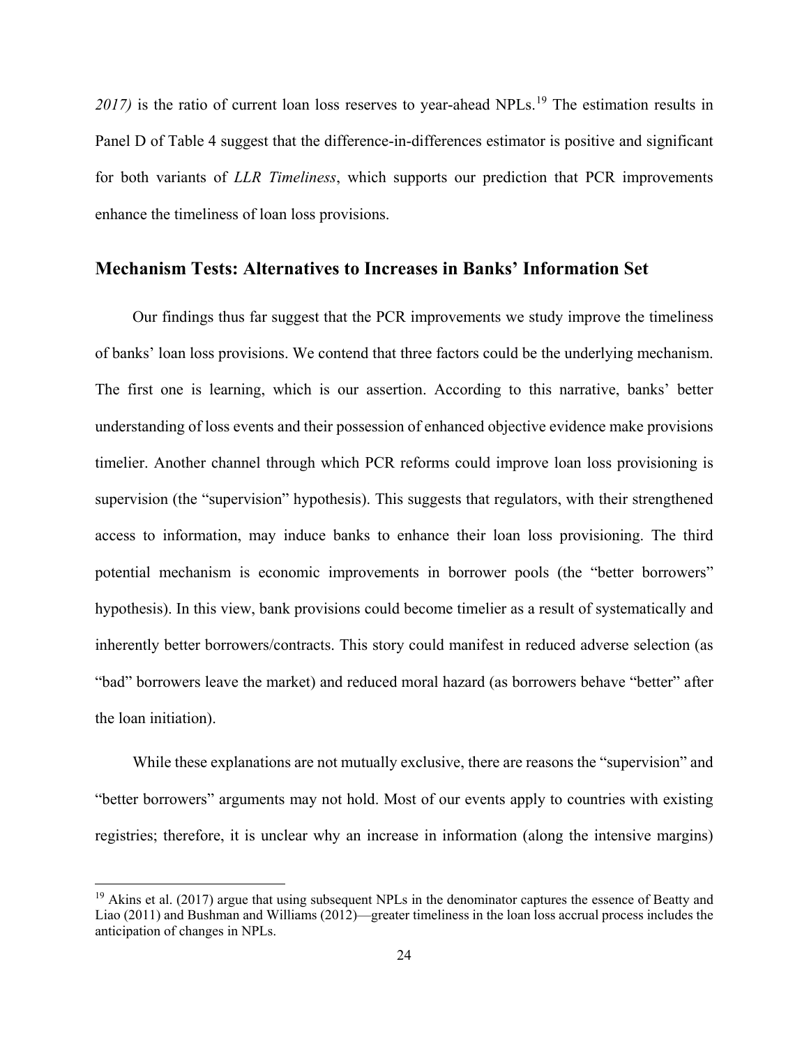*2017)* is the ratio of current loan loss reserves to year-ahead NPLs.[19] The estimation results in Panel D of Table 4 suggest that the difference-in-differences estimator is positive and significant for both variants of *LLR Timeliness*, which supports our prediction that PCR improvements enhance the timeliness of loan loss provisions.

## Mechanism Tests: Alternatives to Increases in Banks' Information Set

Our findings thus far suggest that the PCR improvements we study improve the timeliness of banks' loan loss provisions. We contend that three factors could be the underlying mechanism. The first one is learning, which is our assertion. According to this narrative, banks' better understanding of loss events and their possession of enhanced objective evidence make provisions timelier. Another channel through which PCR reforms could improve loan loss provisioning is supervision (the "supervision" hypothesis). This suggests that regulators, with their strengthened access to information, may induce banks to enhance their loan loss provisioning. The third potential mechanism is economic improvements in borrower pools (the "better borrowers" hypothesis). In this view, bank provisions could become timelier as a result of systematically and inherently better borrowers/contracts. This story could manifest in reduced adverse selection (as "bad" borrowers leave the market) and reduced moral hazard (as borrowers behave "better" after the loan initiation).

While these explanations are not mutually exclusive, there are reasons the "supervision" and "better borrowers" arguments may not hold. Most of our events apply to countries with existing registries; therefore, it is unclear why an increase in information (along the intensive margins)

[19] Akins et al. (2017) argue that using subsequent NPLs in the denominator captures the essence of Beatty and Liao (2011) and Bushman and Williams (2012)—greater timeliness in the loan loss accrual process includes the anticipation of changes in NPLs.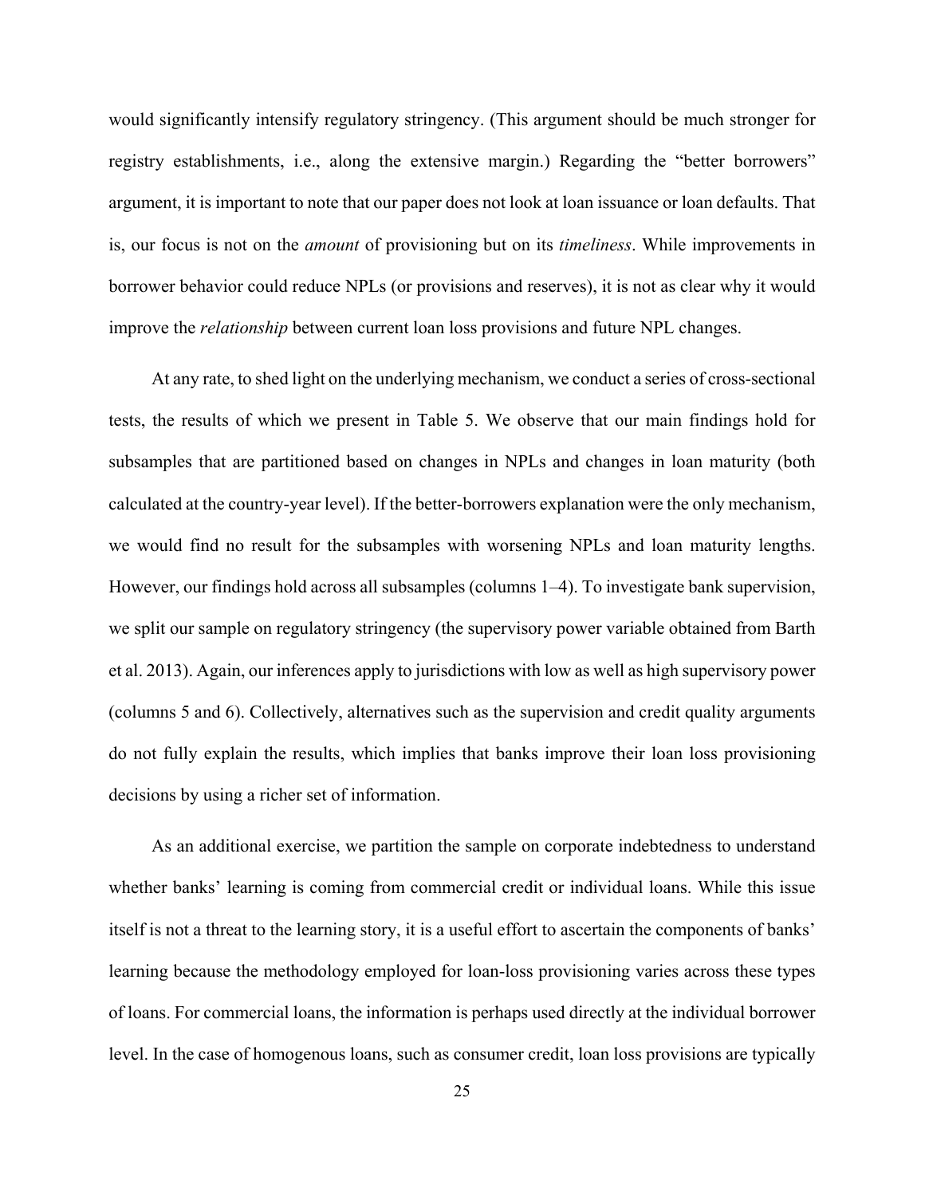would significantly intensify regulatory stringency. (This argument should be much stronger for registry establishments, i.e., along the extensive margin.) Regarding the "better borrowers" argument, it is important to note that our paper does not look at loan issuance or loan defaults. That is, our focus is not on the *amount* of provisioning but on its *timeliness*. While improvements in borrower behavior could reduce NPLs (or provisions and reserves), it is not as clear why it would improve the *relationship* between current loan loss provisions and future NPL changes.

At any rate, to shed light on the underlying mechanism, we conduct a series of cross-sectional tests, the results of which we present in Table 5. We observe that our main findings hold for subsamples that are partitioned based on changes in NPLs and changes in loan maturity (both calculated at the country-year level). If the better-borrowers explanation were the only mechanism, we would find no result for the subsamples with worsening NPLs and loan maturity lengths. However, our findings hold across all subsamples (columns 1–4). To investigate bank supervision, we split our sample on regulatory stringency (the supervisory power variable obtained from Barth et al. 2013). Again, our inferences apply to jurisdictions with low as well as high supervisory power (columns 5 and 6). Collectively, alternatives such as the supervision and credit quality arguments do not fully explain the results, which implies that banks improve their loan loss provisioning decisions by using a richer set of information.

As an additional exercise, we partition the sample on corporate indebtedness to understand whether banks' learning is coming from commercial credit or individual loans. While this issue itself is not a threat to the learning story, it is a useful effort to ascertain the components of banks' learning because the methodology employed for loan-loss provisioning varies across these types of loans. For commercial loans, the information is perhaps used directly at the individual borrower level. In the case of homogenous loans, such as consumer credit, loan loss provisions are typically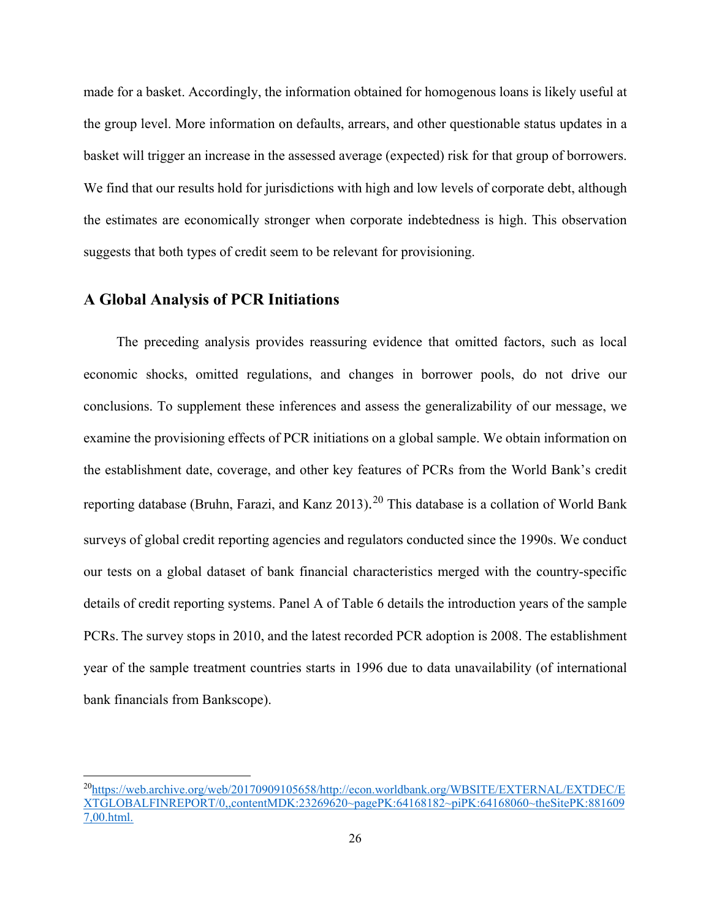made for a basket. Accordingly, the information obtained for homogenous loans is likely useful at the group level. More information on defaults, arrears, and other questionable status updates in a basket will trigger an increase in the assessed average (expected) risk for that group of borrowers. We find that our results hold for jurisdictions with high and low levels of corporate debt, although the estimates are economically stronger when corporate indebtedness is high. This observation suggests that both types of credit seem to be relevant for provisioning.

## A Global Analysis of PCR Initiations

The preceding analysis provides reassuring evidence that omitted factors, such as local economic shocks, omitted regulations, and changes in borrower pools, do not drive our conclusions. To supplement these inferences and assess the generalizability of our message, we examine the provisioning effects of PCR initiations on a global sample. We obtain information on the establishment date, coverage, and other key features of PCRs from the World Bank's credit reporting database (Bruhn, Farazi, and Kanz 2013).[20] This database is a collation of World Bank surveys of global credit reporting agencies and regulators conducted since the 1990s. We conduct our tests on a global dataset of bank financial characteristics merged with the country-specific details of credit reporting systems. Panel A of Table 6 details the introduction years of the sample PCRs. The survey stops in 2010, and the latest recorded PCR adoption is 2008. The establishment year of the sample treatment countries starts in 1996 due to data unavailability (of international bank financials from Bankscope).

[20] https://web.archive.org/web/20170909105658/http://econ.worldbank.org/WBSITE/EXTERNAL/EXTDEC/EXTGLOBALFINREPORT/0,,contentMDK:23269620~pagePK:64168182~piPK:64168060~theSitePK:8816097,00.html.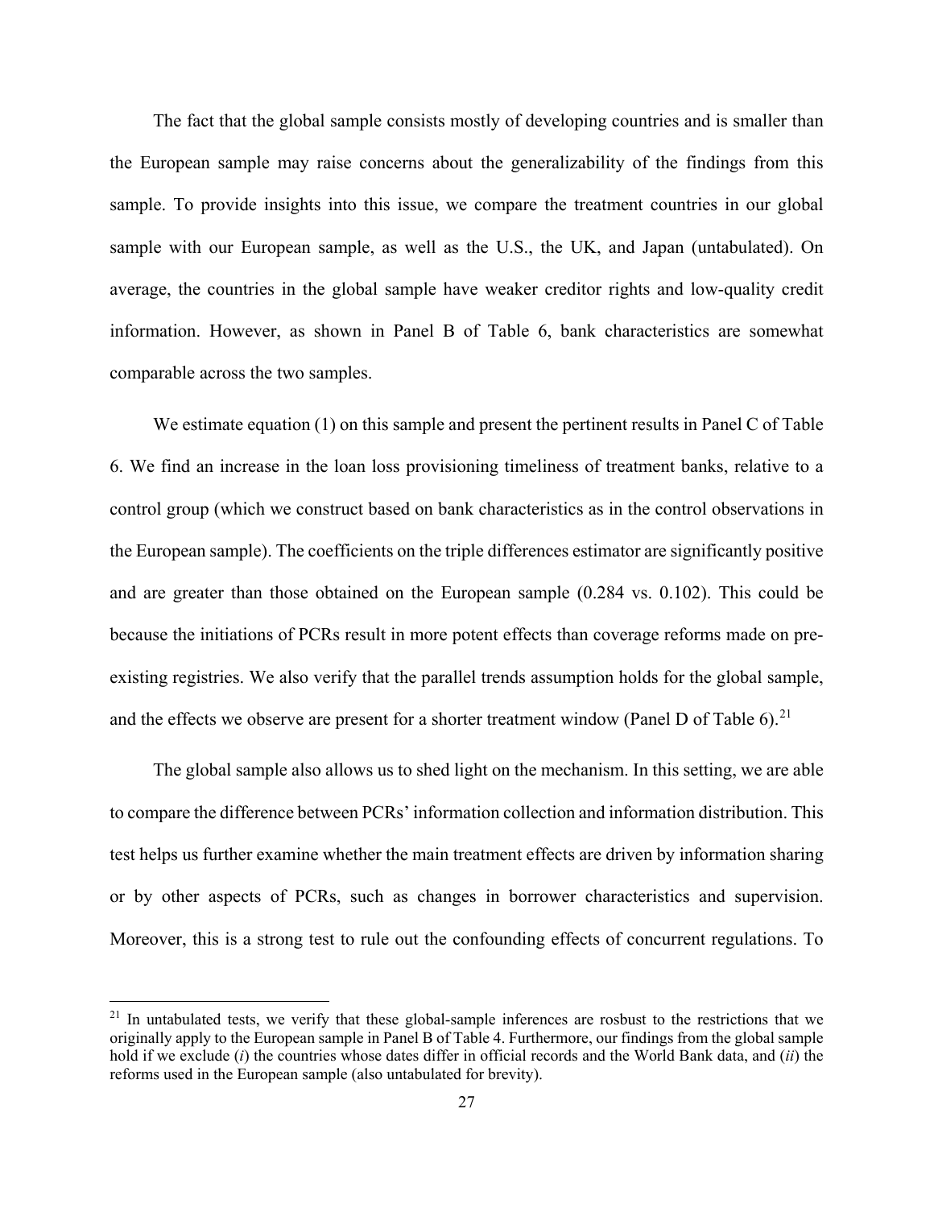The fact that the global sample consists mostly of developing countries and is smaller than the European sample may raise concerns about the generalizability of the findings from this sample. To provide insights into this issue, we compare the treatment countries in our global sample with our European sample, as well as the U.S., the UK, and Japan (untabulated). On average, the countries in the global sample have weaker creditor rights and low-quality credit information. However, as shown in Panel B of Table 6, bank characteristics are somewhat comparable across the two samples.

We estimate equation (1) on this sample and present the pertinent results in Panel C of Table 6. We find an increase in the loan loss provisioning timeliness of treatment banks, relative to a control group (which we construct based on bank characteristics as in the control observations in the European sample). The coefficients on the triple differences estimator are significantly positive and are greater than those obtained on the European sample (0.284 vs. 0.102). This could be because the initiations of PCRs result in more potent effects than coverage reforms made on pre-existing registries. We also verify that the parallel trends assumption holds for the global sample, and the effects we observe are present for a shorter treatment window (Panel D of Table 6).[21]

The global sample also allows us to shed light on the mechanism. In this setting, we are able to compare the difference between PCRs' information collection and information distribution. This test helps us further examine whether the main treatment effects are driven by information sharing or by other aspects of PCRs, such as changes in borrower characteristics and supervision. Moreover, this is a strong test to rule out the confounding effects of concurrent regulations. To

[21] In untabulated tests, we verify that these global-sample inferences are rosbust to the restrictions that we originally apply to the European sample in Panel B of Table 4. Furthermore, our findings from the global sample hold if we exclude (*i*) the countries whose dates differ in official records and the World Bank data, and (*ii*) the reforms used in the European sample (also untabulated for brevity).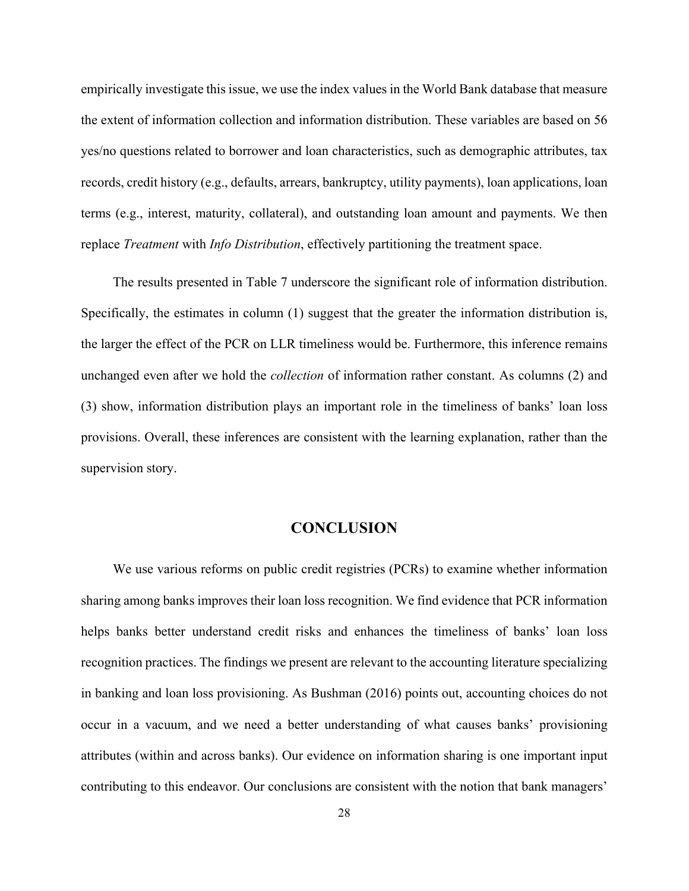empirically investigate this issue, we use the index values in the World Bank database that measure the extent of information collection and information distribution. These variables are based on 56 yes/no questions related to borrower and loan characteristics, such as demographic attributes, tax records, credit history (e.g., defaults, arrears, bankruptcy, utility payments), loan applications, loan terms (e.g., interest, maturity, collateral), and outstanding loan amount and payments. We then replace *Treatment* with *Info Distribution*, effectively partitioning the treatment space.

The results presented in Table 7 underscore the significant role of information distribution. Specifically, the estimates in column (1) suggest that the greater the information distribution is, the larger the effect of the PCR on LLR timeliness would be. Furthermore, this inference remains unchanged even after we hold the *collection* of information rather constant. As columns (2) and (3) show, information distribution plays an important role in the timeliness of banks' loan loss provisions. Overall, these inferences are consistent with the learning explanation, rather than the supervision story.

## CONCLUSION

We use various reforms on public credit registries (PCRs) to examine whether information sharing among banks improves their loan loss recognition. We find evidence that PCR information helps banks better understand credit risks and enhances the timeliness of banks' loan loss recognition practices. The findings we present are relevant to the accounting literature specializing in banking and loan loss provisioning. As Bushman (2016) points out, accounting choices do not occur in a vacuum, and we need a better understanding of what causes banks' provisioning attributes (within and across banks). Our evidence on information sharing is one important input contributing to this endeavor. Our conclusions are consistent with the notion that bank managers'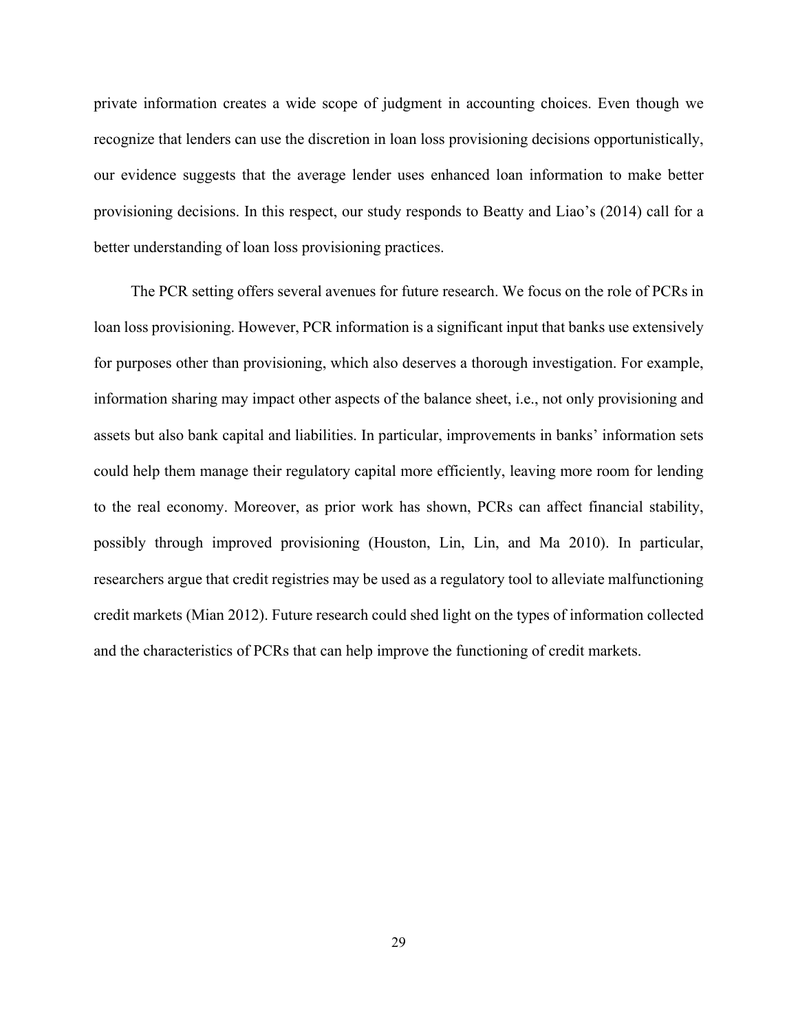private information creates a wide scope of judgment in accounting choices. Even though we recognize that lenders can use the discretion in loan loss provisioning decisions opportunistically, our evidence suggests that the average lender uses enhanced loan information to make better provisioning decisions. In this respect, our study responds to Beatty and Liao's (2014) call for a better understanding of loan loss provisioning practices.

The PCR setting offers several avenues for future research. We focus on the role of PCRs in loan loss provisioning. However, PCR information is a significant input that banks use extensively for purposes other than provisioning, which also deserves a thorough investigation. For example, information sharing may impact other aspects of the balance sheet, i.e., not only provisioning and assets but also bank capital and liabilities. In particular, improvements in banks' information sets could help them manage their regulatory capital more efficiently, leaving more room for lending to the real economy. Moreover, as prior work has shown, PCRs can affect financial stability, possibly through improved provisioning (Houston, Lin, Lin, and Ma 2010). In particular, researchers argue that credit registries may be used as a regulatory tool to alleviate malfunctioning credit markets (Mian 2012). Future research could shed light on the types of information collected and the characteristics of PCRs that can help improve the functioning of credit markets.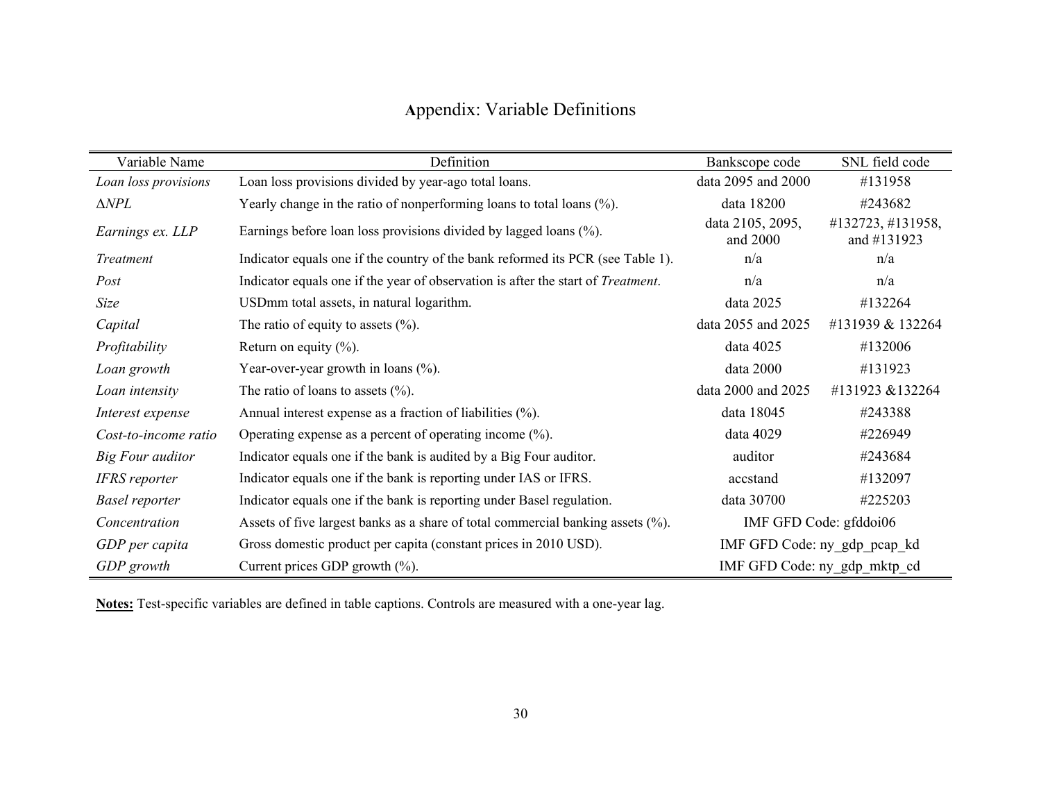# Appendix: Variable Definitions

| Variable Name | Definition | Bankscope code | SNL field code |
|---|---|---|---|
| *Loan loss provisions* | Loan loss provisions divided by year-ago total loans. | data 2095 and 2000 | #131958 |
| *ΔNPL* | Yearly change in the ratio of nonperforming loans to total loans (%). | data 18200 | #243682 |
| *Earnings ex. LLP* | Earnings before loan loss provisions divided by lagged loans (%). | data 2105, 2095, and 2000 | #132723, #131958, and #131923 |
| *Treatment* | Indicator equals one if the country of the bank reformed its PCR (see Table 1). | n/a | n/a |
| *Post* | Indicator equals one if the year of observation is after the start of *Treatment*. | n/a | n/a |
| *Size* | USDmm total assets, in natural logarithm. | data 2025 | #132264 |
| *Capital* | The ratio of equity to assets (%). | data 2055 and 2025 | #131939 & 132264 |
| *Profitability* | Return on equity (%). | data 4025 | #132006 |
| *Loan growth* | Year-over-year growth in loans (%). | data 2000 | #131923 |
| *Loan intensity* | The ratio of loans to assets (%). | data 2000 and 2025 | #131923 &132264 |
| *Interest expense* | Annual interest expense as a fraction of liabilities (%). | data 18045 | #243388 |
| *Cost-to-income ratio* | Operating expense as a percent of operating income (%). | data 4029 | #226949 |
| *Big Four auditor* | Indicator equals one if the bank is audited by a Big Four auditor. | auditor | #243684 |
| *IFRS reporter* | Indicator equals one if the bank is reporting under IAS or IFRS. | accstand | #132097 |
| *Basel reporter* | Indicator equals one if the bank is reporting under Basel regulation. | data 30700 | #225203 |
| *Concentration* | Assets of five largest banks as a share of total commercial banking assets (%). | IMF GFD Code: gfddoi06 | |
| *GDP per capita* | Gross domestic product per capita (constant prices in 2010 USD). | IMF GFD Code: ny_gdp_pcap_kd | |
| *GDP growth* | Current prices GDP growth (%). | IMF GFD Code: ny_gdp_mktp_cd | |

**Notes:** Test-specific variables are defined in table captions. Controls are measured with a one-year lag.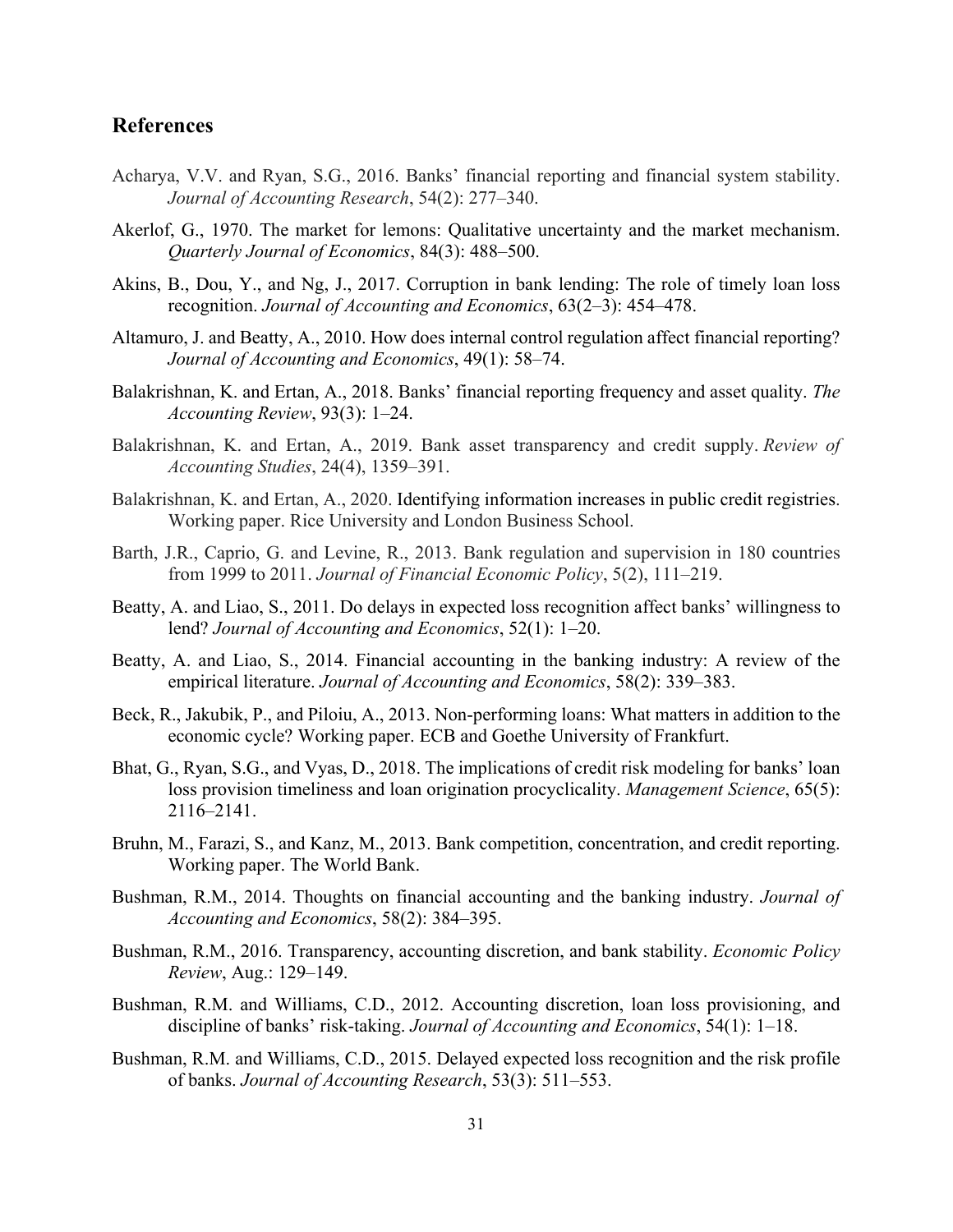## References

Acharya, V.V. and Ryan, S.G., 2016. Banks' financial reporting and financial system stability. *Journal of Accounting Research*, 54(2): 277–340.

Akerlof, G., 1970. The market for lemons: Qualitative uncertainty and the market mechanism. *Quarterly Journal of Economics*, 84(3): 488–500.

Akins, B., Dou, Y., and Ng, J., 2017. Corruption in bank lending: The role of timely loan loss recognition. *Journal of Accounting and Economics*, 63(2–3): 454–478.

Altamuro, J. and Beatty, A., 2010. How does internal control regulation affect financial reporting? *Journal of Accounting and Economics*, 49(1): 58–74.

Balakrishnan, K. and Ertan, A., 2018. Banks' financial reporting frequency and asset quality. *The Accounting Review*, 93(3): 1–24.

Balakrishnan, K. and Ertan, A., 2019. Bank asset transparency and credit supply. *Review of Accounting Studies*, 24(4), 1359–391.

Balakrishnan, K. and Ertan, A., 2020. Identifying information increases in public credit registries. Working paper. Rice University and London Business School.

Barth, J.R., Caprio, G. and Levine, R., 2013. Bank regulation and supervision in 180 countries from 1999 to 2011. *Journal of Financial Economic Policy*, 5(2), 111–219.

Beatty, A. and Liao, S., 2011. Do delays in expected loss recognition affect banks' willingness to lend? *Journal of Accounting and Economics*, 52(1): 1–20.

Beatty, A. and Liao, S., 2014. Financial accounting in the banking industry: A review of the empirical literature. *Journal of Accounting and Economics*, 58(2): 339–383.

Beck, R., Jakubik, P., and Piloiu, A., 2013. Non-performing loans: What matters in addition to the economic cycle? Working paper. ECB and Goethe University of Frankfurt.

Bhat, G., Ryan, S.G., and Vyas, D., 2018. The implications of credit risk modeling for banks' loan loss provision timeliness and loan origination procyclicality. *Management Science*, 65(5): 2116–2141.

Bruhn, M., Farazi, S., and Kanz, M., 2013. Bank competition, concentration, and credit reporting. Working paper. The World Bank.

Bushman, R.M., 2014. Thoughts on financial accounting and the banking industry. *Journal of Accounting and Economics*, 58(2): 384–395.

Bushman, R.M., 2016. Transparency, accounting discretion, and bank stability. *Economic Policy Review*, Aug.: 129–149.

Bushman, R.M. and Williams, C.D., 2012. Accounting discretion, loan loss provisioning, and discipline of banks' risk-taking. *Journal of Accounting and Economics*, 54(1): 1–18.

Bushman, R.M. and Williams, C.D., 2015. Delayed expected loss recognition and the risk profile of banks. *Journal of Accounting Research*, 53(3): 511–553.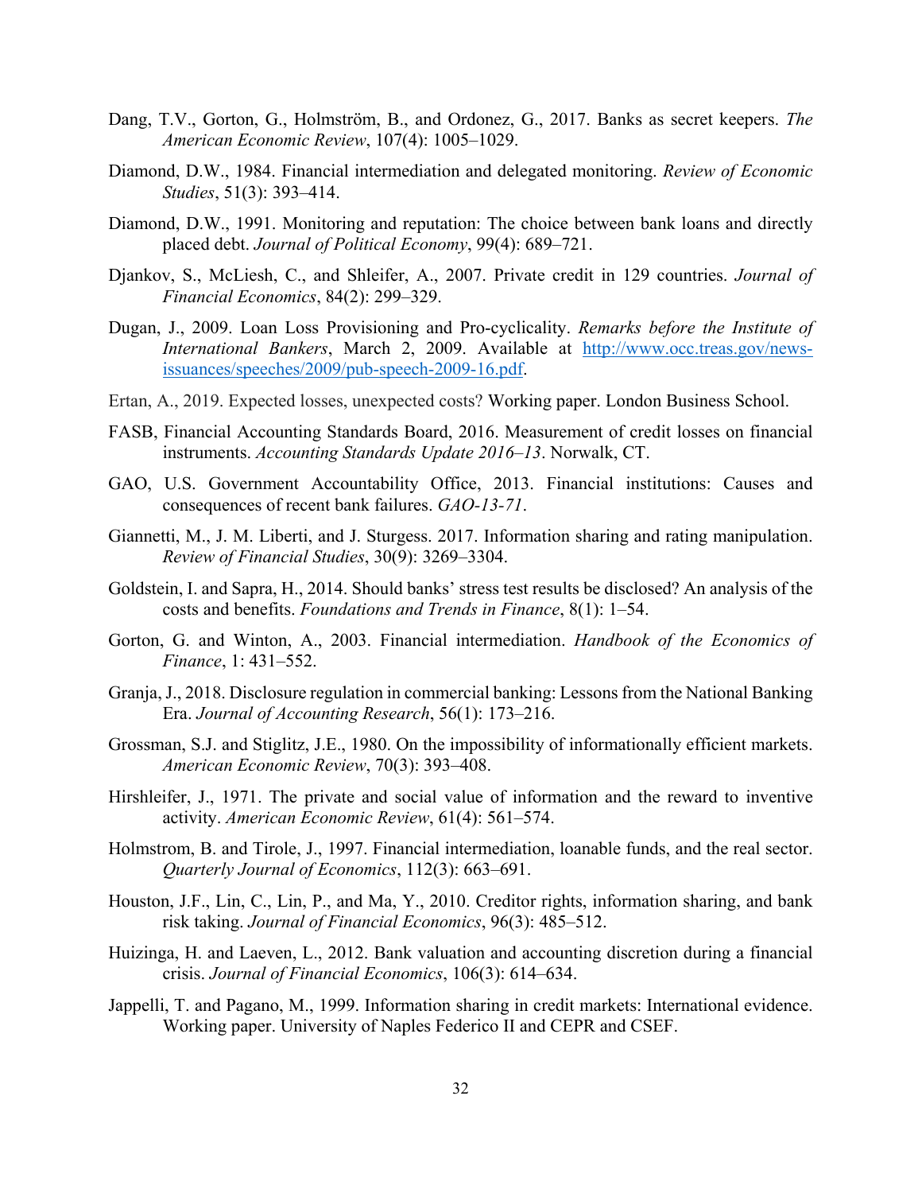Dang, T.V., Gorton, G., Holmström, B., and Ordonez, G., 2017. Banks as secret keepers. *The American Economic Review*, 107(4): 1005–1029.

Diamond, D.W., 1984. Financial intermediation and delegated monitoring. *Review of Economic Studies*, 51(3): 393–414.

Diamond, D.W., 1991. Monitoring and reputation: The choice between bank loans and directly placed debt. *Journal of Political Economy*, 99(4): 689–721.

Djankov, S., McLiesh, C., and Shleifer, A., 2007. Private credit in 129 countries. *Journal of Financial Economics*, 84(2): 299–329.

Dugan, J., 2009. Loan Loss Provisioning and Pro-cyclicality. *Remarks before the Institute of International Bankers*, March 2, 2009. Available at http://www.occ.treas.gov/news-issuances/speeches/2009/pub-speech-2009-16.pdf.

Ertan, A., 2019. Expected losses, unexpected costs? Working paper. London Business School.

FASB, Financial Accounting Standards Board, 2016. Measurement of credit losses on financial instruments. *Accounting Standards Update 2016–13*. Norwalk, CT.

GAO, U.S. Government Accountability Office, 2013. Financial institutions: Causes and consequences of recent bank failures. *GAO-13-71*.

Giannetti, M., J. M. Liberti, and J. Sturgess. 2017. Information sharing and rating manipulation. *Review of Financial Studies*, 30(9): 3269–3304.

Goldstein, I. and Sapra, H., 2014. Should banks' stress test results be disclosed? An analysis of the costs and benefits. *Foundations and Trends in Finance*, 8(1): 1–54.

Gorton, G. and Winton, A., 2003. Financial intermediation. *Handbook of the Economics of Finance*, 1: 431–552.

Granja, J., 2018. Disclosure regulation in commercial banking: Lessons from the National Banking Era. *Journal of Accounting Research*, 56(1): 173–216.

Grossman, S.J. and Stiglitz, J.E., 1980. On the impossibility of informationally efficient markets. *American Economic Review*, 70(3): 393–408.

Hirshleifer, J., 1971. The private and social value of information and the reward to inventive activity. *American Economic Review*, 61(4): 561–574.

Holmstrom, B. and Tirole, J., 1997. Financial intermediation, loanable funds, and the real sector. *Quarterly Journal of Economics*, 112(3): 663–691.

Houston, J.F., Lin, C., Lin, P., and Ma, Y., 2010. Creditor rights, information sharing, and bank risk taking. *Journal of Financial Economics*, 96(3): 485–512.

Huizinga, H. and Laeven, L., 2012. Bank valuation and accounting discretion during a financial crisis. *Journal of Financial Economics*, 106(3): 614–634.

Jappelli, T. and Pagano, M., 1999. Information sharing in credit markets: International evidence. Working paper. University of Naples Federico II and CEPR and CSEF.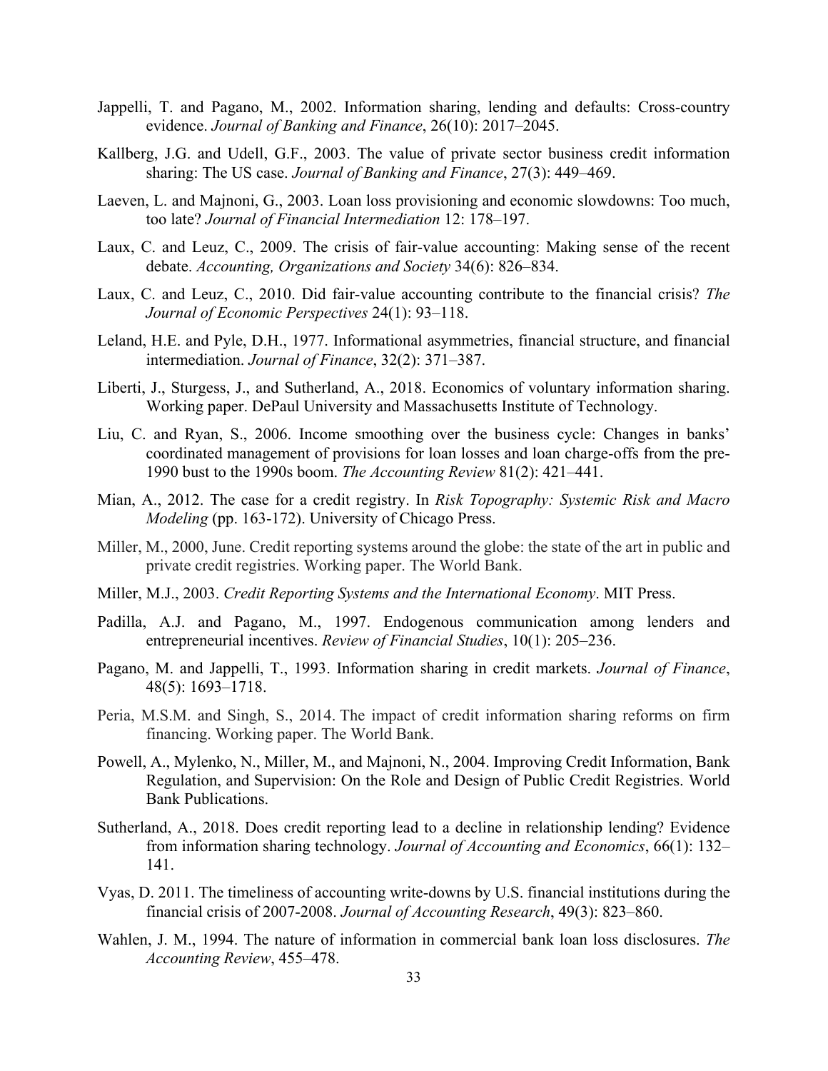Jappelli, T. and Pagano, M., 2002. Information sharing, lending and defaults: Cross-country evidence. *Journal of Banking and Finance*, 26(10): 2017–2045.

Kallberg, J.G. and Udell, G.F., 2003. The value of private sector business credit information sharing: The US case. *Journal of Banking and Finance*, 27(3): 449–469.

Laeven, L. and Majnoni, G., 2003. Loan loss provisioning and economic slowdowns: Too much, too late? *Journal of Financial Intermediation* 12: 178–197.

Laux, C. and Leuz, C., 2009. The crisis of fair-value accounting: Making sense of the recent debate. *Accounting, Organizations and Society* 34(6): 826–834.

Laux, C. and Leuz, C., 2010. Did fair-value accounting contribute to the financial crisis? *The Journal of Economic Perspectives* 24(1): 93–118.

Leland, H.E. and Pyle, D.H., 1977. Informational asymmetries, financial structure, and financial intermediation. *Journal of Finance*, 32(2): 371–387.

Liberti, J., Sturgess, J., and Sutherland, A., 2018. Economics of voluntary information sharing. Working paper. DePaul University and Massachusetts Institute of Technology.

Liu, C. and Ryan, S., 2006. Income smoothing over the business cycle: Changes in banks' coordinated management of provisions for loan losses and loan charge-offs from the pre-1990 bust to the 1990s boom. *The Accounting Review* 81(2): 421–441.

Mian, A., 2012. The case for a credit registry. In *Risk Topography: Systemic Risk and Macro Modeling* (pp. 163-172). University of Chicago Press.

Miller, M., 2000, June. Credit reporting systems around the globe: the state of the art in public and private credit registries. Working paper. The World Bank.

Miller, M.J., 2003. *Credit Reporting Systems and the International Economy*. MIT Press.

Padilla, A.J. and Pagano, M., 1997. Endogenous communication among lenders and entrepreneurial incentives. *Review of Financial Studies*, 10(1): 205–236.

Pagano, M. and Jappelli, T., 1993. Information sharing in credit markets. *Journal of Finance*, 48(5): 1693–1718.

Peria, M.S.M. and Singh, S., 2014. The impact of credit information sharing reforms on firm financing. Working paper. The World Bank.

Powell, A., Mylenko, N., Miller, M., and Majnoni, N., 2004. Improving Credit Information, Bank Regulation, and Supervision: On the Role and Design of Public Credit Registries. World Bank Publications.

Sutherland, A., 2018. Does credit reporting lead to a decline in relationship lending? Evidence from information sharing technology. *Journal of Accounting and Economics*, 66(1): 132–141.

Vyas, D. 2011. The timeliness of accounting write-downs by U.S. financial institutions during the financial crisis of 2007-2008. *Journal of Accounting Research*, 49(3): 823–860.

Wahlen, J. M., 1994. The nature of information in commercial bank loan loss disclosures. *The Accounting Review*, 455–478.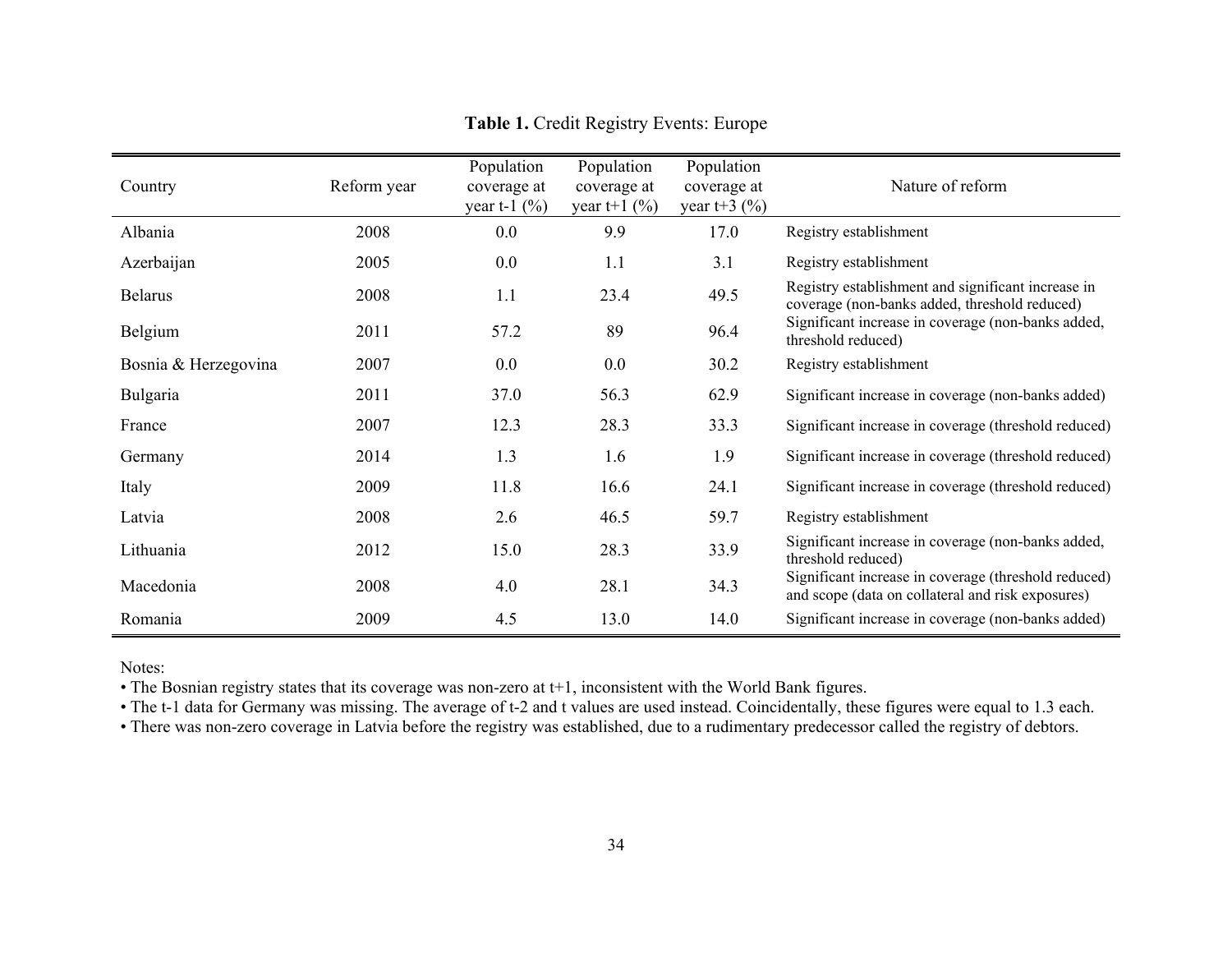**Table 1.** Credit Registry Events: Europe

| Country | Reform year | Population coverage at year t-1 (%) | Population coverage at year t+1 (%) | Population coverage at year t+3 (%) | Nature of reform |
|---|---|---|---|---|---|
| Albania | 2008 | 0.0 | 9.9 | 17.0 | Registry establishment |
| Azerbaijan | 2005 | 0.0 | 1.1 | 3.1 | Registry establishment |
| Belarus | 2008 | 1.1 | 23.4 | 49.5 | Registry establishment and significant increase in coverage (non-banks added, threshold reduced) |
| Belgium | 2011 | 57.2 | 89 | 96.4 | Significant increase in coverage (non-banks added, threshold reduced) |
| Bosnia & Herzegovina | 2007 | 0.0 | 0.0 | 30.2 | Registry establishment |
| Bulgaria | 2011 | 37.0 | 56.3 | 62.9 | Significant increase in coverage (non-banks added) |
| France | 2007 | 12.3 | 28.3 | 33.3 | Significant increase in coverage (threshold reduced) |
| Germany | 2014 | 1.3 | 1.6 | 1.9 | Significant increase in coverage (threshold reduced) |
| Italy | 2009 | 11.8 | 16.6 | 24.1 | Significant increase in coverage (threshold reduced) |
| Latvia | 2008 | 2.6 | 46.5 | 59.7 | Registry establishment |
| Lithuania | 2012 | 15.0 | 28.3 | 33.9 | Significant increase in coverage (non-banks added, threshold reduced) |
| Macedonia | 2008 | 4.0 | 28.1 | 34.3 | Significant increase in coverage (threshold reduced) and scope (data on collateral and risk exposures) |
| Romania | 2009 | 4.5 | 13.0 | 14.0 | Significant increase in coverage (non-banks added) |

Notes:

- The Bosnian registry states that its coverage was non-zero at t+1, inconsistent with the World Bank figures.
- The t-1 data for Germany was missing. The average of t-2 and t values are used instead. Coincidentally, these figures were equal to 1.3 each.
- There was non-zero coverage in Latvia before the registry was established, due to a rudimentary predecessor called the registry of debtors.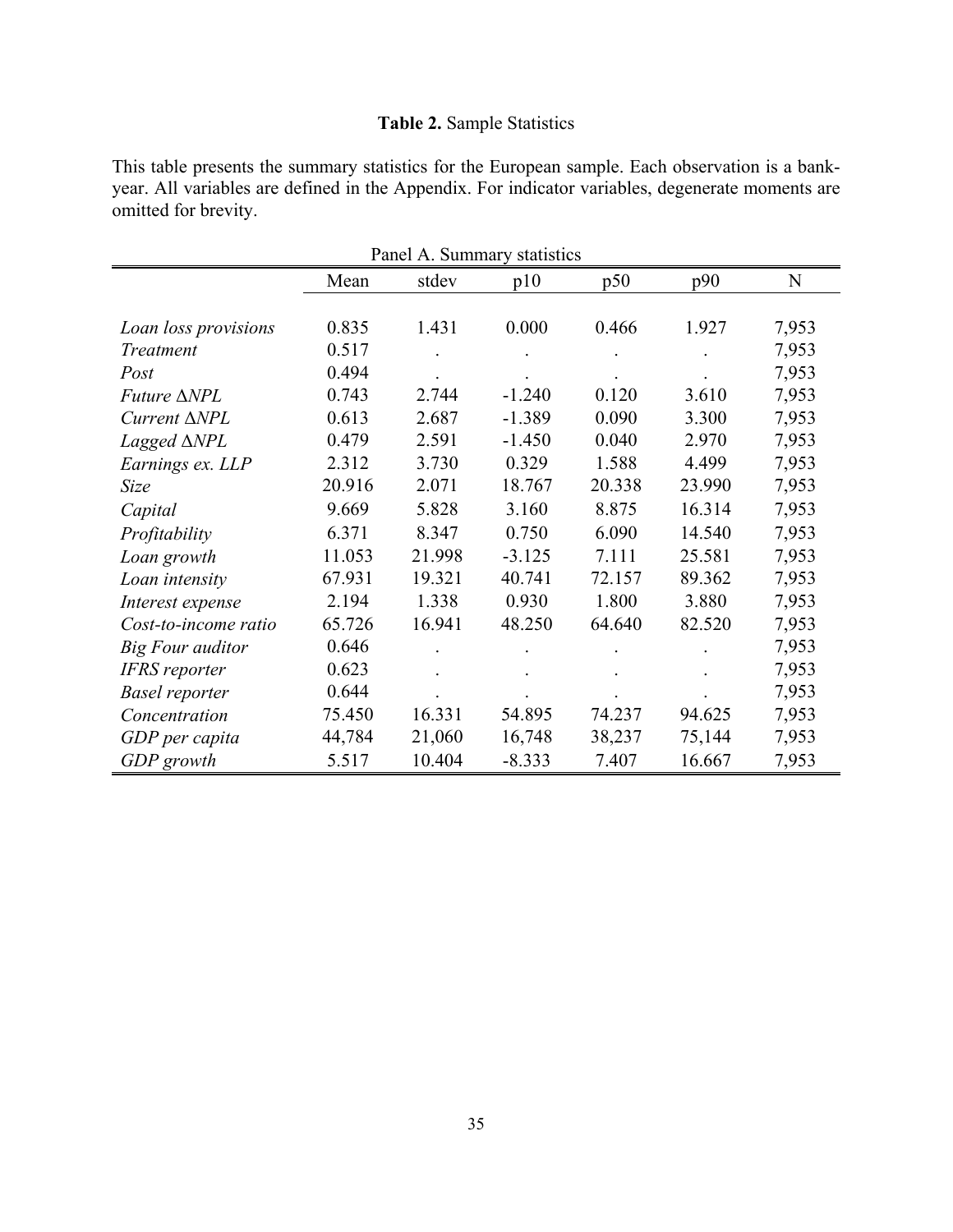**Table 2.** Sample Statistics

This table presents the summary statistics for the European sample. Each observation is a bank-year. All variables are defined in the Appendix. For indicator variables, degenerate moments are omitted for brevity.

Panel A. Summary statistics

| | Mean | stdev | p10 | p50 | p90 | N |
|---|---|---|---|---|---|---|
| *Loan loss provisions* | 0.835 | 1.431 | 0.000 | 0.466 | 1.927 | 7,953 |
| *Treatment* | 0.517 | . | . | . | . | 7,953 |
| *Post* | 0.494 | . | . | . | . | 7,953 |
| *Future ΔNPL* | 0.743 | 2.744 | -1.240 | 0.120 | 3.610 | 7,953 |
| *Current ΔNPL* | 0.613 | 2.687 | -1.389 | 0.090 | 3.300 | 7,953 |
| *Lagged ΔNPL* | 0.479 | 2.591 | -1.450 | 0.040 | 2.970 | 7,953 |
| *Earnings ex. LLP* | 2.312 | 3.730 | 0.329 | 1.588 | 4.499 | 7,953 |
| *Size* | 20.916 | 2.071 | 18.767 | 20.338 | 23.990 | 7,953 |
| *Capital* | 9.669 | 5.828 | 3.160 | 8.875 | 16.314 | 7,953 |
| *Profitability* | 6.371 | 8.347 | 0.750 | 6.090 | 14.540 | 7,953 |
| *Loan growth* | 11.053 | 21.998 | -3.125 | 7.111 | 25.581 | 7,953 |
| *Loan intensity* | 67.931 | 19.321 | 40.741 | 72.157 | 89.362 | 7,953 |
| *Interest expense* | 2.194 | 1.338 | 0.930 | 1.800 | 3.880 | 7,953 |
| *Cost-to-income ratio* | 65.726 | 16.941 | 48.250 | 64.640 | 82.520 | 7,953 |
| *Big Four auditor* | 0.646 | . | . | . | . | 7,953 |
| *IFRS reporter* | 0.623 | . | . | . | . | 7,953 |
| *Basel reporter* | 0.644 | . | . | . | . | 7,953 |
| *Concentration* | 75.450 | 16.331 | 54.895 | 74.237 | 94.625 | 7,953 |
| *GDP per capita* | 44,784 | 21,060 | 16,748 | 38,237 | 75,144 | 7,953 |
| *GDP growth* | 5.517 | 10.404 | -8.333 | 7.407 | 16.667 | 7,953 |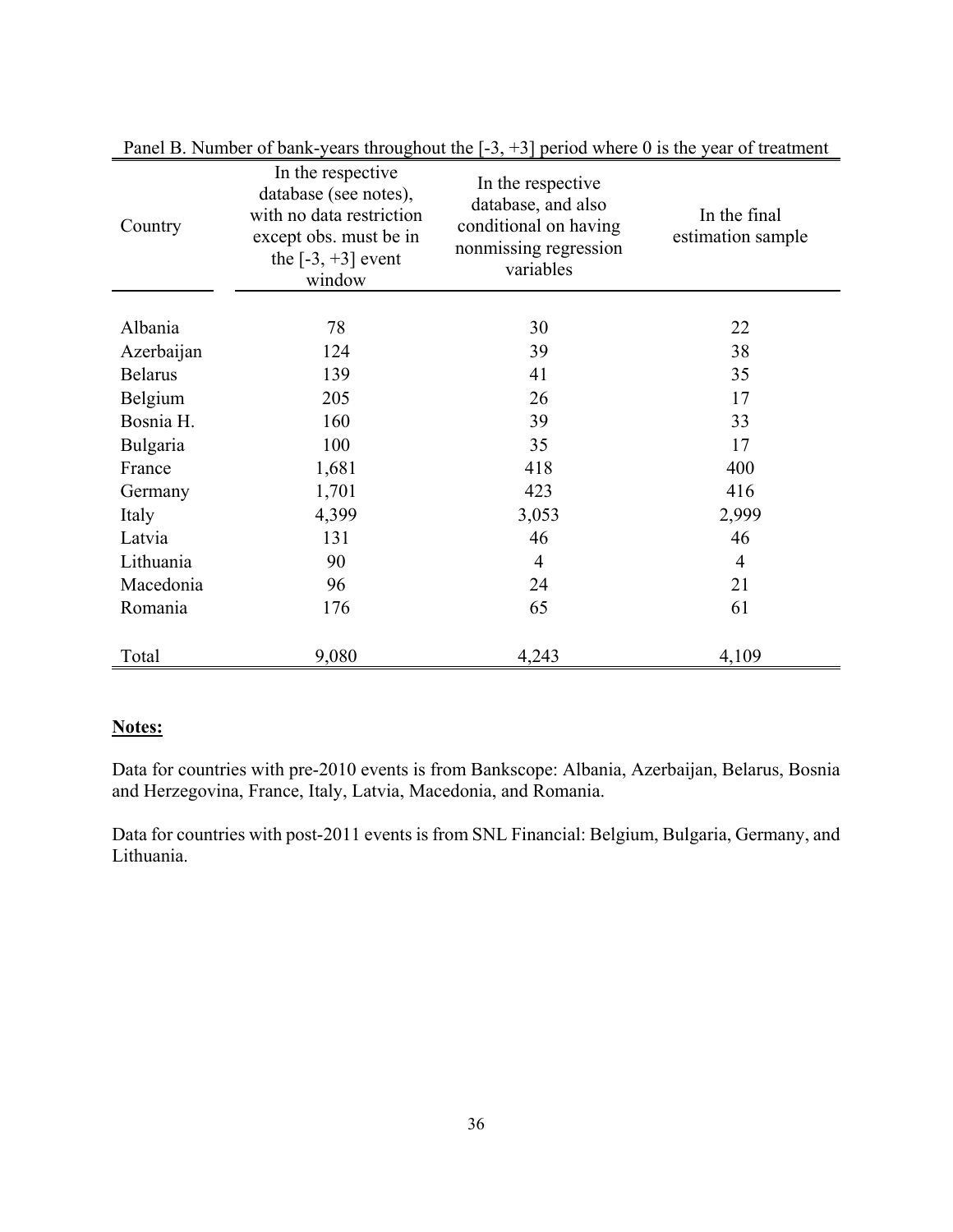Panel B. Number of bank-years throughout the [-3, +3] period where 0 is the year of treatment

| Country | In the respective database (see notes), with no data restriction except obs. must be in the [-3, +3] event window | In the respective database, and also conditional on having nonmissing regression variables | In the final estimation sample |
|---|---|---|---|
| Albania | 78 | 30 | 22 |
| Azerbaijan | 124 | 39 | 38 |
| Belarus | 139 | 41 | 35 |
| Belgium | 205 | 26 | 17 |
| Bosnia H. | 160 | 39 | 33 |
| Bulgaria | 100 | 35 | 17 |
| France | 1,681 | 418 | 400 |
| Germany | 1,701 | 423 | 416 |
| Italy | 4,399 | 3,053 | 2,999 |
| Latvia | 131 | 46 | 46 |
| Lithuania | 90 | 4 | 4 |
| Macedonia | 96 | 24 | 21 |
| Romania | 176 | 65 | 61 |
| Total | 9,080 | 4,243 | 4,109 |

**Notes:**

Data for countries with pre-2010 events is from Bankscope: Albania, Azerbaijan, Belarus, Bosnia and Herzegovina, France, Italy, Latvia, Macedonia, and Romania.

Data for countries with post-2011 events is from SNL Financial: Belgium, Bulgaria, Germany, and Lithuania.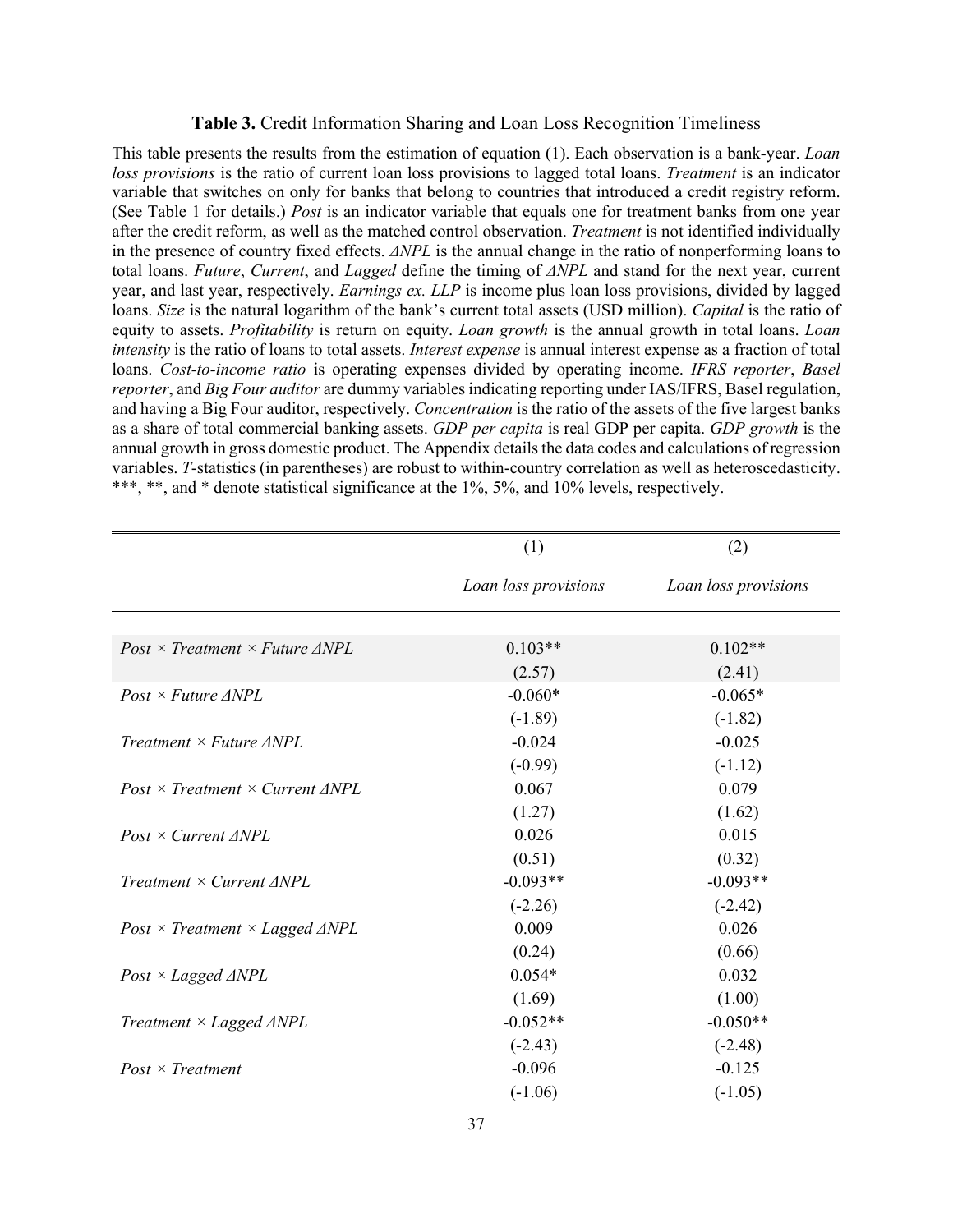**Table 3.** Credit Information Sharing and Loan Loss Recognition Timeliness

This table presents the results from the estimation of equation (1). Each observation is a bank-year. *Loan loss provisions* is the ratio of current loan loss provisions to lagged total loans. *Treatment* is an indicator variable that switches on only for banks that belong to countries that introduced a credit registry reform. (See Table 1 for details.) *Post* is an indicator variable that equals one for treatment banks from one year after the credit reform, as well as the matched control observation. *Treatment* is not identified individually in the presence of country fixed effects. *ΔNPL* is the annual change in the ratio of nonperforming loans to total loans. *Future*, *Current*, and *Lagged* define the timing of *ΔNPL* and stand for the next year, current year, and last year, respectively. *Earnings ex. LLP* is income plus loan loss provisions, divided by lagged loans. *Size* is the natural logarithm of the bank's current total assets (USD million). *Capital* is the ratio of equity to assets. *Profitability* is return on equity. *Loan growth* is the annual growth in total loans. *Loan intensity* is the ratio of loans to total assets. *Interest expense* is annual interest expense as a fraction of total loans. *Cost-to-income ratio* is operating expenses divided by operating income. *IFRS reporter*, *Basel reporter*, and *Big Four auditor* are dummy variables indicating reporting under IAS/IFRS, Basel regulation, and having a Big Four auditor, respectively. *Concentration* is the ratio of the assets of the five largest banks as a share of total commercial banking assets. *GDP per capita* is real GDP per capita. *GDP growth* is the annual growth in gross domestic product. The Appendix details the data codes and calculations of regression variables. *T*-statistics (in parentheses) are robust to within-country correlation as well as heteroscedasticity. ***, **, and * denote statistical significance at the 1%, 5%, and 10% levels, respectively.

| | (1) | (2) |
|---|---|---|
| | *Loan loss provisions* | *Loan loss provisions* |
| *Post × Treatment × Future ΔNPL* | 0.103** | 0.102** |
| | (2.57) | (2.41) |
| *Post × Future ΔNPL* | -0.060* | -0.065* |
| | (-1.89) | (-1.82) |
| *Treatment × Future ΔNPL* | -0.024 | -0.025 |
| | (-0.99) | (-1.12) |
| *Post × Treatment × Current ΔNPL* | 0.067 | 0.079 |
| | (1.27) | (1.62) |
| *Post × Current ΔNPL* | 0.026 | 0.015 |
| | (0.51) | (0.32) |
| *Treatment × Current ΔNPL* | -0.093** | -0.093** |
| | (-2.26) | (-2.42) |
| *Post × Treatment × Lagged ΔNPL* | 0.009 | 0.026 |
| | (0.24) | (0.66) |
| *Post × Lagged ΔNPL* | 0.054* | 0.032 |
| | (1.69) | (1.00) |
| *Treatment × Lagged ΔNPL* | -0.052** | -0.050** |
| | (-2.43) | (-2.48) |
| *Post × Treatment* | -0.096 | -0.125 |
| | (-1.06) | (-1.05) |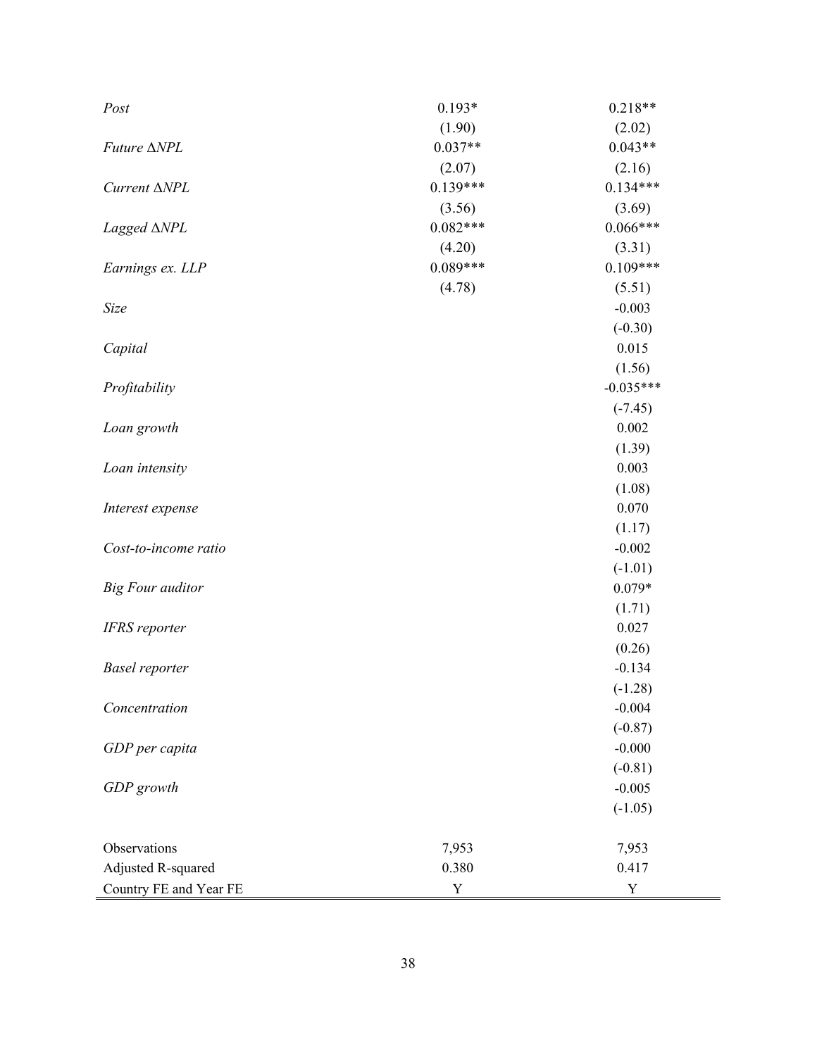| | | |
|---|---|---|
| *Post* | 0.193* | 0.218** |
| | (1.90) | (2.02) |
| *Future ΔNPL* | 0.037** | 0.043** |
| | (2.07) | (2.16) |
| *Current ΔNPL* | 0.139*** | 0.134*** |
| | (3.56) | (3.69) |
| *Lagged ΔNPL* | 0.082*** | 0.066*** |
| | (4.20) | (3.31) |
| *Earnings ex. LLP* | 0.089*** | 0.109*** |
| | (4.78) | (5.51) |
| *Size* | | -0.003 |
| | | (-0.30) |
| *Capital* | | 0.015 |
| | | (1.56) |
| *Profitability* | | -0.035*** |
| | | (-7.45) |
| *Loan growth* | | 0.002 |
| | | (1.39) |
| *Loan intensity* | | 0.003 |
| | | (1.08) |
| *Interest expense* | | 0.070 |
| | | (1.17) |
| *Cost-to-income ratio* | | -0.002 |
| | | (-1.01) |
| *Big Four auditor* | | 0.079* |
| | | (1.71) |
| *IFRS reporter* | | 0.027 |
| | | (0.26) |
| *Basel reporter* | | -0.134 |
| | | (-1.28) |
| *Concentration* | | -0.004 |
| | | (-0.87) |
| *GDP per capita* | | -0.000 |
| | | (-0.81) |
| *GDP growth* | | -0.005 |
| | | (-1.05) |
| Observations | 7,953 | 7,953 |
| Adjusted R-squared | 0.380 | 0.417 |
| Country FE and Year FE | Y | Y |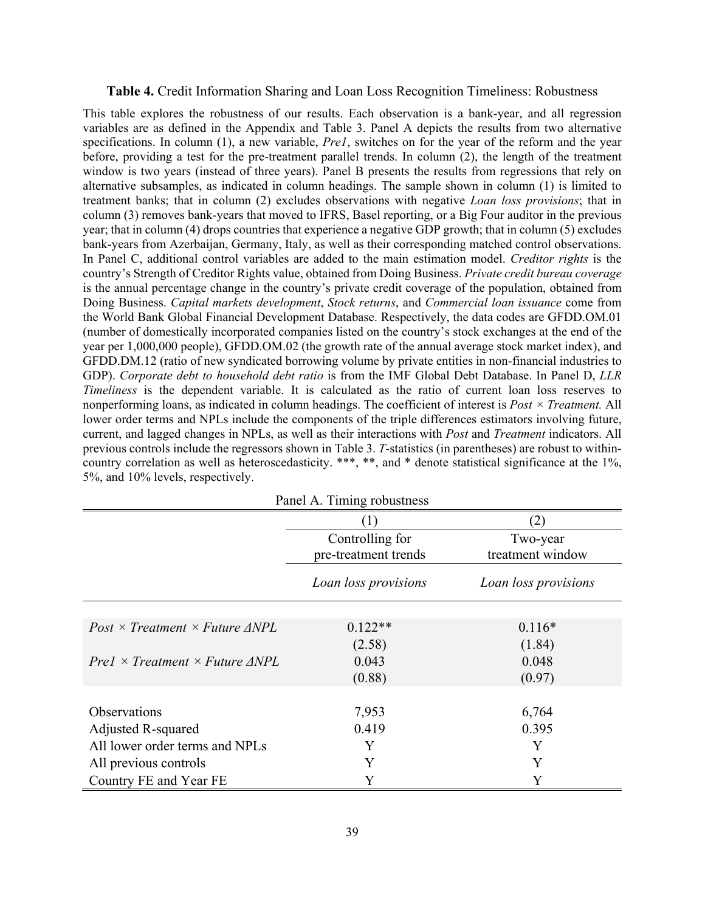**Table 4.** Credit Information Sharing and Loan Loss Recognition Timeliness: Robustness

This table explores the robustness of our results. Each observation is a bank-year, and all regression variables are as defined in the Appendix and Table 3. Panel A depicts the results from two alternative specifications. In column (1), a new variable, *Pre1*, switches on for the year of the reform and the year before, providing a test for the pre-treatment parallel trends. In column (2), the length of the treatment window is two years (instead of three years). Panel B presents the results from regressions that rely on alternative subsamples, as indicated in column headings. The sample shown in column (1) is limited to treatment banks; that in column (2) excludes observations with negative *Loan loss provisions*; that in column (3) removes bank-years that moved to IFRS, Basel reporting, or a Big Four auditor in the previous year; that in column (4) drops countries that experience a negative GDP growth; that in column (5) excludes bank-years from Azerbaijan, Germany, Italy, as well as their corresponding matched control observations. In Panel C, additional control variables are added to the main estimation model. *Creditor rights* is the country's Strength of Creditor Rights value, obtained from Doing Business. *Private credit bureau coverage* is the annual percentage change in the country's private credit coverage of the population, obtained from Doing Business. *Capital markets development*, *Stock returns*, and *Commercial loan issuance* come from the World Bank Global Financial Development Database. Respectively, the data codes are GFDD.OM.01 (number of domestically incorporated companies listed on the country's stock exchanges at the end of the year per 1,000,000 people), GFDD.OM.02 (the growth rate of the annual average stock market index), and GFDD.DM.12 (ratio of new syndicated borrowing volume by private entities in non-financial industries to GDP). *Corporate debt to household debt ratio* is from the IMF Global Debt Database. In Panel D, *LLR Timeliness* is the dependent variable. It is calculated as the ratio of current loan loss reserves to nonperforming loans, as indicated in column headings. The coefficient of interest is *Post × Treatment.* All lower order terms and NPLs include the components of the triple differences estimators involving future, current, and lagged changes in NPLs, as well as their interactions with *Post* and *Treatment* indicators. All previous controls include the regressors shown in Table 3. *T*-statistics (in parentheses) are robust to within-country correlation as well as heteroscedasticity. \*\*\*, \*\*, and \* denote statistical significance at the 1%, 5%, and 10% levels, respectively.

Panel A. Timing robustness

| | (1) | (2) |
|---|---|---|
| | Controlling for pre-treatment trends | Two-year treatment window |
| | *Loan loss provisions* | *Loan loss provisions* |
| *Post × Treatment × Future ΔNPL* | 0.122** | 0.116* |
| | (2.58) | (1.84) |
| *Pre1 × Treatment × Future ΔNPL* | 0.043 | 0.048 |
| | (0.88) | (0.97) |
| Observations | 7,953 | 6,764 |
| Adjusted R-squared | 0.419 | 0.395 |
| All lower order terms and NPLs | Y | Y |
| All previous controls | Y | Y |
| Country FE and Year FE | Y | Y |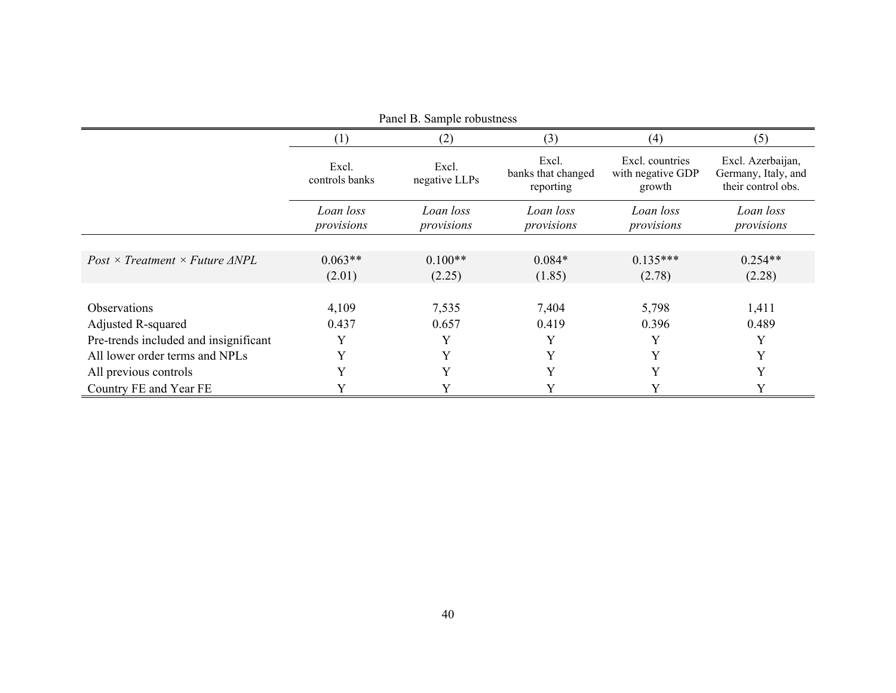Panel B. Sample robustness

| | (1) | (2) | (3) | (4) | (5) |
|---|---|---|---|---|---|
| | Excl. controls banks | Excl. negative LLPs | Excl. banks that changed reporting | Excl. countries with negative GDP growth | Excl. Azerbaijan, Germany, Italy, and their control obs. |
| | *Loan loss provisions* | *Loan loss provisions* | *Loan loss provisions* | *Loan loss provisions* | *Loan loss provisions* |
| *Post × Treatment × Future ΔNPL* | 0.063** | 0.100** | 0.084* | 0.135*** | 0.254** |
| | (2.01) | (2.25) | (1.85) | (2.78) | (2.28) |
| Observations | 4,109 | 7,535 | 7,404 | 5,798 | 1,411 |
| Adjusted R-squared | 0.437 | 0.657 | 0.419 | 0.396 | 0.489 |
| Pre-trends included and insignificant | Y | Y | Y | Y | Y |
| All lower order terms and NPLs | Y | Y | Y | Y | Y |
| All previous controls | Y | Y | Y | Y | Y |
| Country FE and Year FE | Y | Y | Y | Y | Y |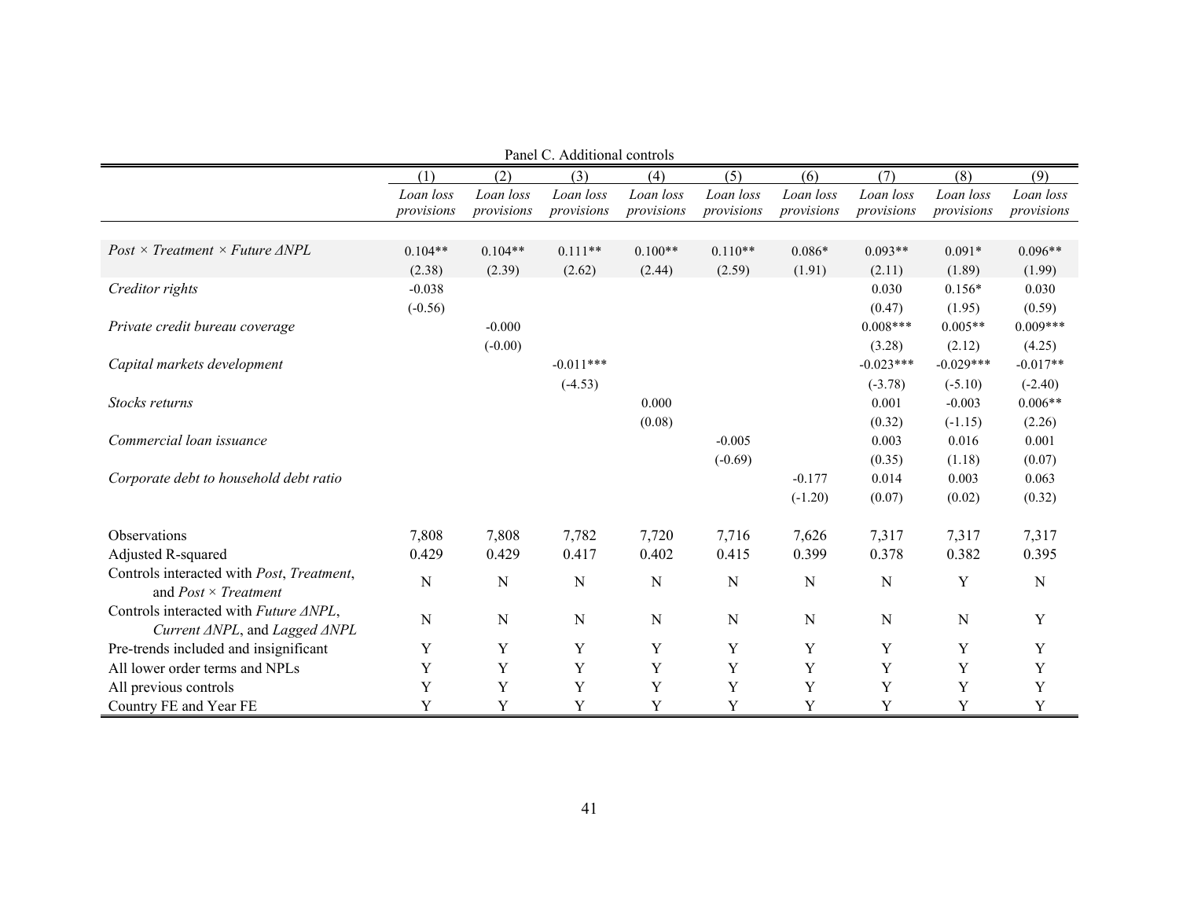Panel C. Additional controls

| | (1) | (2) | (3) | (4) | (5) | (6) | (7) | (8) | (9) |
|---|---|---|---|---|---|---|---|---|---|
| | *Loan loss provisions* | *Loan loss provisions* | *Loan loss provisions* | *Loan loss provisions* | *Loan loss provisions* | *Loan loss provisions* | *Loan loss provisions* | *Loan loss provisions* | *Loan loss provisions* |
| *Post × Treatment × Future ΔNPL* | 0.104** | 0.104** | 0.111** | 0.100** | 0.110** | 0.086* | 0.093** | 0.091* | 0.096** |
| | (2.38) | (2.39) | (2.62) | (2.44) | (2.59) | (1.91) | (2.11) | (1.89) | (1.99) |
| *Creditor rights* | -0.038 | | | | | | 0.030 | 0.156* | 0.030 |
| | (-0.56) | | | | | | (0.47) | (1.95) | (0.59) |
| *Private credit bureau coverage* | | -0.000 | | | | | 0.008*** | 0.005** | 0.009*** |
| | | (-0.00) | | | | | (3.28) | (2.12) | (4.25) |
| *Capital markets development* | | | -0.011*** | | | | -0.023*** | -0.029*** | -0.017** |
| | | | (-4.53) | | | | (-3.78) | (-5.10) | (-2.40) |
| *Stocks returns* | | | | 0.000 | | | 0.001 | -0.003 | 0.006** |
| | | | | (0.08) | | | (0.32) | (-1.15) | (2.26) |
| *Commercial loan issuance* | | | | | -0.005 | | 0.003 | 0.016 | 0.001 |
| | | | | | (-0.69) | | (0.35) | (1.18) | (0.07) |
| *Corporate debt to household debt ratio* | | | | | | -0.177 | 0.014 | 0.003 | 0.063 |
| | | | | | | (-1.20) | (0.07) | (0.02) | (0.32) |
| Observations | 7,808 | 7,808 | 7,782 | 7,720 | 7,716 | 7,626 | 7,317 | 7,317 | 7,317 |
| Adjusted R-squared | 0.429 | 0.429 | 0.417 | 0.402 | 0.415 | 0.399 | 0.378 | 0.382 | 0.395 |
| Controls interacted with *Post*, *Treatment*, and *Post × Treatment* | N | N | N | N | N | N | N | Y | N |
| Controls interacted with *Future ΔNPL*, *Current ΔNPL*, and *Lagged ΔNPL* | N | N | N | N | N | N | N | N | Y |
| Pre-trends included and insignificant | Y | Y | Y | Y | Y | Y | Y | Y | Y |
| All lower order terms and NPLs | Y | Y | Y | Y | Y | Y | Y | Y | Y |
| All previous controls | Y | Y | Y | Y | Y | Y | Y | Y | Y |
| Country FE and Year FE | Y | Y | Y | Y | Y | Y | Y | Y | Y |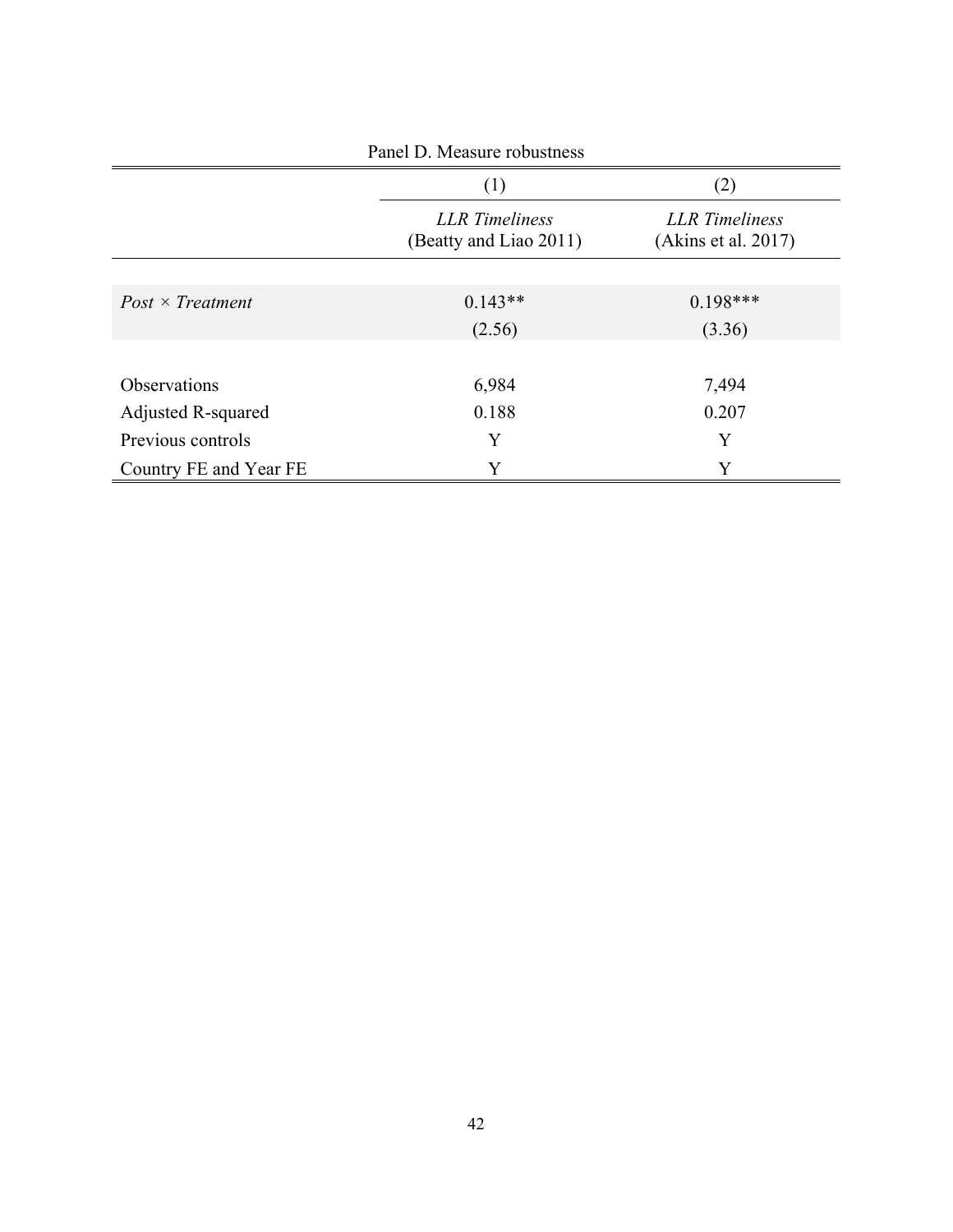Panel D. Measure robustness

| | (1) | (2) |
|---|---|---|
| | *LLR Timeliness* (Beatty and Liao 2011) | *LLR Timeliness* (Akins et al. 2017) |
| *Post × Treatment* | 0.143** | 0.198*** |
| | (2.56) | (3.36) |
| Observations | 6,984 | 7,494 |
| Adjusted R-squared | 0.188 | 0.207 |
| Previous controls | Y | Y |
| Country FE and Year FE | Y | Y |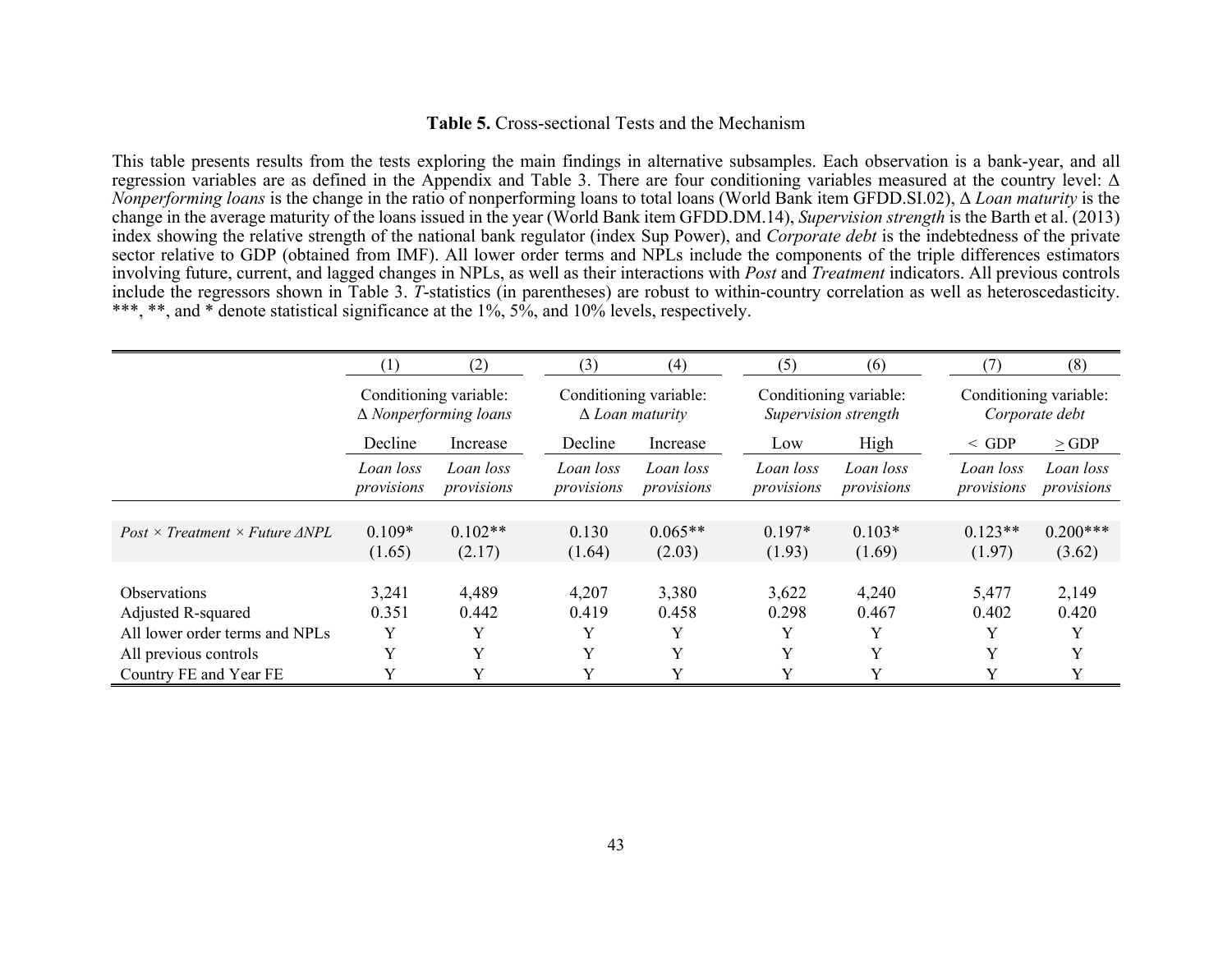**Table 5.** Cross-sectional Tests and the Mechanism

This table presents results from the tests exploring the main findings in alternative subsamples. Each observation is a bank-year, and all regression variables are as defined in the Appendix and Table 3. There are four conditioning variables measured at the country level: Δ *Nonperforming loans* is the change in the ratio of nonperforming loans to total loans (World Bank item GFDD.SI.02), Δ *Loan maturity* is the change in the average maturity of the loans issued in the year (World Bank item GFDD.DM.14), *Supervision strength* is the Barth et al. (2013) index showing the relative strength of the national bank regulator (index Sup Power), and *Corporate debt* is the indebtedness of the private sector relative to GDP (obtained from IMF). All lower order terms and NPLs include the components of the triple differences estimators involving future, current, and lagged changes in NPLs, as well as their interactions with *Post* and *Treatment* indicators. All previous controls include the regressors shown in Table 3. *T*-statistics (in parentheses) are robust to within-country correlation as well as heteroscedasticity. ***, **, and * denote statistical significance at the 1%, 5%, and 10% levels, respectively.

| | (1) | (2) | (3) | (4) | (5) | (6) | (7) | (8) |
|---|---|---|---|---|---|---|---|---|
| | Conditioning variable: Δ *Nonperforming loans* | | Conditioning variable: Δ *Loan maturity* | | Conditioning variable: *Supervision strength* | | Conditioning variable: *Corporate debt* | |
| | Decline | Increase | Decline | Increase | Low | High | < GDP | ≥ GDP |
| | *Loan loss provisions* | *Loan loss provisions* | *Loan loss provisions* | *Loan loss provisions* | *Loan loss provisions* | *Loan loss provisions* | *Loan loss provisions* | *Loan loss provisions* |
| *Post × Treatment × Future ΔNPL* | 0.109* | 0.102** | 0.130 | 0.065** | 0.197* | 0.103* | 0.123** | 0.200*** |
| | (1.65) | (2.17) | (1.64) | (2.03) | (1.93) | (1.69) | (1.97) | (3.62) |
| Observations | 3,241 | 4,489 | 4,207 | 3,380 | 3,622 | 4,240 | 5,477 | 2,149 |
| Adjusted R-squared | 0.351 | 0.442 | 0.419 | 0.458 | 0.298 | 0.467 | 0.402 | 0.420 |
| All lower order terms and NPLs | Y | Y | Y | Y | Y | Y | Y | Y |
| All previous controls | Y | Y | Y | Y | Y | Y | Y | Y |
| Country FE and Year FE | Y | Y | Y | Y | Y | Y | Y | Y |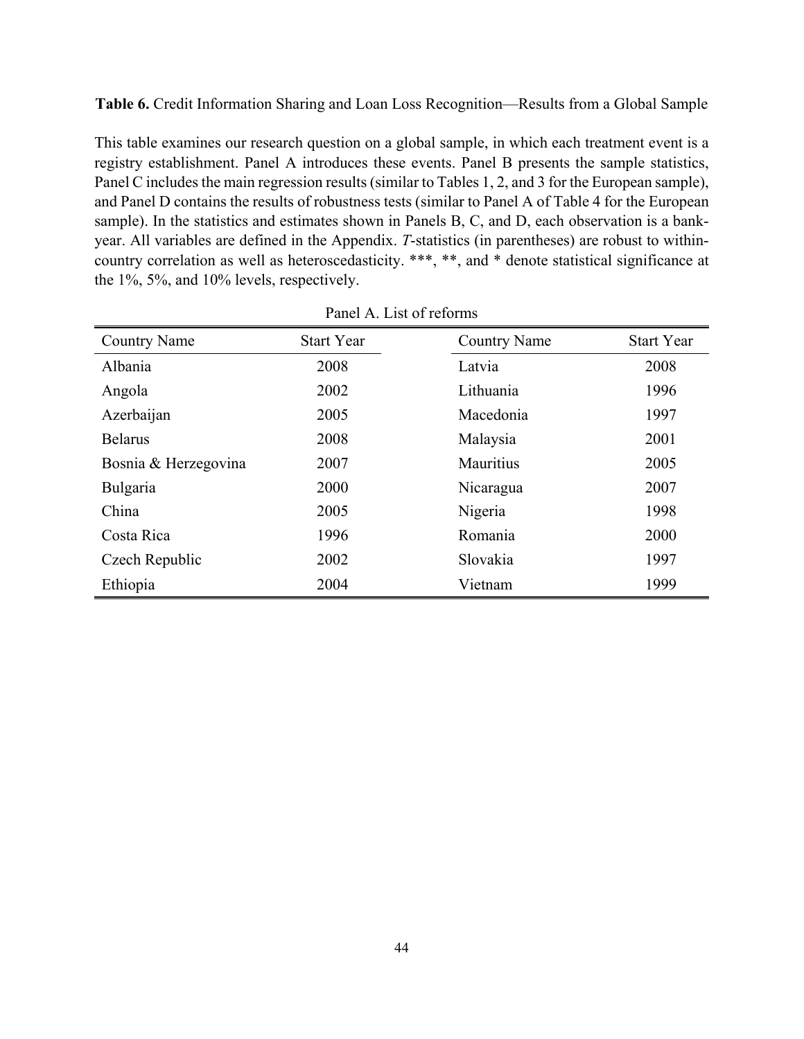**Table 6.** Credit Information Sharing and Loan Loss Recognition—Results from a Global Sample

This table examines our research question on a global sample, in which each treatment event is a registry establishment. Panel A introduces these events. Panel B presents the sample statistics, Panel C includes the main regression results (similar to Tables 1, 2, and 3 for the European sample), and Panel D contains the results of robustness tests (similar to Panel A of Table 4 for the European sample). In the statistics and estimates shown in Panels B, C, and D, each observation is a bank-year. All variables are defined in the Appendix. *T*-statistics (in parentheses) are robust to within-country correlation as well as heteroscedasticity. ***, **, and * denote statistical significance at the 1%, 5%, and 10% levels, respectively.

Panel A. List of reforms

| Country Name | Start Year | Country Name | Start Year |
|---|---|---|---|
| Albania | 2008 | Latvia | 2008 |
| Angola | 2002 | Lithuania | 1996 |
| Azerbaijan | 2005 | Macedonia | 1997 |
| Belarus | 2008 | Malaysia | 2001 |
| Bosnia & Herzegovina | 2007 | Mauritius | 2005 |
| Bulgaria | 2000 | Nicaragua | 2007 |
| China | 2005 | Nigeria | 1998 |
| Costa Rica | 1996 | Romania | 2000 |
| Czech Republic | 2002 | Slovakia | 1997 |
| Ethiopia | 2004 | Vietnam | 1999 |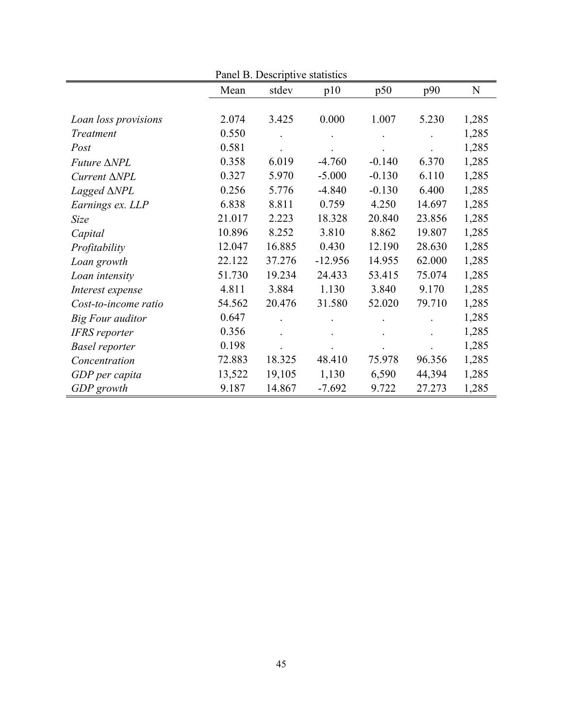Panel B. Descriptive statistics

| | Mean | stdev | p10 | p50 | p90 | N |
|---|---|---|---|---|---|---|
| *Loan loss provisions* | 2.074 | 3.425 | 0.000 | 1.007 | 5.230 | 1,285 |
| *Treatment* | 0.550 | . | . | . | . | 1,285 |
| *Post* | 0.581 | . | . | . | . | 1,285 |
| *Future ΔNPL* | 0.358 | 6.019 | -4.760 | -0.140 | 6.370 | 1,285 |
| *Current ΔNPL* | 0.327 | 5.970 | -5.000 | -0.130 | 6.110 | 1,285 |
| *Lagged ΔNPL* | 0.256 | 5.776 | -4.840 | -0.130 | 6.400 | 1,285 |
| *Earnings ex. LLP* | 6.838 | 8.811 | 0.759 | 4.250 | 14.697 | 1,285 |
| *Size* | 21.017 | 2.223 | 18.328 | 20.840 | 23.856 | 1,285 |
| *Capital* | 10.896 | 8.252 | 3.810 | 8.862 | 19.807 | 1,285 |
| *Profitability* | 12.047 | 16.885 | 0.430 | 12.190 | 28.630 | 1,285 |
| *Loan growth* | 22.122 | 37.276 | -12.956 | 14.955 | 62.000 | 1,285 |
| *Loan intensity* | 51.730 | 19.234 | 24.433 | 53.415 | 75.074 | 1,285 |
| *Interest expense* | 4.811 | 3.884 | 1.130 | 3.840 | 9.170 | 1,285 |
| *Cost-to-income ratio* | 54.562 | 20.476 | 31.580 | 52.020 | 79.710 | 1,285 |
| *Big Four auditor* | 0.647 | . | . | . | . | 1,285 |
| *IFRS reporter* | 0.356 | . | . | . | . | 1,285 |
| *Basel reporter* | 0.198 | . | . | . | . | 1,285 |
| *Concentration* | 72.883 | 18.325 | 48.410 | 75.978 | 96.356 | 1,285 |
| *GDP per capita* | 13,522 | 19,105 | 1,130 | 6,590 | 44,394 | 1,285 |
| *GDP growth* | 9.187 | 14.867 | -7.692 | 9.722 | 27.273 | 1,285 |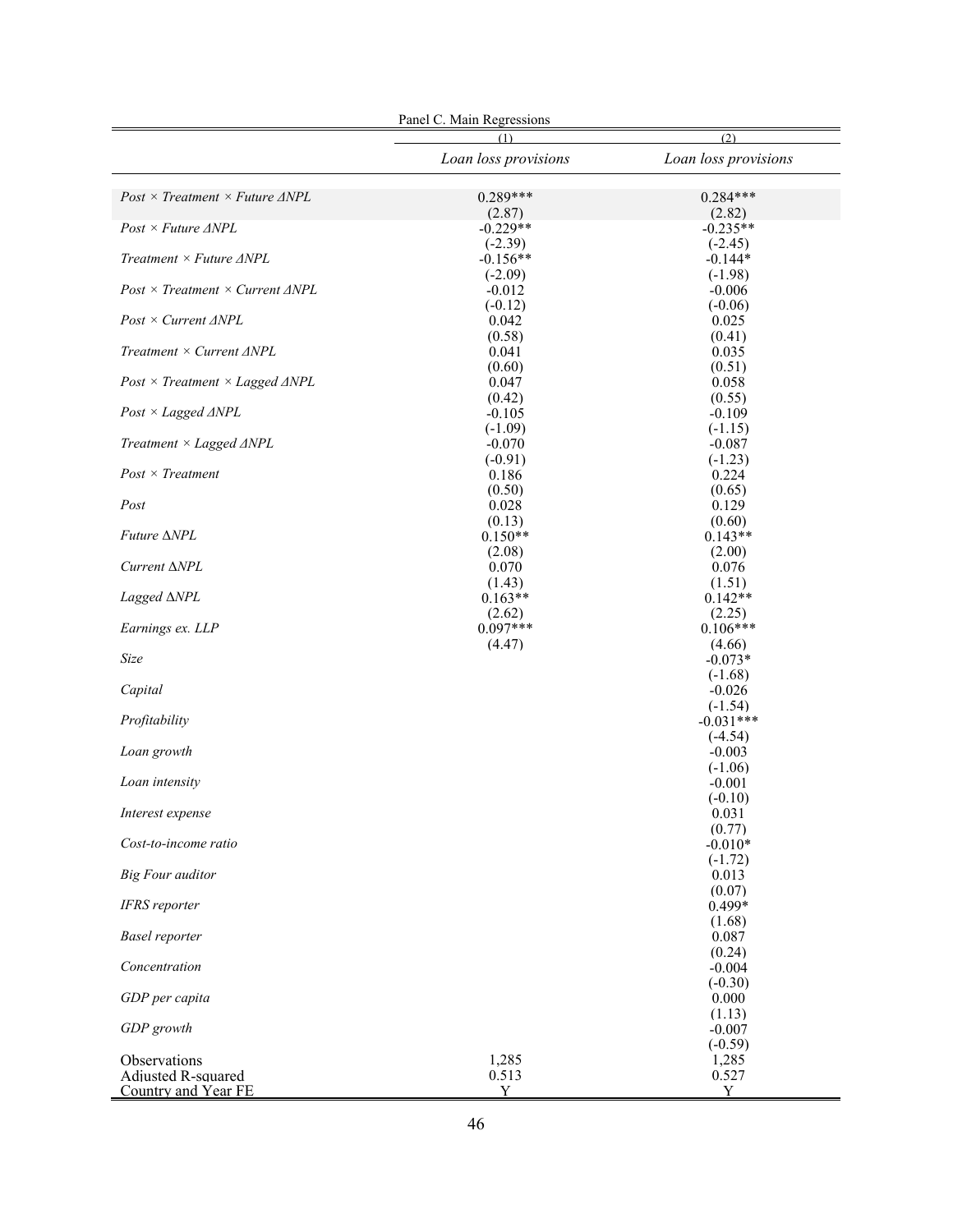Panel C. Main Regressions

| | (1) | (2) |
|---|---|---|
| | *Loan loss provisions* | *Loan loss provisions* |
| *Post × Treatment × Future ΔNPL* | 0.289*** | 0.284*** |
| | (2.87) | (2.82) |
| *Post × Future ΔNPL* | -0.229** | -0.235** |
| | (-2.39) | (-2.45) |
| *Treatment × Future ΔNPL* | -0.156** | -0.144* |
| | (-2.09) | (-1.98) |
| *Post × Treatment × Current ΔNPL* | -0.012 | -0.006 |
| | (-0.12) | (-0.06) |
| *Post × Current ΔNPL* | 0.042 | 0.025 |
| | (0.58) | (0.41) |
| *Treatment × Current ΔNPL* | 0.041 | 0.035 |
| | (0.60) | (0.51) |
| *Post × Treatment × Lagged ΔNPL* | 0.047 | 0.058 |
| | (0.42) | (0.55) |
| *Post × Lagged ΔNPL* | -0.105 | -0.109 |
| | (-1.09) | (-1.15) |
| *Treatment × Lagged ΔNPL* | -0.070 | -0.087 |
| | (-0.91) | (-1.23) |
| *Post × Treatment* | 0.186 | 0.224 |
| | (0.50) | (0.65) |
| *Post* | 0.028 | 0.129 |
| | (0.13) | (0.60) |
| *Future ΔNPL* | 0.150** | 0.143** |
| | (2.08) | (2.00) |
| *Current ΔNPL* | 0.070 | 0.076 |
| | (1.43) | (1.51) |
| *Lagged ΔNPL* | 0.163** | 0.142** |
| | (2.62) | (2.25) |
| *Earnings ex. LLP* | 0.097*** | 0.106*** |
| | (4.47) | (4.66) |
| *Size* | | -0.073* |
| | | (-1.68) |
| *Capital* | | -0.026 |
| | | (-1.54) |
| *Profitability* | | -0.031*** |
| | | (-4.54) |
| *Loan growth* | | -0.003 |
| | | (-1.06) |
| *Loan intensity* | | -0.001 |
| | | (-0.10) |
| *Interest expense* | | 0.031 |
| | | (0.77) |
| *Cost-to-income ratio* | | -0.010* |
| | | (-1.72) |
| *Big Four auditor* | | 0.013 |
| | | (0.07) |
| *IFRS reporter* | | 0.499* |
| | | (1.68) |
| *Basel reporter* | | 0.087 |
| | | (0.24) |
| *Concentration* | | -0.004 |
| | | (-0.30) |
| *GDP per capita* | | 0.000 |
| | | (1.13) |
| *GDP growth* | | -0.007 |
| | | (-0.59) |
| Observations | 1,285 | 1,285 |
| Adjusted R-squared | 0.513 | 0.527 |
| Country and Year FE | Y | Y |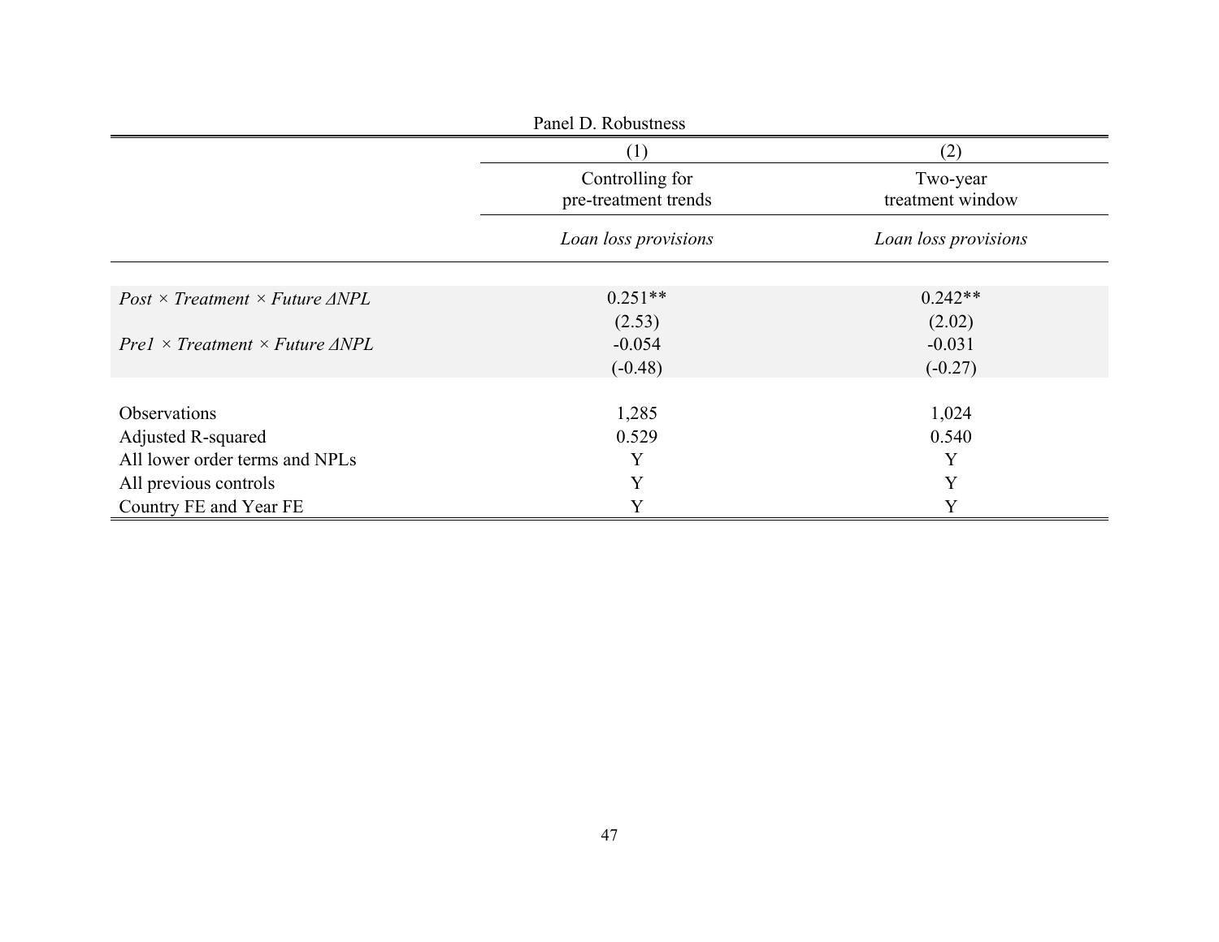Panel D. Robustness

| | (1) | (2) |
|---|---|---|
| | Controlling for pre-treatment trends | Two-year treatment window |
| | *Loan loss provisions* | *Loan loss provisions* |
| *Post × Treatment × Future ΔNPL* | 0.251** | 0.242** |
| | (2.53) | (2.02) |
| *Pre1 × Treatment × Future ΔNPL* | -0.054 | -0.031 |
| | (-0.48) | (-0.27) |
| Observations | 1,285 | 1,024 |
| Adjusted R-squared | 0.529 | 0.540 |
| All lower order terms and NPLs | Y | Y |
| All previous controls | Y | Y |
| Country FE and Year FE | Y | Y |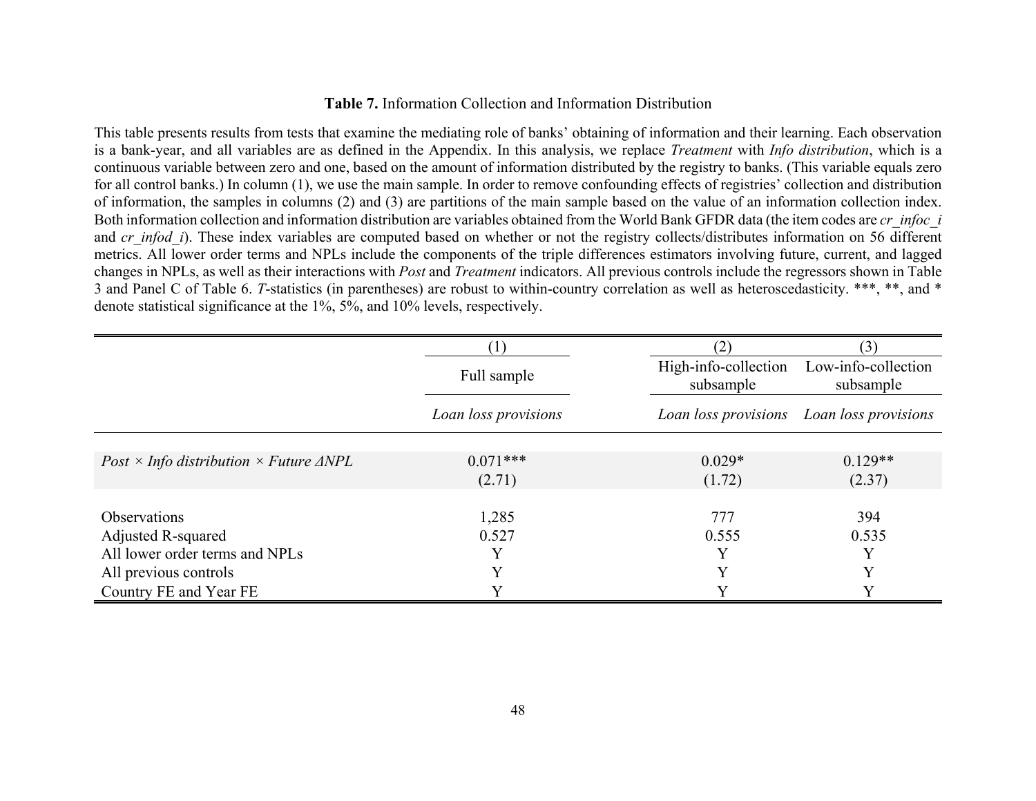**Table 7.** Information Collection and Information Distribution

This table presents results from tests that examine the mediating role of banks' obtaining of information and their learning. Each observation is a bank-year, and all variables are as defined in the Appendix. In this analysis, we replace *Treatment* with *Info distribution*, which is a continuous variable between zero and one, based on the amount of information distributed by the registry to banks. (This variable equals zero for all control banks.) In column (1), we use the main sample. In order to remove confounding effects of registries' collection and distribution of information, the samples in columns (2) and (3) are partitions of the main sample based on the value of an information collection index. Both information collection and information distribution are variables obtained from the World Bank GFDR data (the item codes are *cr_infoc_i* and *cr_infod_i*). These index variables are computed based on whether or not the registry collects/distributes information on 56 different metrics. All lower order terms and NPLs include the components of the triple differences estimators involving future, current, and lagged changes in NPLs, as well as their interactions with *Post* and *Treatment* indicators. All previous controls include the regressors shown in Table 3 and Panel C of Table 6. *T*-statistics (in parentheses) are robust to within-country correlation as well as heteroscedasticity. ***, **, and * denote statistical significance at the 1%, 5%, and 10% levels, respectively.

| | (1) | (2) | (3) |
|---|---|---|---|
| | Full sample | High-info-collection subsample | Low-info-collection subsample |
| | *Loan loss provisions* | *Loan loss provisions* | *Loan loss provisions* |
| *Post × Info distribution × Future ΔNPL* | 0.071*** | 0.029* | 0.129** |
| | (2.71) | (1.72) | (2.37) |
| Observations | 1,285 | 777 | 394 |
| Adjusted R-squared | 0.527 | 0.555 | 0.535 |
| All lower order terms and NPLs | Y | Y | Y |
| All previous controls | Y | Y | Y |
| Country FE and Year FE | Y | Y | Y |